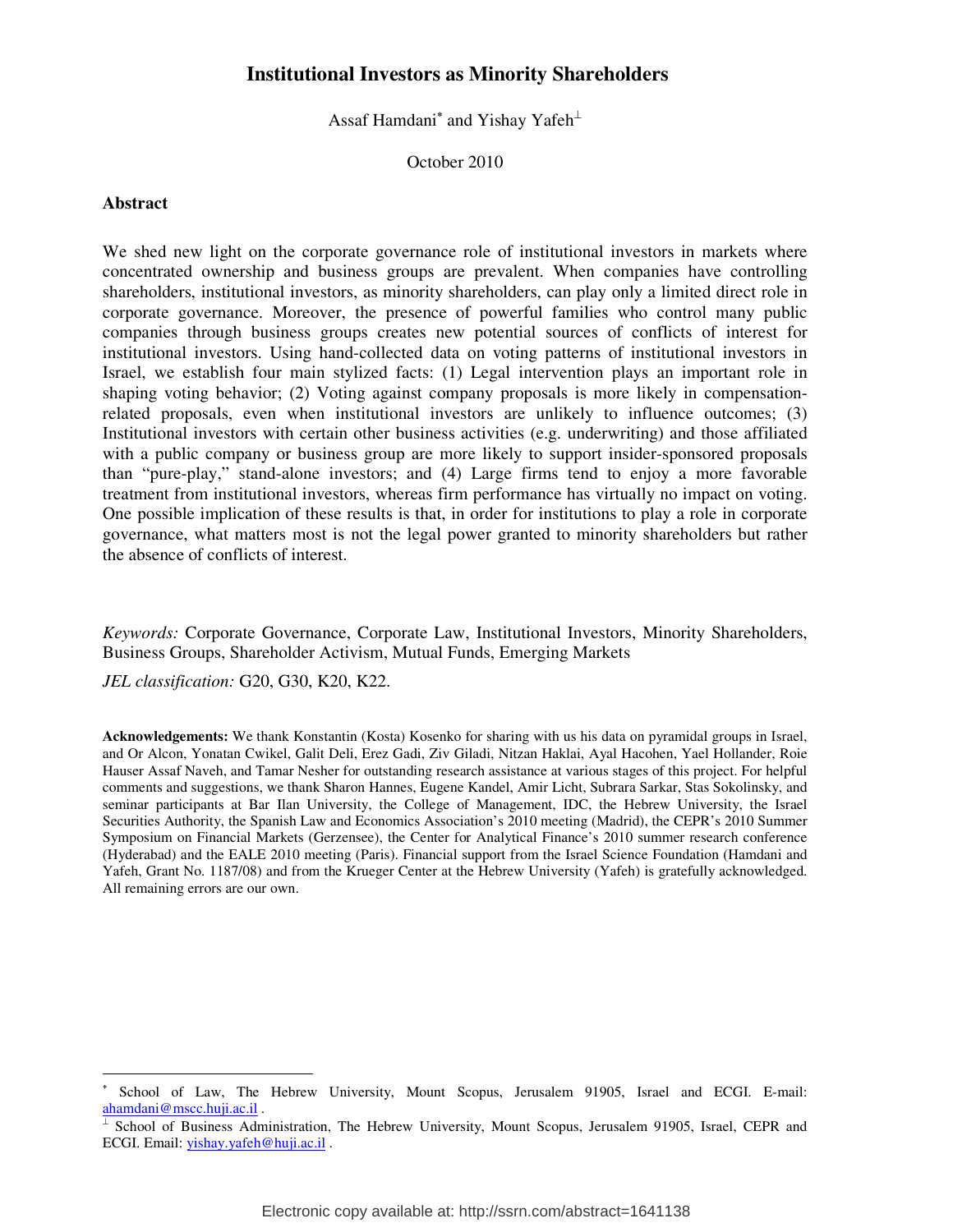# Institutional Investors as Minority Shareholders

Assaf Hamdani* and Yishay Yafeh⊥

October 2010

## Abstract

We shed new light on the corporate governance role of institutional investors in markets where concentrated ownership and business groups are prevalent. When companies have controlling shareholders, institutional investors, as minority shareholders, can play only a limited direct role in corporate governance. Moreover, the presence of powerful families who control many public companies through business groups creates new potential sources of conflicts of interest for institutional investors. Using hand-collected data on voting patterns of institutional investors in Israel, we establish four main stylized facts: (1) Legal intervention plays an important role in shaping voting behavior; (2) Voting against company proposals is more likely in compensation-related proposals, even when institutional investors are unlikely to influence outcomes; (3) Institutional investors with certain other business activities (e.g. underwriting) and those affiliated with a public company or business group are more likely to support insider-sponsored proposals than "pure-play," stand-alone investors; and (4) Large firms tend to enjoy a more favorable treatment from institutional investors, whereas firm performance has virtually no impact on voting. One possible implication of these results is that, in order for institutions to play a role in corporate governance, what matters most is not the legal power granted to minority shareholders but rather the absence of conflicts of interest.

*Keywords:* Corporate Governance, Corporate Law, Institutional Investors, Minority Shareholders, Business Groups, Shareholder Activism, Mutual Funds, Emerging Markets

*JEL classification:* G20, G30, K20, K22.

**Acknowledgements:** We thank Konstantin (Kosta) Kosenko for sharing with us his data on pyramidal groups in Israel, and Or Alcon, Yonatan Cwikel, Galit Deli, Erez Gadi, Ziv Giladi, Nitzan Haklai, Ayal Hacohen, Yael Hollander, Roie Hauser Assaf Naveh, and Tamar Nesher for outstanding research assistance at various stages of this project. For helpful comments and suggestions, we thank Sharon Hannes, Eugene Kandel, Amir Licht, Subrara Sarkar, Stas Sokolinsky, and seminar participants at Bar Ilan University, the College of Management, IDC, the Hebrew University, the Israel Securities Authority, the Spanish Law and Economics Association's 2010 meeting (Madrid), the CEPR's 2010 Summer Symposium on Financial Markets (Gerzensee), the Center for Analytical Finance's 2010 summer research conference (Hyderabad) and the EALE 2010 meeting (Paris). Financial support from the Israel Science Foundation (Hamdani and Yafeh, Grant No. 1187/08) and from the Krueger Center at the Hebrew University (Yafeh) is gratefully acknowledged. All remaining errors are our own.

---

\* School of Law, The Hebrew University, Mount Scopus, Jerusalem 91905, Israel and ECGI. E-mail: ahamdani@mscc.huji.ac.il .

⊥ School of Business Administration, The Hebrew University, Mount Scopus, Jerusalem 91905, Israel, CEPR and ECGI. Email: yishay.yafeh@huji.ac.il .

Electronic copy available at: http://ssrn.com/abstract=1641138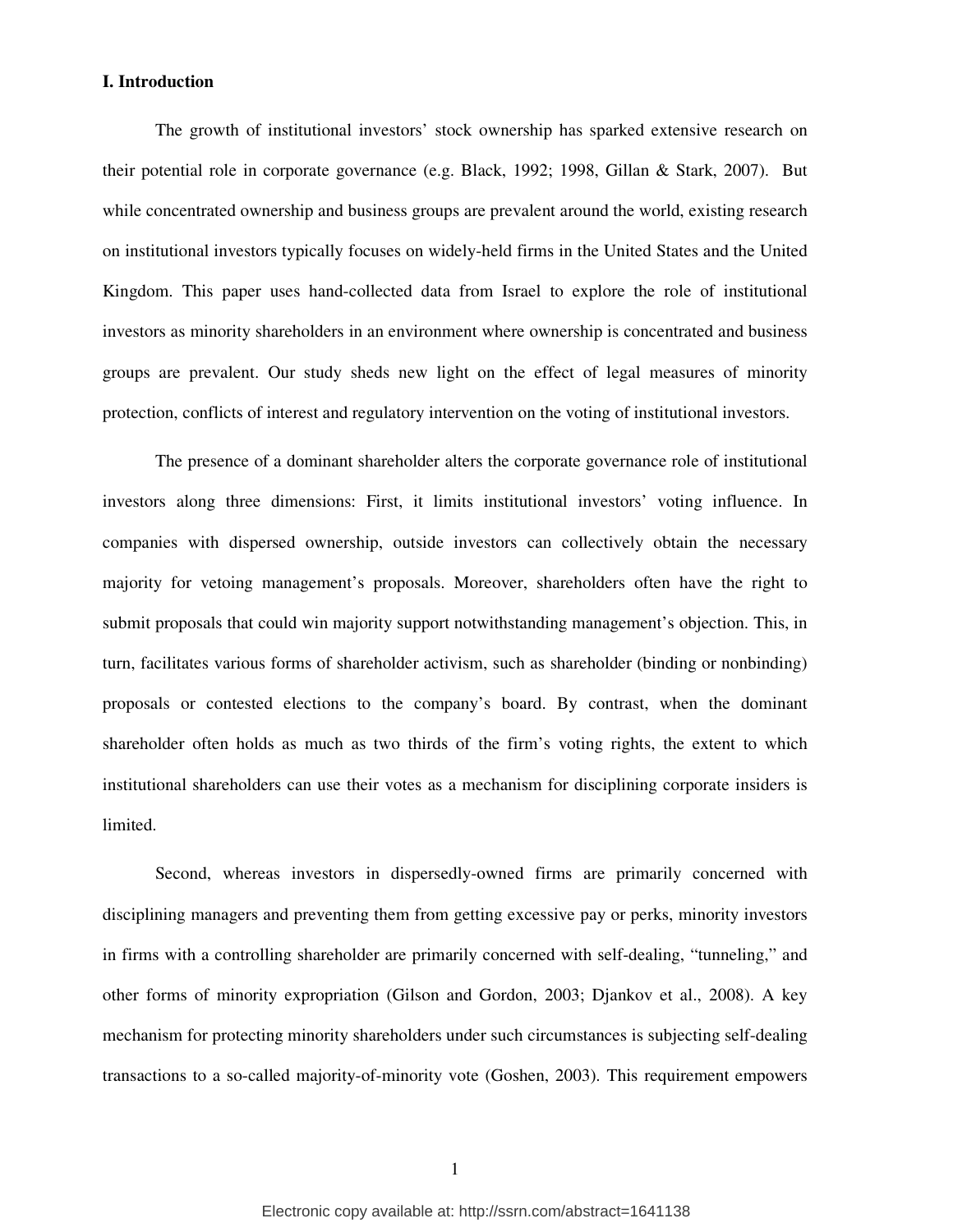## I. Introduction

The growth of institutional investors' stock ownership has sparked extensive research on their potential role in corporate governance (e.g. Black, 1992; 1998, Gillan & Stark, 2007). But while concentrated ownership and business groups are prevalent around the world, existing research on institutional investors typically focuses on widely-held firms in the United States and the United Kingdom. This paper uses hand-collected data from Israel to explore the role of institutional investors as minority shareholders in an environment where ownership is concentrated and business groups are prevalent. Our study sheds new light on the effect of legal measures of minority protection, conflicts of interest and regulatory intervention on the voting of institutional investors.

The presence of a dominant shareholder alters the corporate governance role of institutional investors along three dimensions: First, it limits institutional investors' voting influence. In companies with dispersed ownership, outside investors can collectively obtain the necessary majority for vetoing management's proposals. Moreover, shareholders often have the right to submit proposals that could win majority support notwithstanding management's objection. This, in turn, facilitates various forms of shareholder activism, such as shareholder (binding or nonbinding) proposals or contested elections to the company's board. By contrast, when the dominant shareholder often holds as much as two thirds of the firm's voting rights, the extent to which institutional shareholders can use their votes as a mechanism for disciplining corporate insiders is limited.

Second, whereas investors in dispersedly-owned firms are primarily concerned with disciplining managers and preventing them from getting excessive pay or perks, minority investors in firms with a controlling shareholder are primarily concerned with self-dealing, "tunneling," and other forms of minority expropriation (Gilson and Gordon, 2003; Djankov et al., 2008). A key mechanism for protecting minority shareholders under such circumstances is subjecting self-dealing transactions to a so-called majority-of-minority vote (Goshen, 2003). This requirement empowers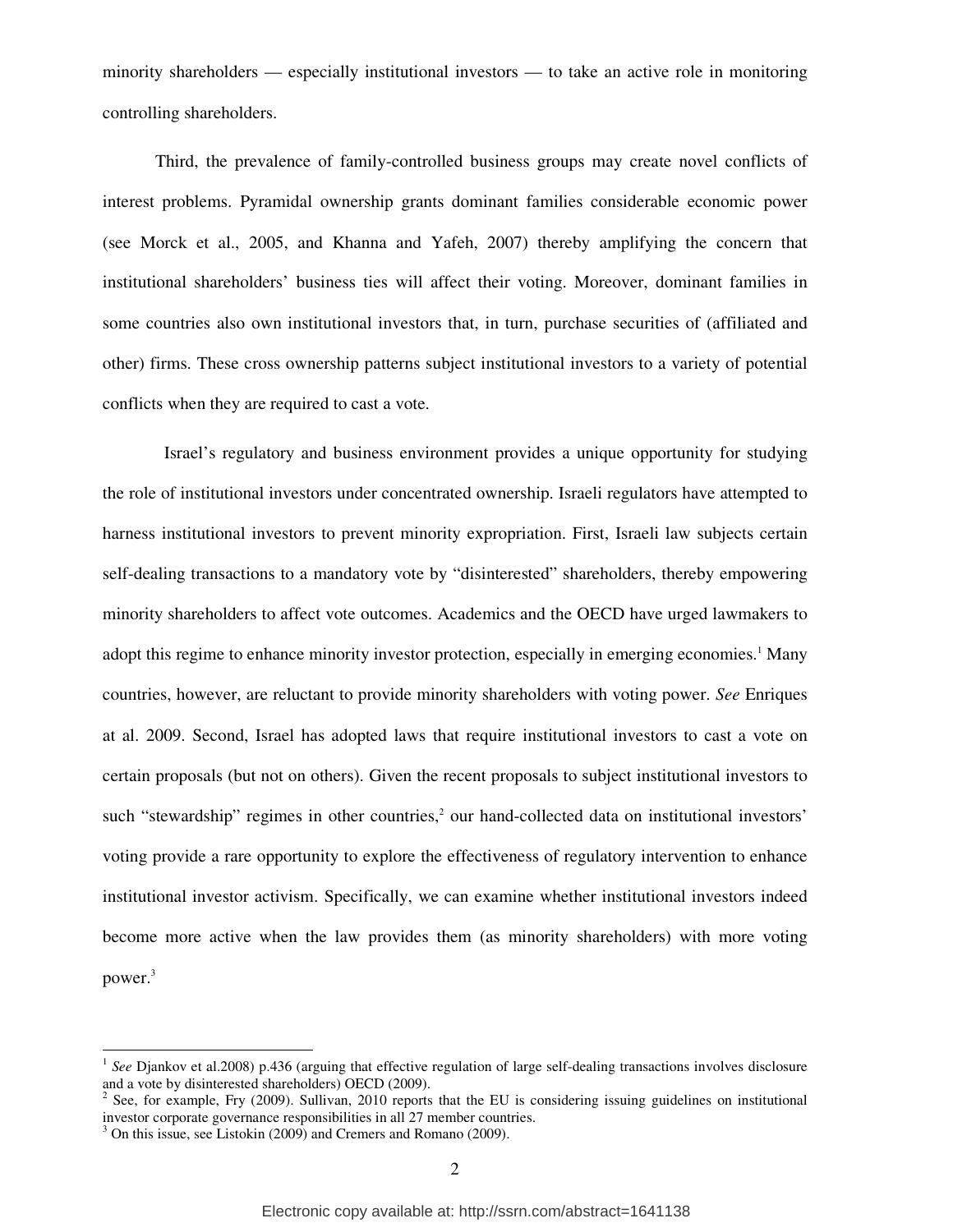minority shareholders — especially institutional investors — to take an active role in monitoring controlling shareholders.

Third, the prevalence of family-controlled business groups may create novel conflicts of interest problems. Pyramidal ownership grants dominant families considerable economic power (see Morck et al., 2005, and Khanna and Yafeh, 2007) thereby amplifying the concern that institutional shareholders' business ties will affect their voting. Moreover, dominant families in some countries also own institutional investors that, in turn, purchase securities of (affiliated and other) firms. These cross ownership patterns subject institutional investors to a variety of potential conflicts when they are required to cast a vote.

Israel's regulatory and business environment provides a unique opportunity for studying the role of institutional investors under concentrated ownership. Israeli regulators have attempted to harness institutional investors to prevent minority expropriation. First, Israeli law subjects certain self-dealing transactions to a mandatory vote by "disinterested" shareholders, thereby empowering minority shareholders to affect vote outcomes. Academics and the OECD have urged lawmakers to adopt this regime to enhance minority investor protection, especially in emerging economies.[1] Many countries, however, are reluctant to provide minority shareholders with voting power. *See* Enriques at al. 2009. Second, Israel has adopted laws that require institutional investors to cast a vote on certain proposals (but not on others). Given the recent proposals to subject institutional investors to such "stewardship" regimes in other countries,[2] our hand-collected data on institutional investors' voting provide a rare opportunity to explore the effectiveness of regulatory intervention to enhance institutional investor activism. Specifically, we can examine whether institutional investors indeed become more active when the law provides them (as minority shareholders) with more voting power.[3]

---

[1] *See* Djankov et al.2008) p.436 (arguing that effective regulation of large self-dealing transactions involves disclosure and a vote by disinterested shareholders) OECD (2009).

[2] See, for example, Fry (2009). Sullivan, 2010 reports that the EU is considering issuing guidelines on institutional investor corporate governance responsibilities in all 27 member countries.

[3] On this issue, see Listokin (2009) and Cremers and Romano (2009).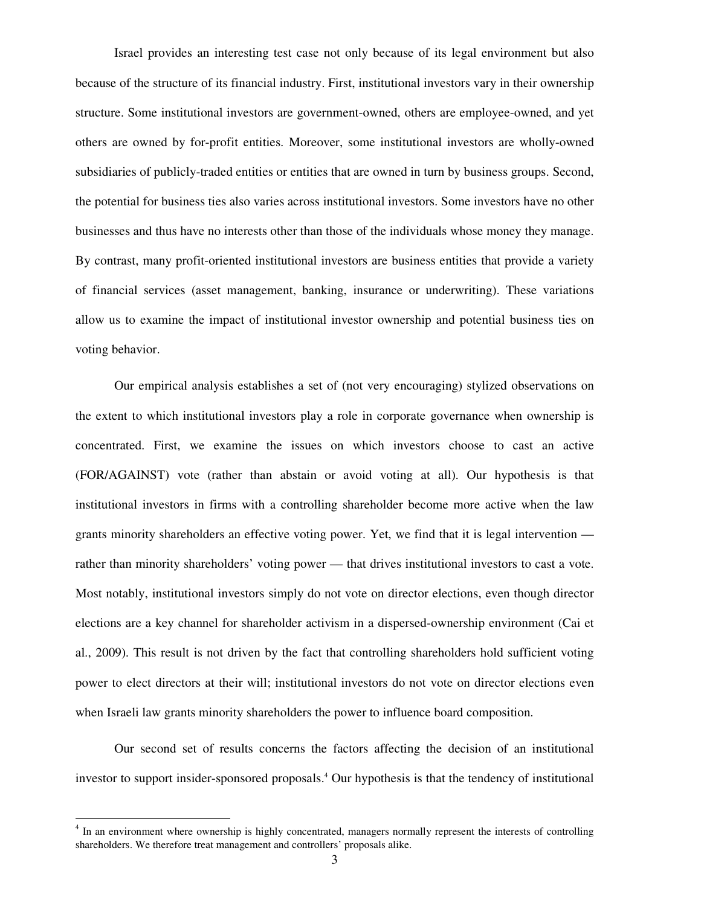Israel provides an interesting test case not only because of its legal environment but also because of the structure of its financial industry. First, institutional investors vary in their ownership structure. Some institutional investors are government-owned, others are employee-owned, and yet others are owned by for-profit entities. Moreover, some institutional investors are wholly-owned subsidiaries of publicly-traded entities or entities that are owned in turn by business groups. Second, the potential for business ties also varies across institutional investors. Some investors have no other businesses and thus have no interests other than those of the individuals whose money they manage. By contrast, many profit-oriented institutional investors are business entities that provide a variety of financial services (asset management, banking, insurance or underwriting). These variations allow us to examine the impact of institutional investor ownership and potential business ties on voting behavior.

Our empirical analysis establishes a set of (not very encouraging) stylized observations on the extent to which institutional investors play a role in corporate governance when ownership is concentrated. First, we examine the issues on which investors choose to cast an active (FOR/AGAINST) vote (rather than abstain or avoid voting at all). Our hypothesis is that institutional investors in firms with a controlling shareholder become more active when the law grants minority shareholders an effective voting power. Yet, we find that it is legal intervention — rather than minority shareholders' voting power — that drives institutional investors to cast a vote. Most notably, institutional investors simply do not vote on director elections, even though director elections are a key channel for shareholder activism in a dispersed-ownership environment (Cai et al., 2009). This result is not driven by the fact that controlling shareholders hold sufficient voting power to elect directors at their will; institutional investors do not vote on director elections even when Israeli law grants minority shareholders the power to influence board composition.

Our second set of results concerns the factors affecting the decision of an institutional investor to support insider-sponsored proposals.[4] Our hypothesis is that the tendency of institutional

[4] In an environment where ownership is highly concentrated, managers normally represent the interests of controlling shareholders. We therefore treat management and controllers' proposals alike.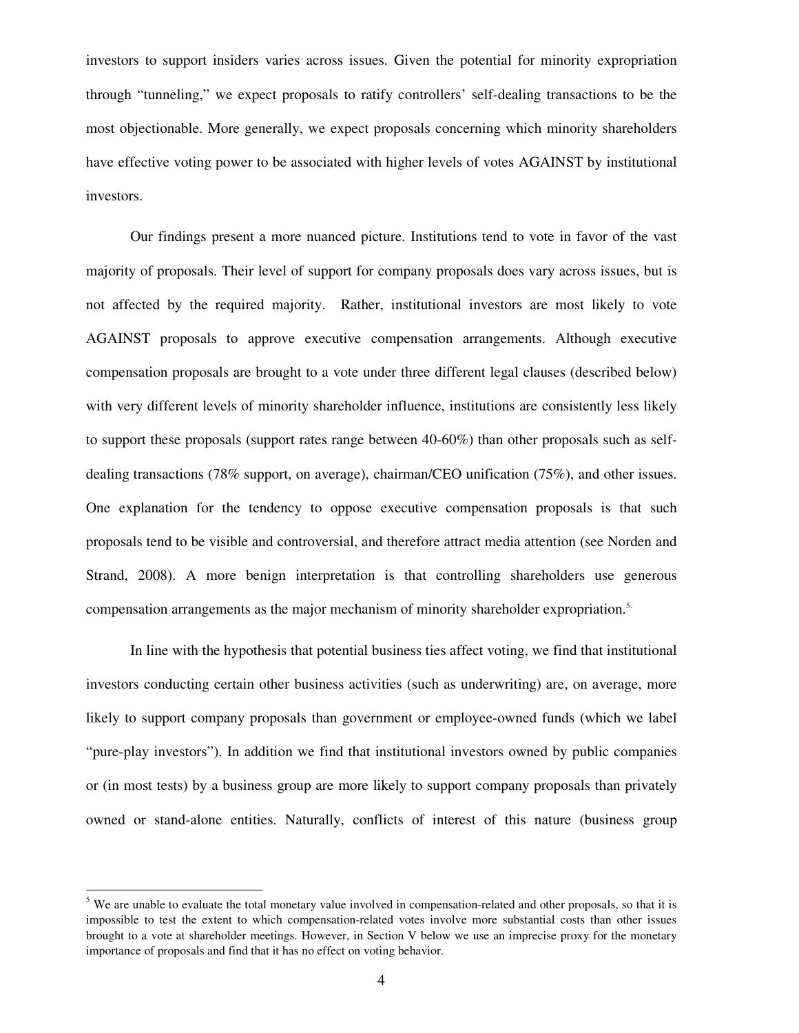investors to support insiders varies across issues. Given the potential for minority expropriation through "tunneling," we expect proposals to ratify controllers' self-dealing transactions to be the most objectionable. More generally, we expect proposals concerning which minority shareholders have effective voting power to be associated with higher levels of votes AGAINST by institutional investors.

Our findings present a more nuanced picture. Institutions tend to vote in favor of the vast majority of proposals. Their level of support for company proposals does vary across issues, but is not affected by the required majority. Rather, institutional investors are most likely to vote AGAINST proposals to approve executive compensation arrangements. Although executive compensation proposals are brought to a vote under three different legal clauses (described below) with very different levels of minority shareholder influence, institutions are consistently less likely to support these proposals (support rates range between 40-60%) than other proposals such as self-dealing transactions (78% support, on average), chairman/CEO unification (75%), and other issues. One explanation for the tendency to oppose executive compensation proposals is that such proposals tend to be visible and controversial, and therefore attract media attention (see Norden and Strand, 2008). A more benign interpretation is that controlling shareholders use generous compensation arrangements as the major mechanism of minority shareholder expropriation.[5]

In line with the hypothesis that potential business ties affect voting, we find that institutional investors conducting certain other business activities (such as underwriting) are, on average, more likely to support company proposals than government or employee-owned funds (which we label "pure-play investors"). In addition we find that institutional investors owned by public companies or (in most tests) by a business group are more likely to support company proposals than privately owned or stand-alone entities. Naturally, conflicts of interest of this nature (business group

[5] We are unable to evaluate the total monetary value involved in compensation-related and other proposals, so that it is impossible to test the extent to which compensation-related votes involve more substantial costs than other issues brought to a vote at shareholder meetings. However, in Section V below we use an imprecise proxy for the monetary importance of proposals and find that it has no effect on voting behavior.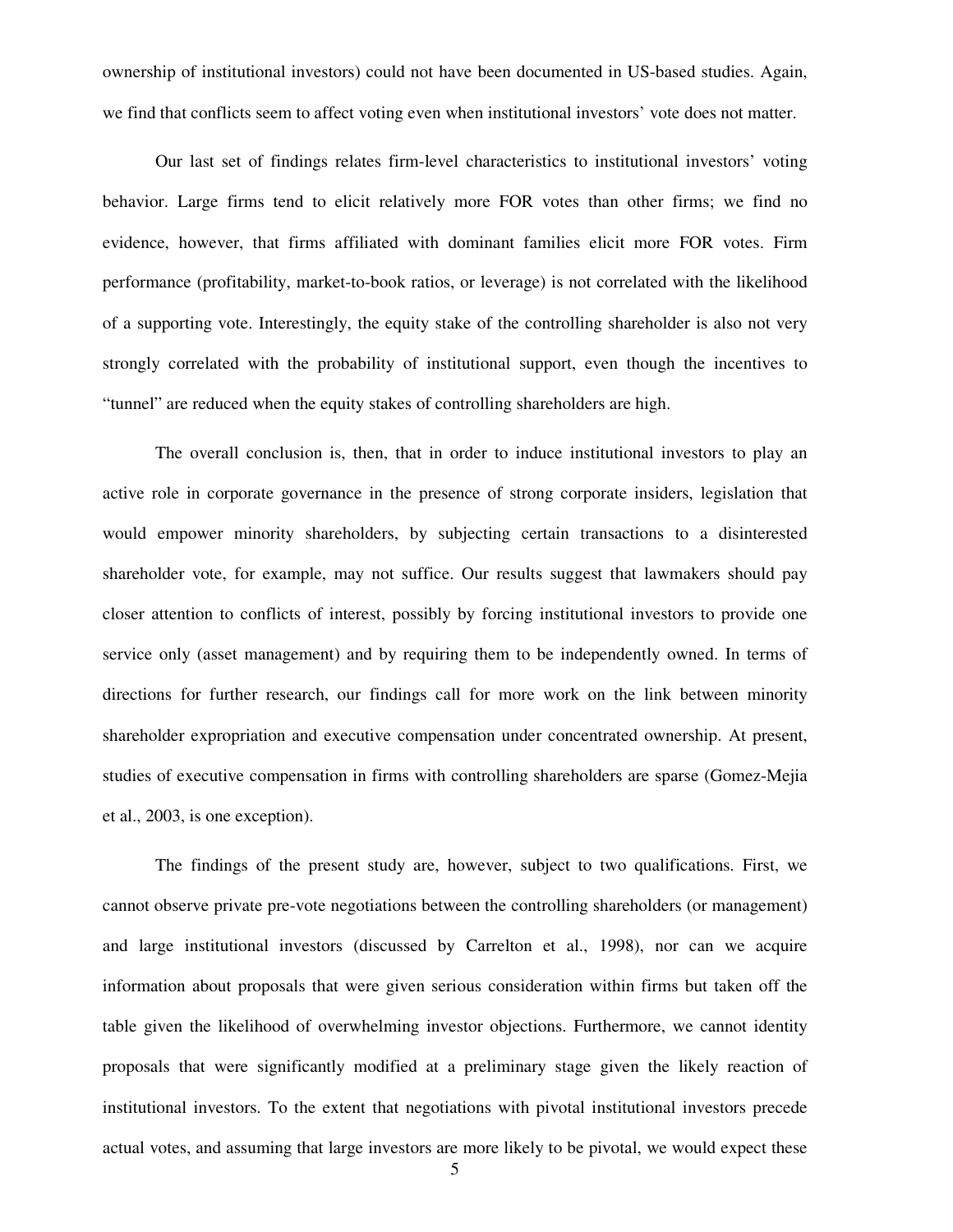ownership of institutional investors) could not have been documented in US-based studies. Again, we find that conflicts seem to affect voting even when institutional investors' vote does not matter.

Our last set of findings relates firm-level characteristics to institutional investors' voting behavior. Large firms tend to elicit relatively more FOR votes than other firms; we find no evidence, however, that firms affiliated with dominant families elicit more FOR votes. Firm performance (profitability, market-to-book ratios, or leverage) is not correlated with the likelihood of a supporting vote. Interestingly, the equity stake of the controlling shareholder is also not very strongly correlated with the probability of institutional support, even though the incentives to "tunnel" are reduced when the equity stakes of controlling shareholders are high.

The overall conclusion is, then, that in order to induce institutional investors to play an active role in corporate governance in the presence of strong corporate insiders, legislation that would empower minority shareholders, by subjecting certain transactions to a disinterested shareholder vote, for example, may not suffice. Our results suggest that lawmakers should pay closer attention to conflicts of interest, possibly by forcing institutional investors to provide one service only (asset management) and by requiring them to be independently owned. In terms of directions for further research, our findings call for more work on the link between minority shareholder expropriation and executive compensation under concentrated ownership. At present, studies of executive compensation in firms with controlling shareholders are sparse (Gomez-Mejia et al., 2003, is one exception).

The findings of the present study are, however, subject to two qualifications. First, we cannot observe private pre-vote negotiations between the controlling shareholders (or management) and large institutional investors (discussed by Carrelton et al., 1998), nor can we acquire information about proposals that were given serious consideration within firms but taken off the table given the likelihood of overwhelming investor objections. Furthermore, we cannot identity proposals that were significantly modified at a preliminary stage given the likely reaction of institutional investors. To the extent that negotiations with pivotal institutional investors precede actual votes, and assuming that large investors are more likely to be pivotal, we would expect these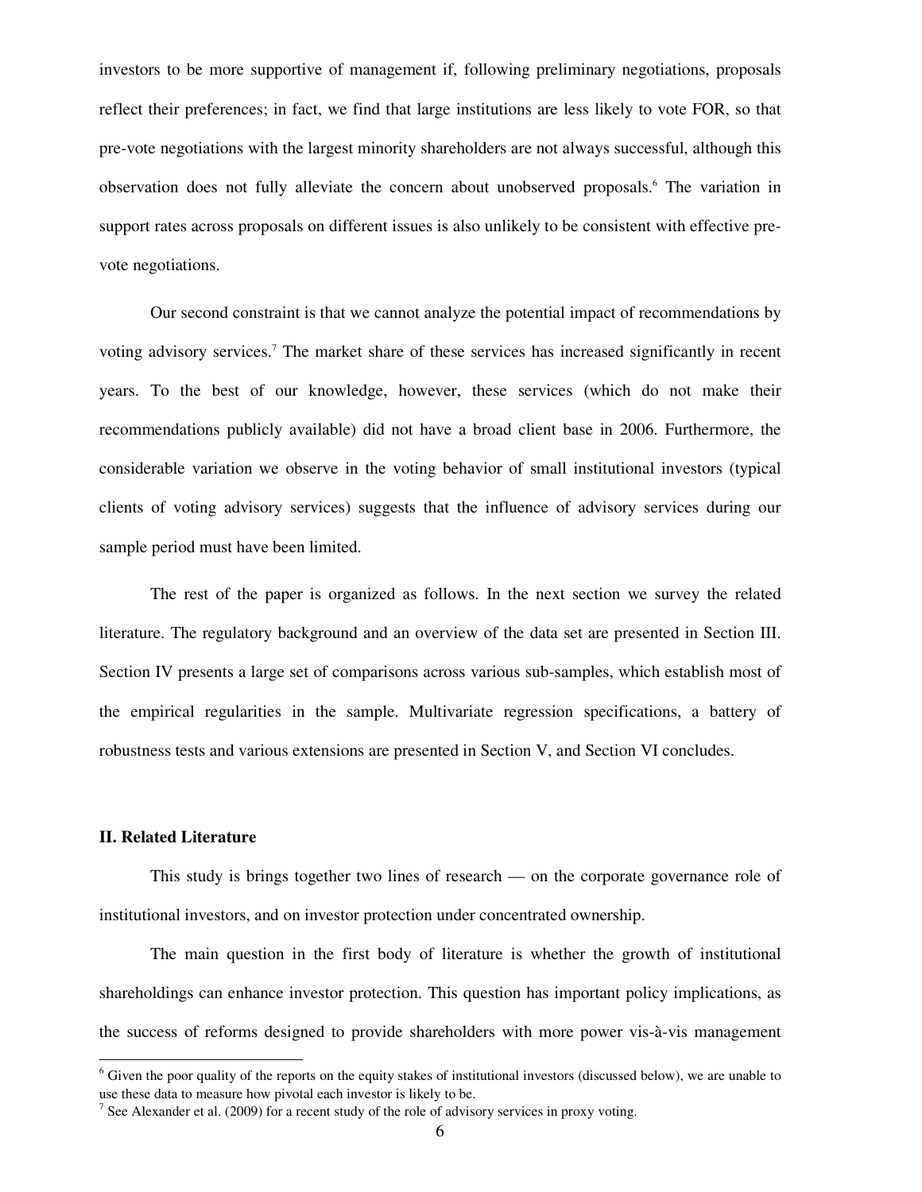investors to be more supportive of management if, following preliminary negotiations, proposals reflect their preferences; in fact, we find that large institutions are less likely to vote FOR, so that pre-vote negotiations with the largest minority shareholders are not always successful, although this observation does not fully alleviate the concern about unobserved proposals.[6] The variation in support rates across proposals on different issues is also unlikely to be consistent with effective pre-vote negotiations.

Our second constraint is that we cannot analyze the potential impact of recommendations by voting advisory services.[7] The market share of these services has increased significantly in recent years. To the best of our knowledge, however, these services (which do not make their recommendations publicly available) did not have a broad client base in 2006. Furthermore, the considerable variation we observe in the voting behavior of small institutional investors (typical clients of voting advisory services) suggests that the influence of advisory services during our sample period must have been limited.

The rest of the paper is organized as follows. In the next section we survey the related literature. The regulatory background and an overview of the data set are presented in Section III. Section IV presents a large set of comparisons across various sub-samples, which establish most of the empirical regularities in the sample. Multivariate regression specifications, a battery of robustness tests and various extensions are presented in Section V, and Section VI concludes.

## II. Related Literature

This study is brings together two lines of research — on the corporate governance role of institutional investors, and on investor protection under concentrated ownership.

The main question in the first body of literature is whether the growth of institutional shareholdings can enhance investor protection. This question has important policy implications, as the success of reforms designed to provide shareholders with more power vis-à-vis management

---

[6] Given the poor quality of the reports on the equity stakes of institutional investors (discussed below), we are unable to use these data to measure how pivotal each investor is likely to be.

[7] See Alexander et al. (2009) for a recent study of the role of advisory services in proxy voting.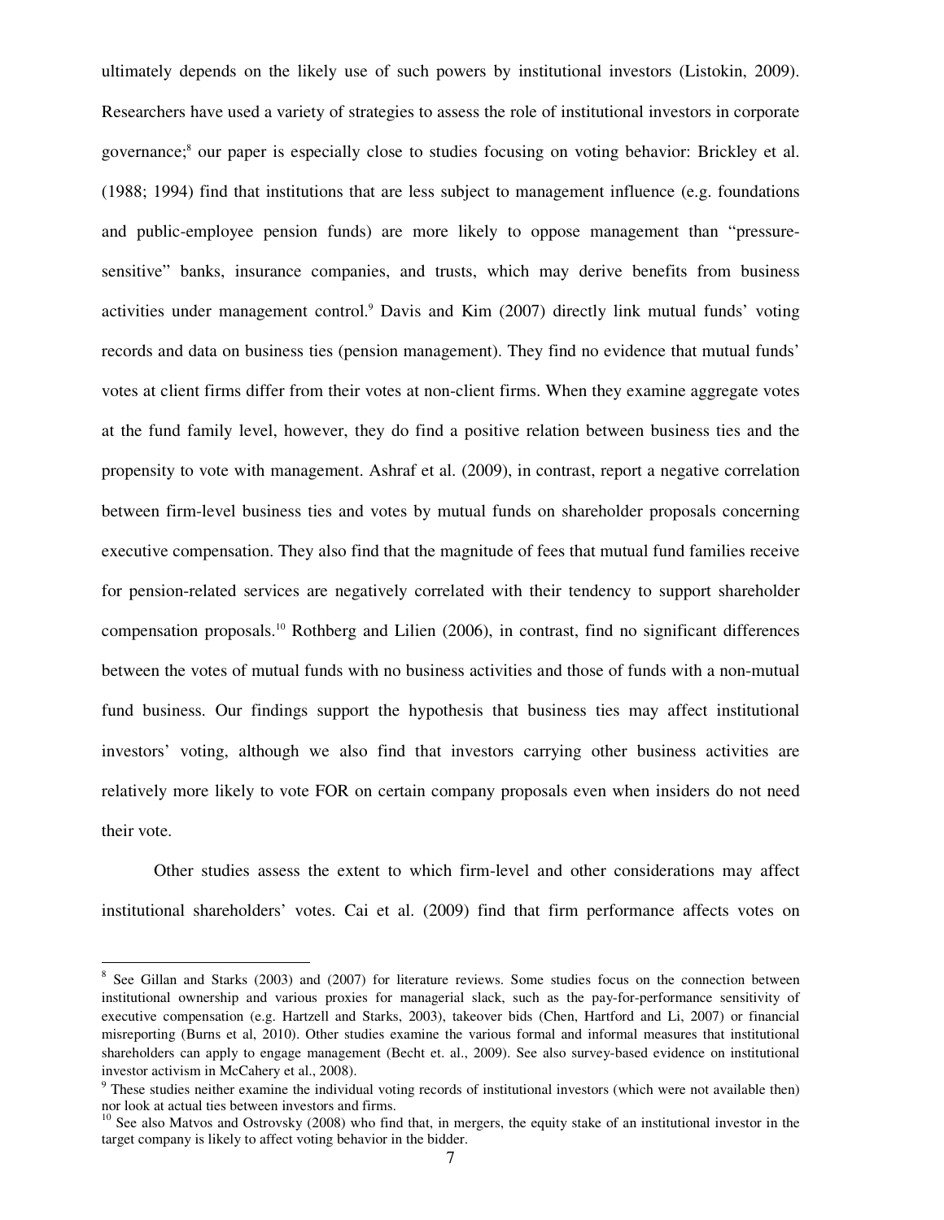ultimately depends on the likely use of such powers by institutional investors (Listokin, 2009). Researchers have used a variety of strategies to assess the role of institutional investors in corporate governance;[8] our paper is especially close to studies focusing on voting behavior: Brickley et al. (1988; 1994) find that institutions that are less subject to management influence (e.g. foundations and public-employee pension funds) are more likely to oppose management than "pressure-sensitive" banks, insurance companies, and trusts, which may derive benefits from business activities under management control.[9] Davis and Kim (2007) directly link mutual funds' voting records and data on business ties (pension management). They find no evidence that mutual funds' votes at client firms differ from their votes at non-client firms. When they examine aggregate votes at the fund family level, however, they do find a positive relation between business ties and the propensity to vote with management. Ashraf et al. (2009), in contrast, report a negative correlation between firm-level business ties and votes by mutual funds on shareholder proposals concerning executive compensation. They also find that the magnitude of fees that mutual fund families receive for pension-related services are negatively correlated with their tendency to support shareholder compensation proposals.[10] Rothberg and Lilien (2006), in contrast, find no significant differences between the votes of mutual funds with no business activities and those of funds with a non-mutual fund business. Our findings support the hypothesis that business ties may affect institutional investors' voting, although we also find that investors carrying other business activities are relatively more likely to vote FOR on certain company proposals even when insiders do not need their vote.

Other studies assess the extent to which firm-level and other considerations may affect institutional shareholders' votes. Cai et al. (2009) find that firm performance affects votes on

---

[8] See Gillan and Starks (2003) and (2007) for literature reviews. Some studies focus on the connection between institutional ownership and various proxies for managerial slack, such as the pay-for-performance sensitivity of executive compensation (e.g. Hartzell and Starks, 2003), takeover bids (Chen, Hartford and Li, 2007) or financial misreporting (Burns et al, 2010). Other studies examine the various formal and informal measures that institutional shareholders can apply to engage management (Becht et. al., 2009). See also survey-based evidence on institutional investor activism in McCahery et al., 2008).

[9] These studies neither examine the individual voting records of institutional investors (which were not available then) nor look at actual ties between investors and firms.

[10] See also Matvos and Ostrovsky (2008) who find that, in mergers, the equity stake of an institutional investor in the target company is likely to affect voting behavior in the bidder.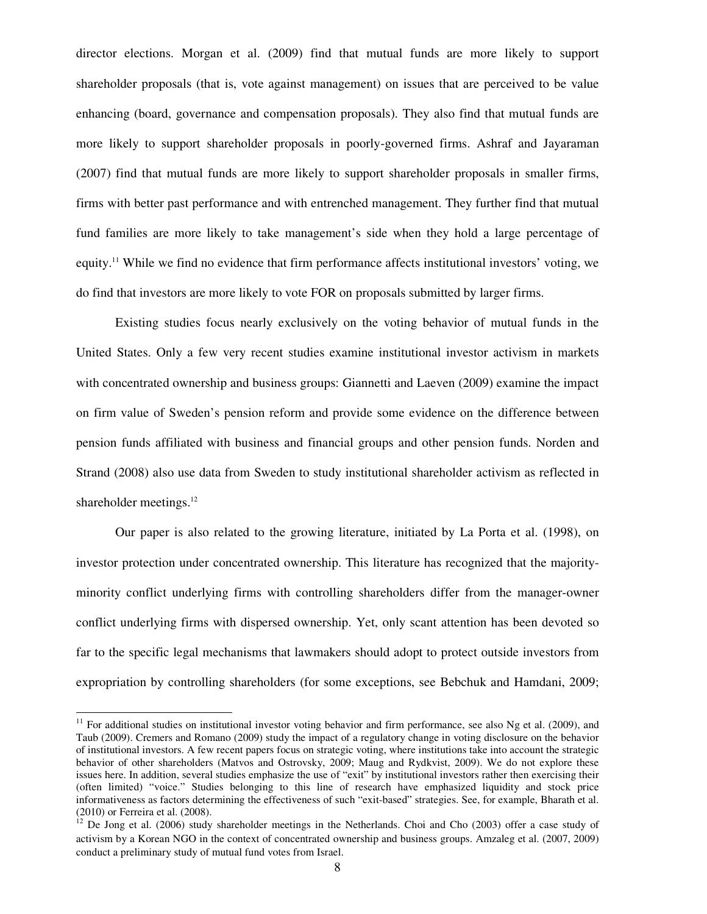director elections. Morgan et al. (2009) find that mutual funds are more likely to support shareholder proposals (that is, vote against management) on issues that are perceived to be value enhancing (board, governance and compensation proposals). They also find that mutual funds are more likely to support shareholder proposals in poorly-governed firms. Ashraf and Jayaraman (2007) find that mutual funds are more likely to support shareholder proposals in smaller firms, firms with better past performance and with entrenched management. They further find that mutual fund families are more likely to take management's side when they hold a large percentage of equity.[11] While we find no evidence that firm performance affects institutional investors' voting, we do find that investors are more likely to vote FOR on proposals submitted by larger firms.

Existing studies focus nearly exclusively on the voting behavior of mutual funds in the United States. Only a few very recent studies examine institutional investor activism in markets with concentrated ownership and business groups: Giannetti and Laeven (2009) examine the impact on firm value of Sweden's pension reform and provide some evidence on the difference between pension funds affiliated with business and financial groups and other pension funds. Norden and Strand (2008) also use data from Sweden to study institutional shareholder activism as reflected in shareholder meetings.[12]

Our paper is also related to the growing literature, initiated by La Porta et al. (1998), on investor protection under concentrated ownership. This literature has recognized that the majority-minority conflict underlying firms with controlling shareholders differ from the manager-owner conflict underlying firms with dispersed ownership. Yet, only scant attention has been devoted so far to the specific legal mechanisms that lawmakers should adopt to protect outside investors from expropriation by controlling shareholders (for some exceptions, see Bebchuk and Hamdani, 2009;

[11] For additional studies on institutional investor voting behavior and firm performance, see also Ng et al. (2009), and Taub (2009). Cremers and Romano (2009) study the impact of a regulatory change in voting disclosure on the behavior of institutional investors. A few recent papers focus on strategic voting, where institutions take into account the strategic behavior of other shareholders (Matvos and Ostrovsky, 2009; Maug and Rydkvist, 2009). We do not explore these issues here. In addition, several studies emphasize the use of "exit" by institutional investors rather then exercising their (often limited) "voice." Studies belonging to this line of research have emphasized liquidity and stock price informativeness as factors determining the effectiveness of such "exit-based" strategies. See, for example, Bharath et al. (2010) or Ferreira et al. (2008).

[12] De Jong et al. (2006) study shareholder meetings in the Netherlands. Choi and Cho (2003) offer a case study of activism by a Korean NGO in the context of concentrated ownership and business groups. Amzaleg et al. (2007, 2009) conduct a preliminary study of mutual fund votes from Israel.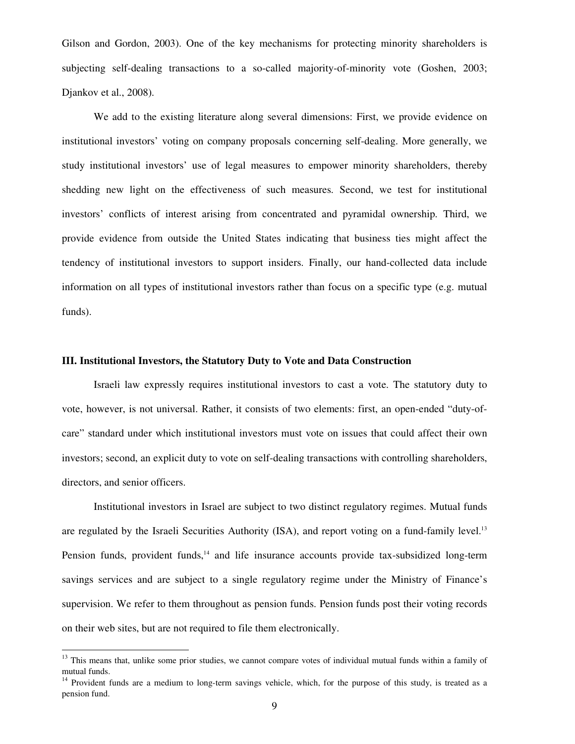Gilson and Gordon, 2003). One of the key mechanisms for protecting minority shareholders is subjecting self-dealing transactions to a so-called majority-of-minority vote (Goshen, 2003; Djankov et al., 2008).

We add to the existing literature along several dimensions: First, we provide evidence on institutional investors' voting on company proposals concerning self-dealing. More generally, we study institutional investors' use of legal measures to empower minority shareholders, thereby shedding new light on the effectiveness of such measures. Second, we test for institutional investors' conflicts of interest arising from concentrated and pyramidal ownership. Third, we provide evidence from outside the United States indicating that business ties might affect the tendency of institutional investors to support insiders. Finally, our hand-collected data include information on all types of institutional investors rather than focus on a specific type (e.g. mutual funds).

## III. Institutional Investors, the Statutory Duty to Vote and Data Construction

Israeli law expressly requires institutional investors to cast a vote. The statutory duty to vote, however, is not universal. Rather, it consists of two elements: first, an open-ended "duty-of-care" standard under which institutional investors must vote on issues that could affect their own investors; second, an explicit duty to vote on self-dealing transactions with controlling shareholders, directors, and senior officers.

Institutional investors in Israel are subject to two distinct regulatory regimes. Mutual funds are regulated by the Israeli Securities Authority (ISA), and report voting on a fund-family level.[13] Pension funds, provident funds,[14] and life insurance accounts provide tax-subsidized long-term savings services and are subject to a single regulatory regime under the Ministry of Finance's supervision. We refer to them throughout as pension funds. Pension funds post their voting records on their web sites, but are not required to file them electronically.

---

[13] This means that, unlike some prior studies, we cannot compare votes of individual mutual funds within a family of mutual funds.

[14] Provident funds are a medium to long-term savings vehicle, which, for the purpose of this study, is treated as a pension fund.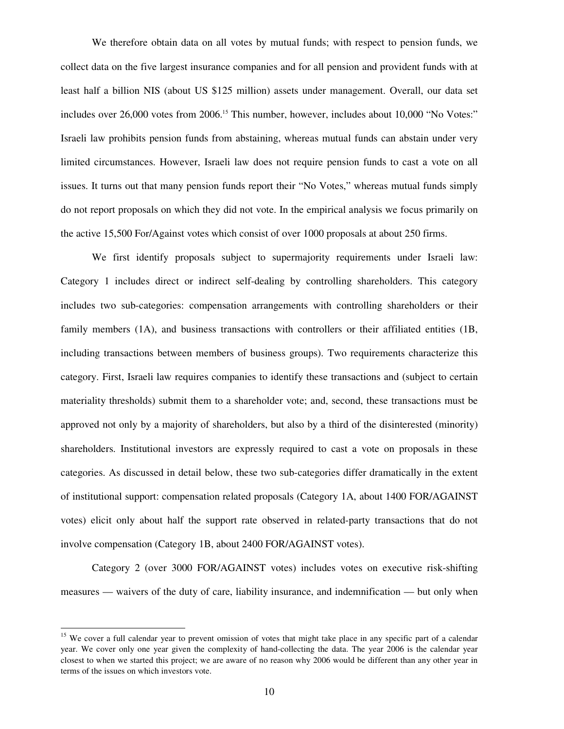We therefore obtain data on all votes by mutual funds; with respect to pension funds, we collect data on the five largest insurance companies and for all pension and provident funds with at least half a billion NIS (about US $125 million) assets under management. Overall, our data set includes over 26,000 votes from 2006.[15] This number, however, includes about 10,000 "No Votes:" Israeli law prohibits pension funds from abstaining, whereas mutual funds can abstain under very limited circumstances. However, Israeli law does not require pension funds to cast a vote on all issues. It turns out that many pension funds report their "No Votes," whereas mutual funds simply do not report proposals on which they did not vote. In the empirical analysis we focus primarily on the active 15,500 For/Against votes which consist of over 1000 proposals at about 250 firms.

We first identify proposals subject to supermajority requirements under Israeli law: Category 1 includes direct or indirect self-dealing by controlling shareholders. This category includes two sub-categories: compensation arrangements with controlling shareholders or their family members (1A), and business transactions with controllers or their affiliated entities (1B, including transactions between members of business groups). Two requirements characterize this category. First, Israeli law requires companies to identify these transactions and (subject to certain materiality thresholds) submit them to a shareholder vote; and, second, these transactions must be approved not only by a majority of shareholders, but also by a third of the disinterested (minority) shareholders. Institutional investors are expressly required to cast a vote on proposals in these categories. As discussed in detail below, these two sub-categories differ dramatically in the extent of institutional support: compensation related proposals (Category 1A, about 1400 FOR/AGAINST votes) elicit only about half the support rate observed in related-party transactions that do not involve compensation (Category 1B, about 2400 FOR/AGAINST votes).

Category 2 (over 3000 FOR/AGAINST votes) includes votes on executive risk-shifting measures — waivers of the duty of care, liability insurance, and indemnification — but only when

---

[15] We cover a full calendar year to prevent omission of votes that might take place in any specific part of a calendar year. We cover only one year given the complexity of hand-collecting the data. The year 2006 is the calendar year closest to when we started this project; we are aware of no reason why 2006 would be different than any other year in terms of the issues on which investors vote.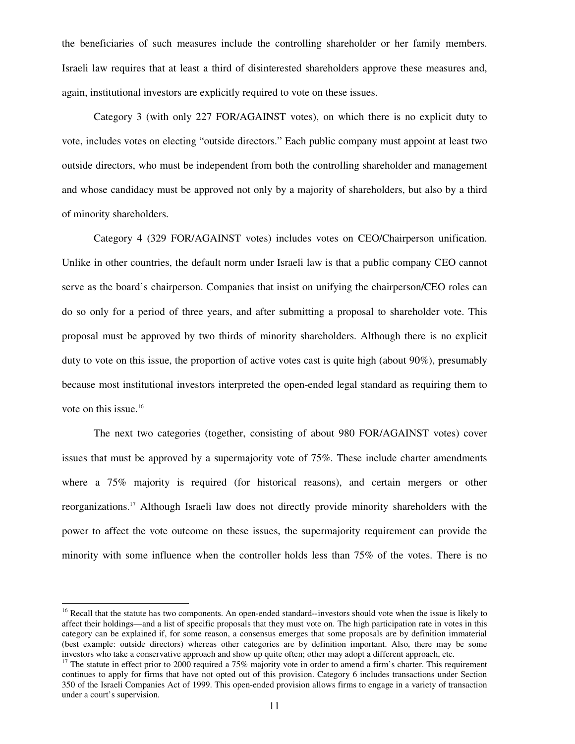the beneficiaries of such measures include the controlling shareholder or her family members. Israeli law requires that at least a third of disinterested shareholders approve these measures and, again, institutional investors are explicitly required to vote on these issues.

Category 3 (with only 227 FOR/AGAINST votes), on which there is no explicit duty to vote, includes votes on electing "outside directors." Each public company must appoint at least two outside directors, who must be independent from both the controlling shareholder and management and whose candidacy must be approved not only by a majority of shareholders, but also by a third of minority shareholders.

Category 4 (329 FOR/AGAINST votes) includes votes on CEO/Chairperson unification. Unlike in other countries, the default norm under Israeli law is that a public company CEO cannot serve as the board's chairperson. Companies that insist on unifying the chairperson/CEO roles can do so only for a period of three years, and after submitting a proposal to shareholder vote. This proposal must be approved by two thirds of minority shareholders. Although there is no explicit duty to vote on this issue, the proportion of active votes cast is quite high (about 90%), presumably because most institutional investors interpreted the open-ended legal standard as requiring them to vote on this issue.[16]

The next two categories (together, consisting of about 980 FOR/AGAINST votes) cover issues that must be approved by a supermajority vote of 75%. These include charter amendments where a 75% majority is required (for historical reasons), and certain mergers or other reorganizations.[17] Although Israeli law does not directly provide minority shareholders with the power to affect the vote outcome on these issues, the supermajority requirement can provide the minority with some influence when the controller holds less than 75% of the votes. There is no

---

[16] Recall that the statute has two components. An open-ended standard--investors should vote when the issue is likely to affect their holdings—and a list of specific proposals that they must vote on. The high participation rate in votes in this category can be explained if, for some reason, a consensus emerges that some proposals are by definition immaterial (best example: outside directors) whereas other categories are by definition important. Also, there may be some investors who take a conservative approach and show up quite often; other may adopt a different approach, etc.

[17] The statute in effect prior to 2000 required a 75% majority vote in order to amend a firm's charter. This requirement continues to apply for firms that have not opted out of this provision. Category 6 includes transactions under Section 350 of the Israeli Companies Act of 1999. This open-ended provision allows firms to engage in a variety of transaction under a court's supervision.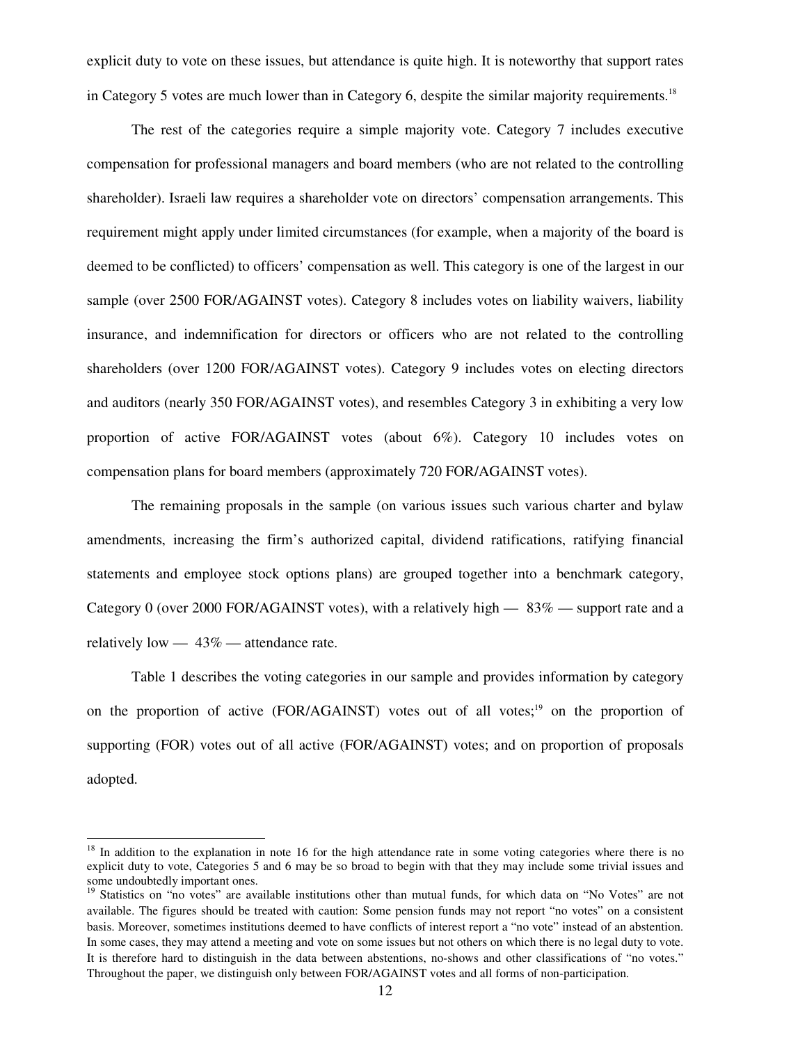explicit duty to vote on these issues, but attendance is quite high. It is noteworthy that support rates in Category 5 votes are much lower than in Category 6, despite the similar majority requirements.[18]

The rest of the categories require a simple majority vote. Category 7 includes executive compensation for professional managers and board members (who are not related to the controlling shareholder). Israeli law requires a shareholder vote on directors' compensation arrangements. This requirement might apply under limited circumstances (for example, when a majority of the board is deemed to be conflicted) to officers' compensation as well. This category is one of the largest in our sample (over 2500 FOR/AGAINST votes). Category 8 includes votes on liability waivers, liability insurance, and indemnification for directors or officers who are not related to the controlling shareholders (over 1200 FOR/AGAINST votes). Category 9 includes votes on electing directors and auditors (nearly 350 FOR/AGAINST votes), and resembles Category 3 in exhibiting a very low proportion of active FOR/AGAINST votes (about 6%). Category 10 includes votes on compensation plans for board members (approximately 720 FOR/AGAINST votes).

The remaining proposals in the sample (on various issues such various charter and bylaw amendments, increasing the firm's authorized capital, dividend ratifications, ratifying financial statements and employee stock options plans) are grouped together into a benchmark category, Category 0 (over 2000 FOR/AGAINST votes), with a relatively high — 83% — support rate and a relatively low — 43% — attendance rate.

Table 1 describes the voting categories in our sample and provides information by category on the proportion of active (FOR/AGAINST) votes out of all votes;[19] on the proportion of supporting (FOR) votes out of all active (FOR/AGAINST) votes; and on proportion of proposals adopted.

---

[18] In addition to the explanation in note 16 for the high attendance rate in some voting categories where there is no explicit duty to vote, Categories 5 and 6 may be so broad to begin with that they may include some trivial issues and some undoubtedly important ones.

[19] Statistics on "no votes" are available institutions other than mutual funds, for which data on "No Votes" are not available. The figures should be treated with caution: Some pension funds may not report "no votes" on a consistent basis. Moreover, sometimes institutions deemed to have conflicts of interest report a "no vote" instead of an abstention. In some cases, they may attend a meeting and vote on some issues but not others on which there is no legal duty to vote. It is therefore hard to distinguish in the data between abstentions, no-shows and other classifications of "no votes." Throughout the paper, we distinguish only between FOR/AGAINST votes and all forms of non-participation.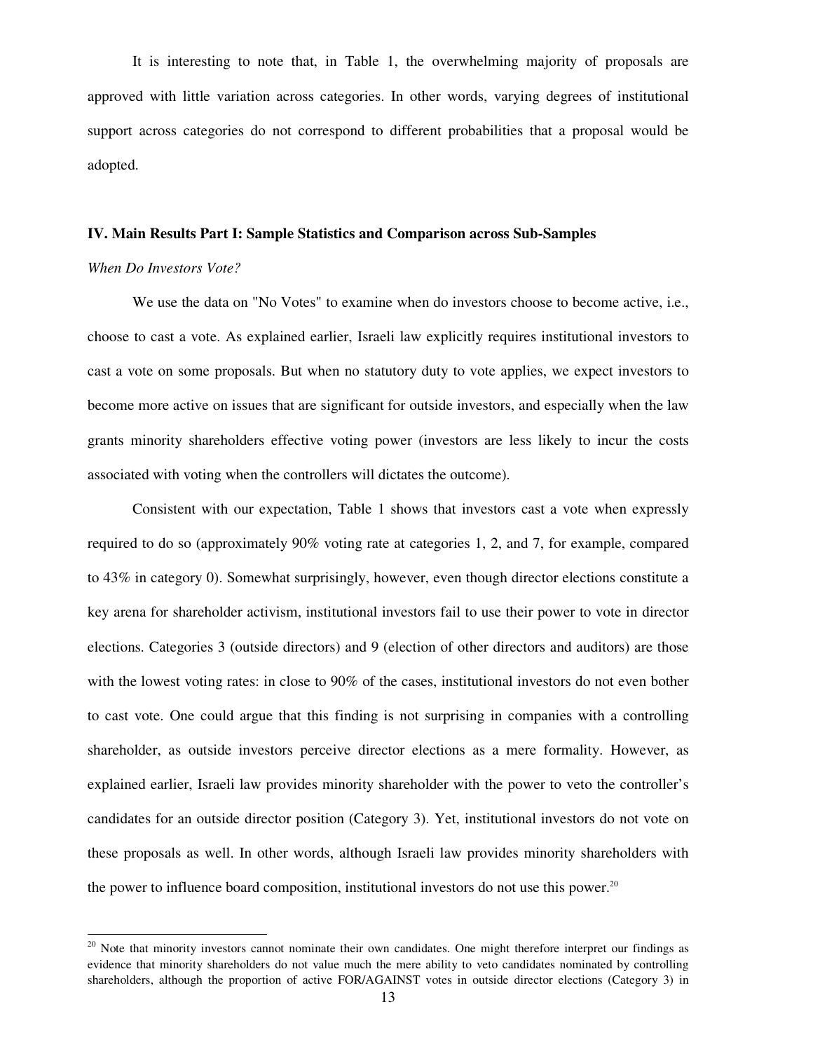It is interesting to note that, in Table 1, the overwhelming majority of proposals are approved with little variation across categories. In other words, varying degrees of institutional support across categories do not correspond to different probabilities that a proposal would be adopted.

## IV. Main Results Part I: Sample Statistics and Comparison across Sub-Samples

*When Do Investors Vote?*

We use the data on "No Votes" to examine when do investors choose to become active, i.e., choose to cast a vote. As explained earlier, Israeli law explicitly requires institutional investors to cast a vote on some proposals. But when no statutory duty to vote applies, we expect investors to become more active on issues that are significant for outside investors, and especially when the law grants minority shareholders effective voting power (investors are less likely to incur the costs associated with voting when the controllers will dictates the outcome).

Consistent with our expectation, Table 1 shows that investors cast a vote when expressly required to do so (approximately 90% voting rate at categories 1, 2, and 7, for example, compared to 43% in category 0). Somewhat surprisingly, however, even though director elections constitute a key arena for shareholder activism, institutional investors fail to use their power to vote in director elections. Categories 3 (outside directors) and 9 (election of other directors and auditors) are those with the lowest voting rates: in close to 90% of the cases, institutional investors do not even bother to cast vote. One could argue that this finding is not surprising in companies with a controlling shareholder, as outside investors perceive director elections as a mere formality. However, as explained earlier, Israeli law provides minority shareholder with the power to veto the controller's candidates for an outside director position (Category 3). Yet, institutional investors do not vote on these proposals as well. In other words, although Israeli law provides minority shareholders with the power to influence board composition, institutional investors do not use this power.[20]

[20] Note that minority investors cannot nominate their own candidates. One might therefore interpret our findings as evidence that minority shareholders do not value much the mere ability to veto candidates nominated by controlling shareholders, although the proportion of active FOR/AGAINST votes in outside director elections (Category 3) in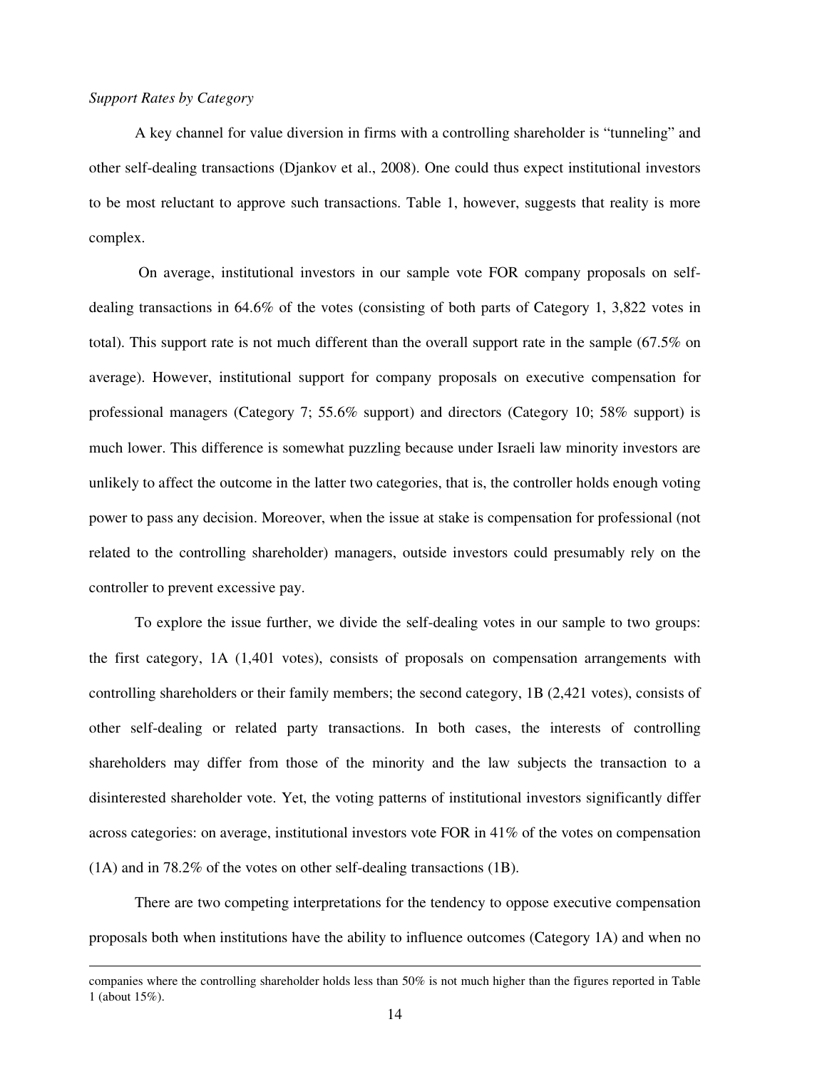*Support Rates by Category*

A key channel for value diversion in firms with a controlling shareholder is "tunneling" and other self-dealing transactions (Djankov et al., 2008). One could thus expect institutional investors to be most reluctant to approve such transactions. Table 1, however, suggests that reality is more complex.

On average, institutional investors in our sample vote FOR company proposals on self-dealing transactions in 64.6% of the votes (consisting of both parts of Category 1, 3,822 votes in total). This support rate is not much different than the overall support rate in the sample (67.5% on average). However, institutional support for company proposals on executive compensation for professional managers (Category 7; 55.6% support) and directors (Category 10; 58% support) is much lower. This difference is somewhat puzzling because under Israeli law minority investors are unlikely to affect the outcome in the latter two categories, that is, the controller holds enough voting power to pass any decision. Moreover, when the issue at stake is compensation for professional (not related to the controlling shareholder) managers, outside investors could presumably rely on the controller to prevent excessive pay.

To explore the issue further, we divide the self-dealing votes in our sample to two groups: the first category, 1A (1,401 votes), consists of proposals on compensation arrangements with controlling shareholders or their family members; the second category, 1B (2,421 votes), consists of other self-dealing or related party transactions. In both cases, the interests of controlling shareholders may differ from those of the minority and the law subjects the transaction to a disinterested shareholder vote. Yet, the voting patterns of institutional investors significantly differ across categories: on average, institutional investors vote FOR in 41% of the votes on compensation (1A) and in 78.2% of the votes on other self-dealing transactions (1B).

There are two competing interpretations for the tendency to oppose executive compensation proposals both when institutions have the ability to influence outcomes (Category 1A) and when no

companies where the controlling shareholder holds less than 50% is not much higher than the figures reported in Table 1 (about 15%).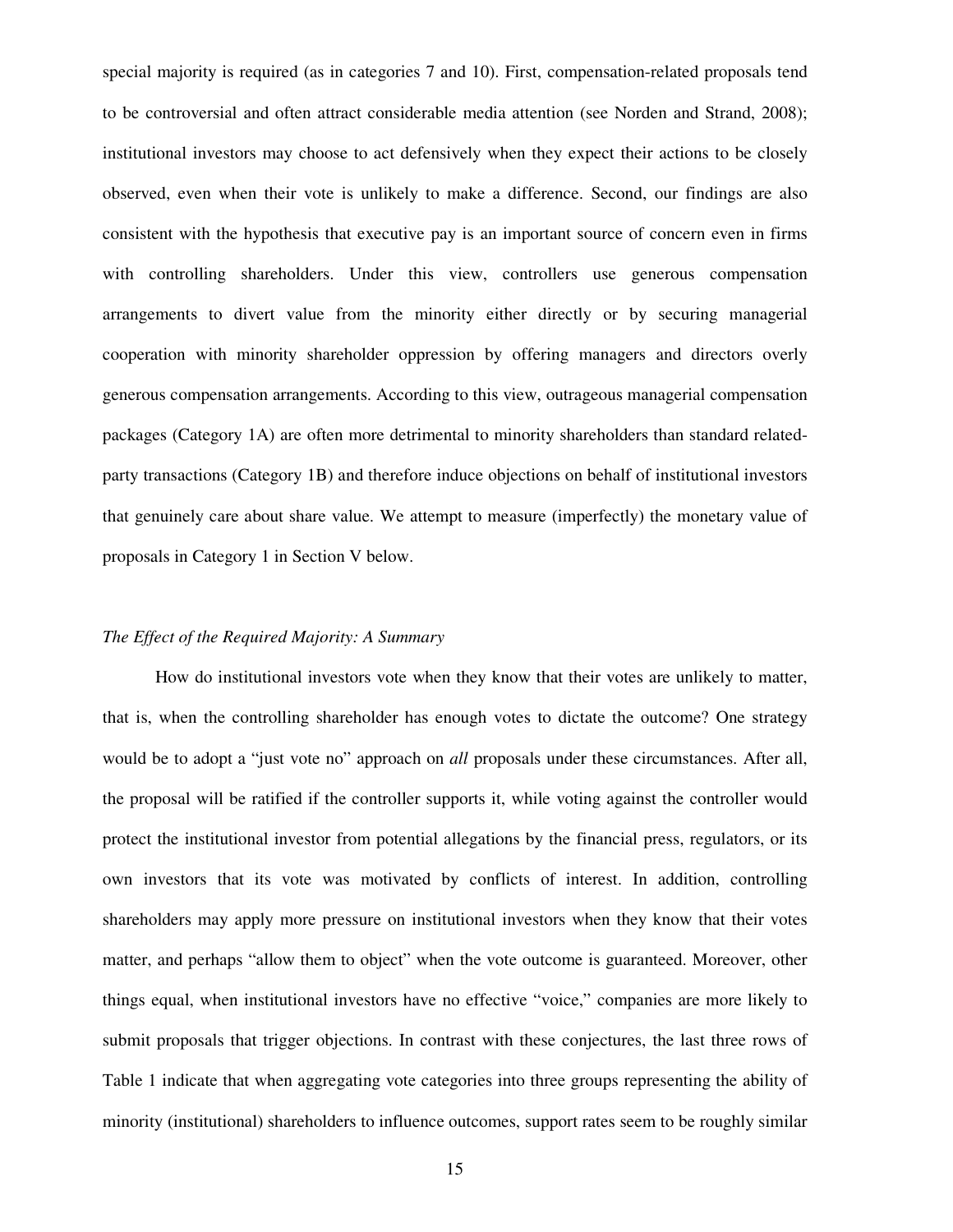special majority is required (as in categories 7 and 10). First, compensation-related proposals tend to be controversial and often attract considerable media attention (see Norden and Strand, 2008); institutional investors may choose to act defensively when they expect their actions to be closely observed, even when their vote is unlikely to make a difference. Second, our findings are also consistent with the hypothesis that executive pay is an important source of concern even in firms with controlling shareholders. Under this view, controllers use generous compensation arrangements to divert value from the minority either directly or by securing managerial cooperation with minority shareholder oppression by offering managers and directors overly generous compensation arrangements. According to this view, outrageous managerial compensation packages (Category 1A) are often more detrimental to minority shareholders than standard related-party transactions (Category 1B) and therefore induce objections on behalf of institutional investors that genuinely care about share value. We attempt to measure (imperfectly) the monetary value of proposals in Category 1 in Section V below.

*The Effect of the Required Majority: A Summary*

How do institutional investors vote when they know that their votes are unlikely to matter, that is, when the controlling shareholder has enough votes to dictate the outcome? One strategy would be to adopt a "just vote no" approach on *all* proposals under these circumstances. After all, the proposal will be ratified if the controller supports it, while voting against the controller would protect the institutional investor from potential allegations by the financial press, regulators, or its own investors that its vote was motivated by conflicts of interest. In addition, controlling shareholders may apply more pressure on institutional investors when they know that their votes matter, and perhaps "allow them to object" when the vote outcome is guaranteed. Moreover, other things equal, when institutional investors have no effective "voice," companies are more likely to submit proposals that trigger objections. In contrast with these conjectures, the last three rows of Table 1 indicate that when aggregating vote categories into three groups representing the ability of minority (institutional) shareholders to influence outcomes, support rates seem to be roughly similar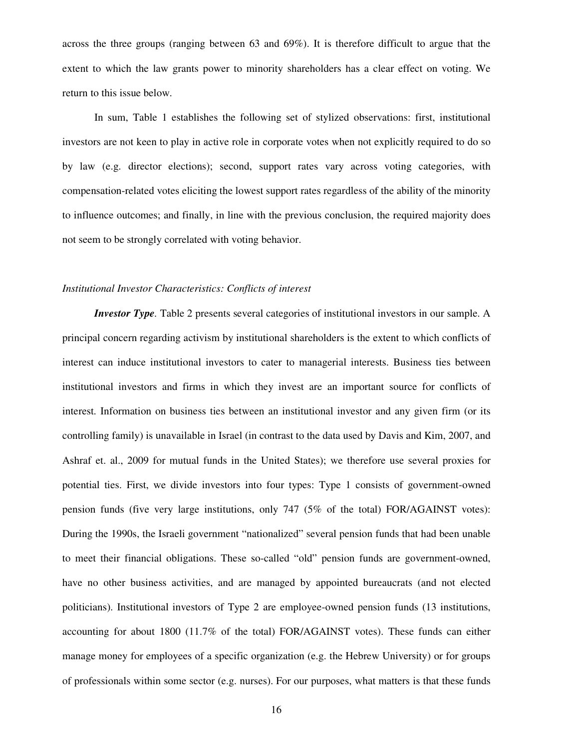across the three groups (ranging between 63 and 69%). It is therefore difficult to argue that the extent to which the law grants power to minority shareholders has a clear effect on voting. We return to this issue below.

In sum, Table 1 establishes the following set of stylized observations: first, institutional investors are not keen to play in active role in corporate votes when not explicitly required to do so by law (e.g. director elections); second, support rates vary across voting categories, with compensation-related votes eliciting the lowest support rates regardless of the ability of the minority to influence outcomes; and finally, in line with the previous conclusion, the required majority does not seem to be strongly correlated with voting behavior.

*Institutional Investor Characteristics: Conflicts of interest*

***Investor Type***. Table 2 presents several categories of institutional investors in our sample. A principal concern regarding activism by institutional shareholders is the extent to which conflicts of interest can induce institutional investors to cater to managerial interests. Business ties between institutional investors and firms in which they invest are an important source for conflicts of interest. Information on business ties between an institutional investor and any given firm (or its controlling family) is unavailable in Israel (in contrast to the data used by Davis and Kim, 2007, and Ashraf et. al., 2009 for mutual funds in the United States); we therefore use several proxies for potential ties. First, we divide investors into four types: Type 1 consists of government-owned pension funds (five very large institutions, only 747 (5% of the total) FOR/AGAINST votes): During the 1990s, the Israeli government "nationalized" several pension funds that had been unable to meet their financial obligations. These so-called "old" pension funds are government-owned, have no other business activities, and are managed by appointed bureaucrats (and not elected politicians). Institutional investors of Type 2 are employee-owned pension funds (13 institutions, accounting for about 1800 (11.7% of the total) FOR/AGAINST votes). These funds can either manage money for employees of a specific organization (e.g. the Hebrew University) or for groups of professionals within some sector (e.g. nurses). For our purposes, what matters is that these funds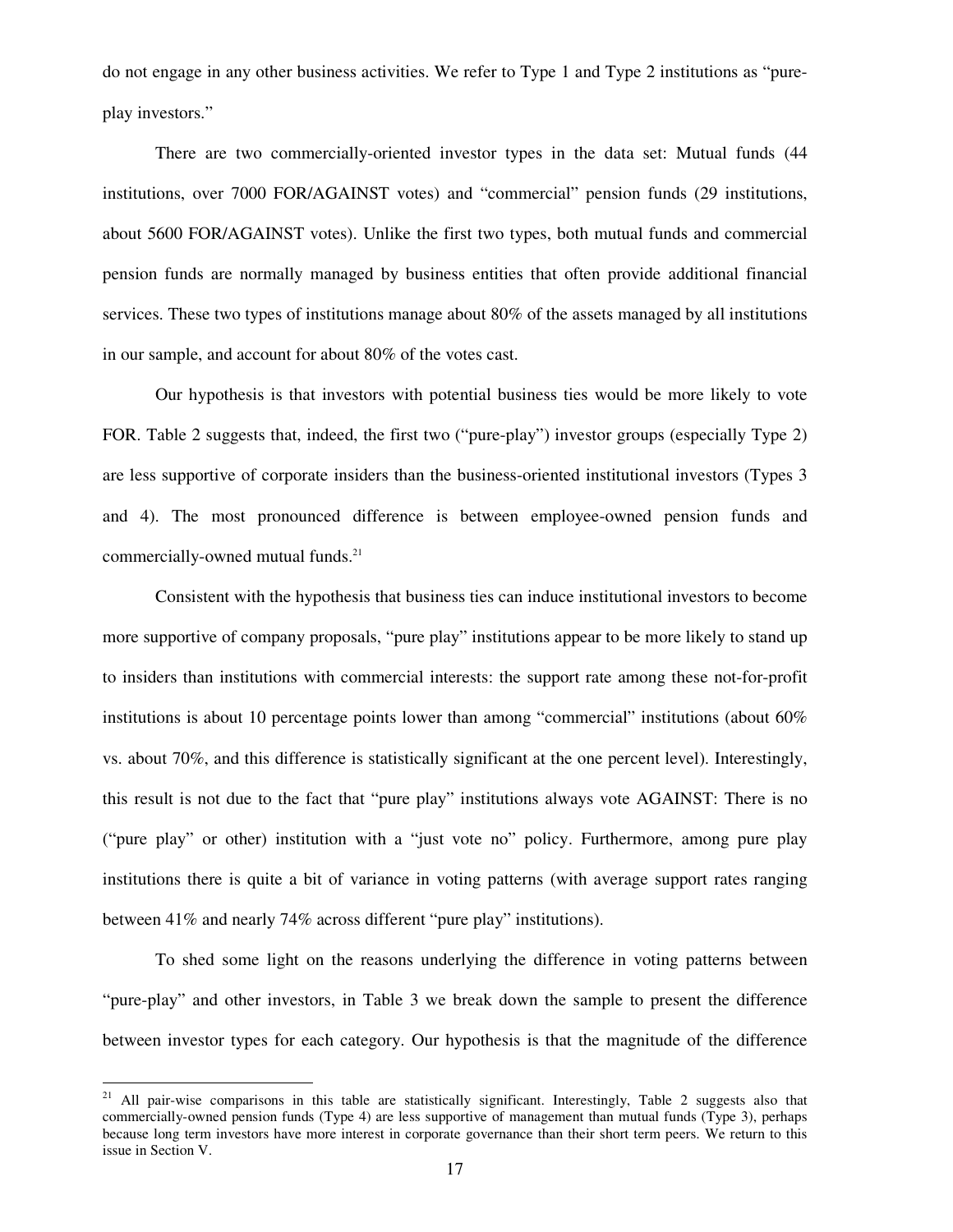do not engage in any other business activities. We refer to Type 1 and Type 2 institutions as "pure-play investors."

There are two commercially-oriented investor types in the data set: Mutual funds (44 institutions, over 7000 FOR/AGAINST votes) and "commercial" pension funds (29 institutions, about 5600 FOR/AGAINST votes). Unlike the first two types, both mutual funds and commercial pension funds are normally managed by business entities that often provide additional financial services. These two types of institutions manage about 80% of the assets managed by all institutions in our sample, and account for about 80% of the votes cast.

Our hypothesis is that investors with potential business ties would be more likely to vote FOR. Table 2 suggests that, indeed, the first two ("pure-play") investor groups (especially Type 2) are less supportive of corporate insiders than the business-oriented institutional investors (Types 3 and 4). The most pronounced difference is between employee-owned pension funds and commercially-owned mutual funds.[21]

Consistent with the hypothesis that business ties can induce institutional investors to become more supportive of company proposals, "pure play" institutions appear to be more likely to stand up to insiders than institutions with commercial interests: the support rate among these not-for-profit institutions is about 10 percentage points lower than among "commercial" institutions (about 60% vs. about 70%, and this difference is statistically significant at the one percent level). Interestingly, this result is not due to the fact that "pure play" institutions always vote AGAINST: There is no ("pure play" or other) institution with a "just vote no" policy. Furthermore, among pure play institutions there is quite a bit of variance in voting patterns (with average support rates ranging between 41% and nearly 74% across different "pure play" institutions).

To shed some light on the reasons underlying the difference in voting patterns between "pure-play" and other investors, in Table 3 we break down the sample to present the difference between investor types for each category. Our hypothesis is that the magnitude of the difference

[21] All pair-wise comparisons in this table are statistically significant. Interestingly, Table 2 suggests also that commercially-owned pension funds (Type 4) are less supportive of management than mutual funds (Type 3), perhaps because long term investors have more interest in corporate governance than their short term peers. We return to this issue in Section V.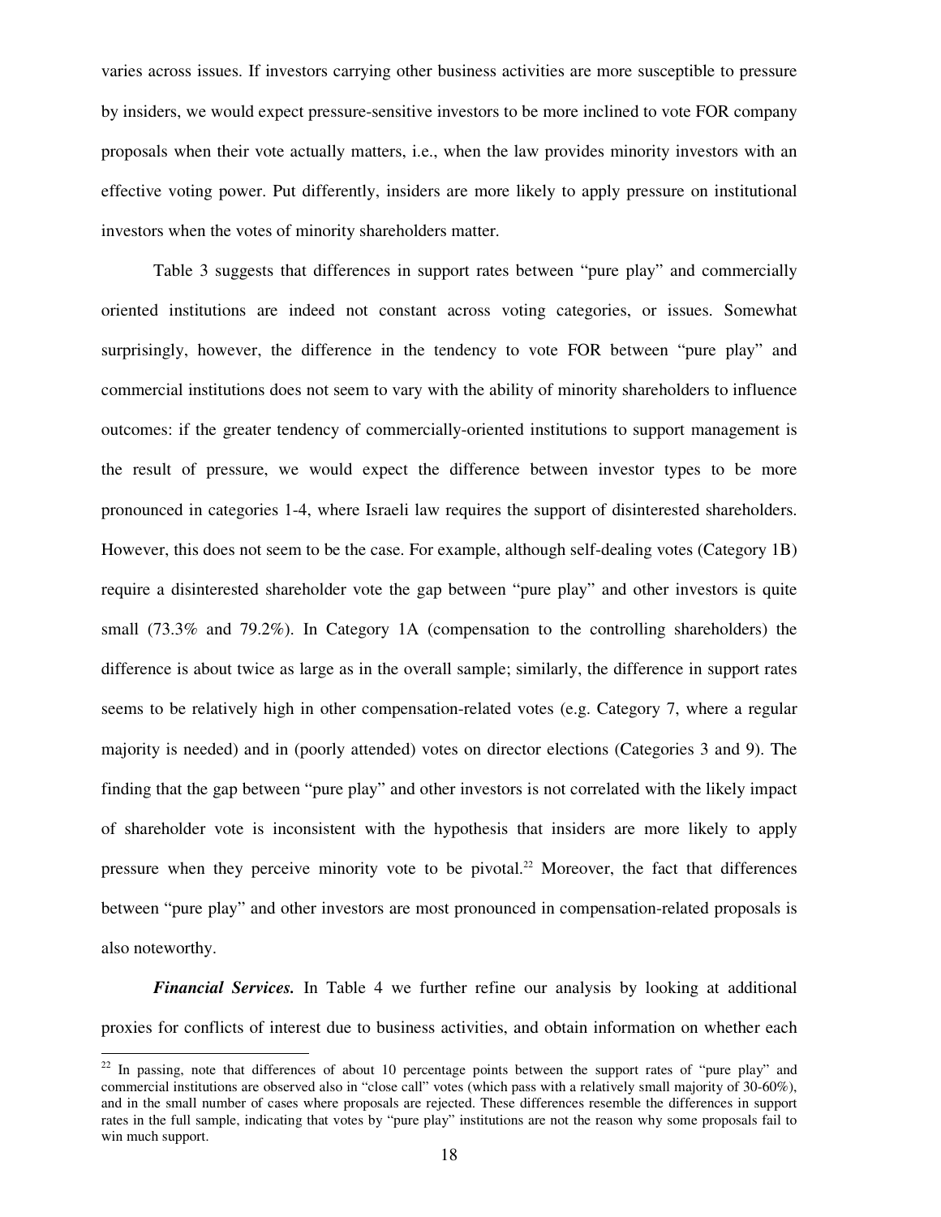varies across issues. If investors carrying other business activities are more susceptible to pressure by insiders, we would expect pressure-sensitive investors to be more inclined to vote FOR company proposals when their vote actually matters, i.e., when the law provides minority investors with an effective voting power. Put differently, insiders are more likely to apply pressure on institutional investors when the votes of minority shareholders matter.

Table 3 suggests that differences in support rates between "pure play" and commercially oriented institutions are indeed not constant across voting categories, or issues. Somewhat surprisingly, however, the difference in the tendency to vote FOR between "pure play" and commercial institutions does not seem to vary with the ability of minority shareholders to influence outcomes: if the greater tendency of commercially-oriented institutions to support management is the result of pressure, we would expect the difference between investor types to be more pronounced in categories 1-4, where Israeli law requires the support of disinterested shareholders. However, this does not seem to be the case. For example, although self-dealing votes (Category 1B) require a disinterested shareholder vote the gap between "pure play" and other investors is quite small (73.3% and 79.2%). In Category 1A (compensation to the controlling shareholders) the difference is about twice as large as in the overall sample; similarly, the difference in support rates seems to be relatively high in other compensation-related votes (e.g. Category 7, where a regular majority is needed) and in (poorly attended) votes on director elections (Categories 3 and 9). The finding that the gap between "pure play" and other investors is not correlated with the likely impact of shareholder vote is inconsistent with the hypothesis that insiders are more likely to apply pressure when they perceive minority vote to be pivotal.[22] Moreover, the fact that differences between "pure play" and other investors are most pronounced in compensation-related proposals is also noteworthy.

***Financial Services.*** In Table 4 we further refine our analysis by looking at additional proxies for conflicts of interest due to business activities, and obtain information on whether each

---

[22] In passing, note that differences of about 10 percentage points between the support rates of "pure play" and commercial institutions are observed also in "close call" votes (which pass with a relatively small majority of 30-60%), and in the small number of cases where proposals are rejected. These differences resemble the differences in support rates in the full sample, indicating that votes by "pure play" institutions are not the reason why some proposals fail to win much support.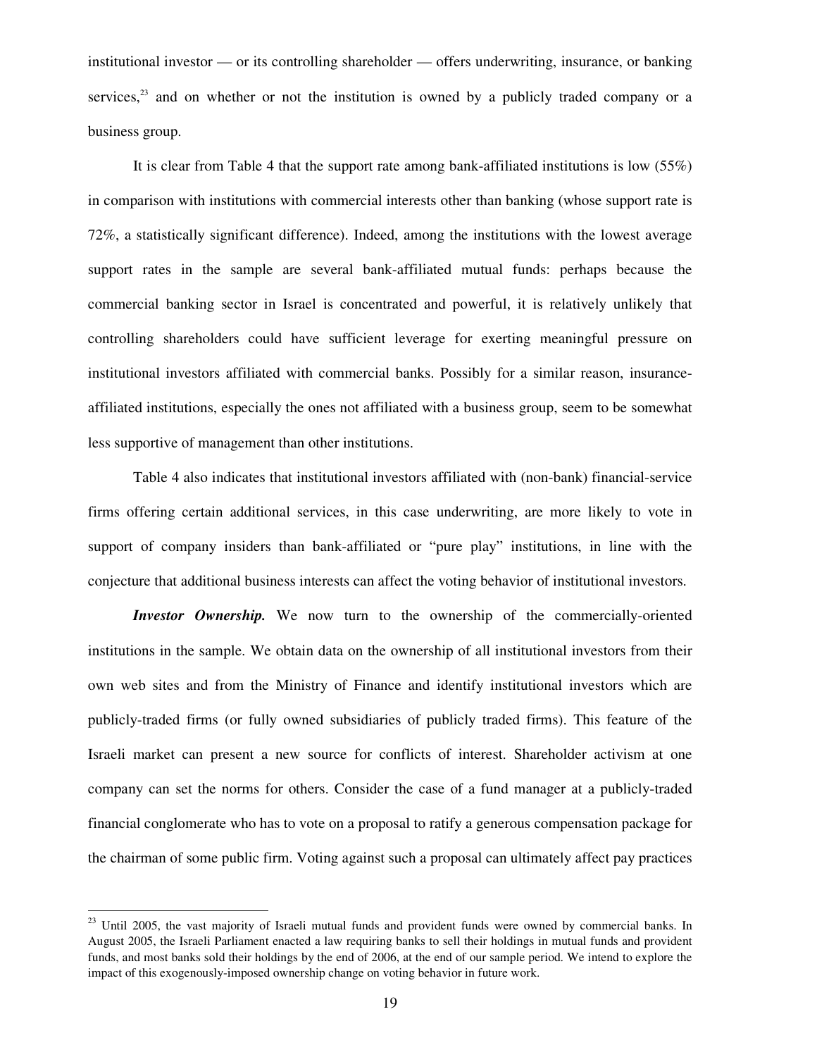institutional investor — or its controlling shareholder — offers underwriting, insurance, or banking services,[23] and on whether or not the institution is owned by a publicly traded company or a business group.

It is clear from Table 4 that the support rate among bank-affiliated institutions is low (55%) in comparison with institutions with commercial interests other than banking (whose support rate is 72%, a statistically significant difference). Indeed, among the institutions with the lowest average support rates in the sample are several bank-affiliated mutual funds: perhaps because the commercial banking sector in Israel is concentrated and powerful, it is relatively unlikely that controlling shareholders could have sufficient leverage for exerting meaningful pressure on institutional investors affiliated with commercial banks. Possibly for a similar reason, insurance-affiliated institutions, especially the ones not affiliated with a business group, seem to be somewhat less supportive of management than other institutions.

Table 4 also indicates that institutional investors affiliated with (non-bank) financial-service firms offering certain additional services, in this case underwriting, are more likely to vote in support of company insiders than bank-affiliated or "pure play" institutions, in line with the conjecture that additional business interests can affect the voting behavior of institutional investors.

***Investor Ownership.*** We now turn to the ownership of the commercially-oriented institutions in the sample. We obtain data on the ownership of all institutional investors from their own web sites and from the Ministry of Finance and identify institutional investors which are publicly-traded firms (or fully owned subsidiaries of publicly traded firms). This feature of the Israeli market can present a new source for conflicts of interest. Shareholder activism at one company can set the norms for others. Consider the case of a fund manager at a publicly-traded financial conglomerate who has to vote on a proposal to ratify a generous compensation package for the chairman of some public firm. Voting against such a proposal can ultimately affect pay practices

[23] Until 2005, the vast majority of Israeli mutual funds and provident funds were owned by commercial banks. In August 2005, the Israeli Parliament enacted a law requiring banks to sell their holdings in mutual funds and provident funds, and most banks sold their holdings by the end of 2006, at the end of our sample period. We intend to explore the impact of this exogenously-imposed ownership change on voting behavior in future work.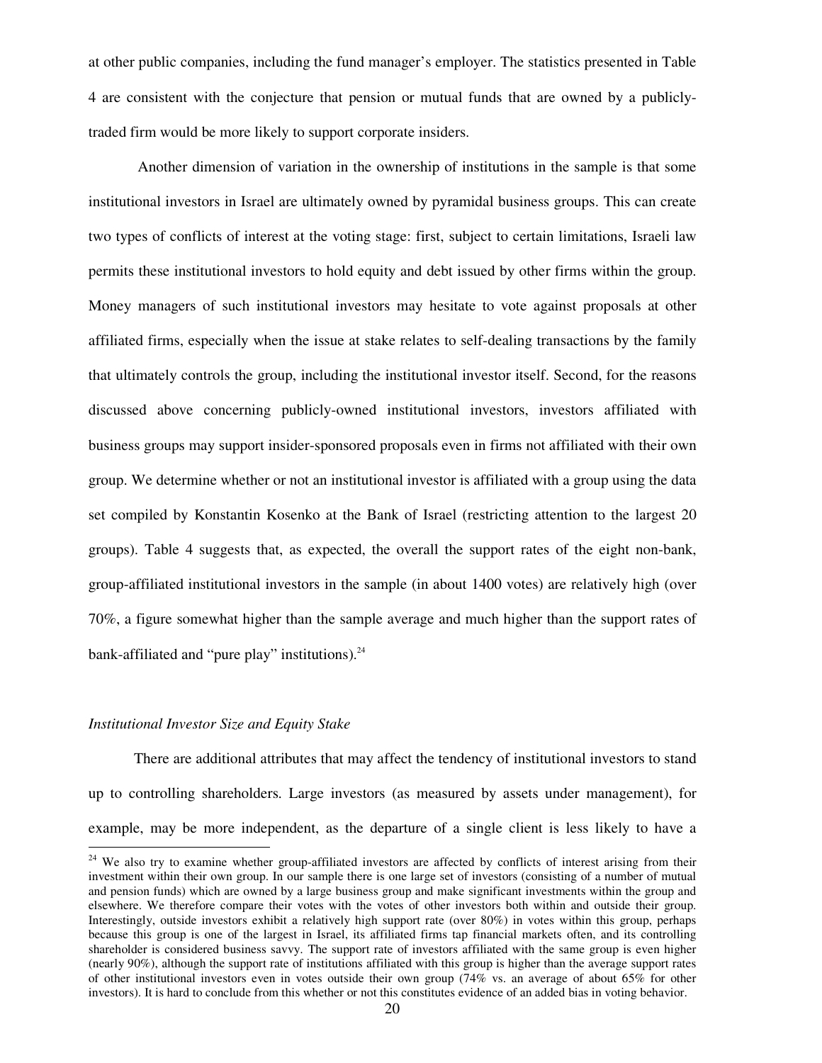at other public companies, including the fund manager's employer. The statistics presented in Table 4 are consistent with the conjecture that pension or mutual funds that are owned by a publicly-traded firm would be more likely to support corporate insiders.

Another dimension of variation in the ownership of institutions in the sample is that some institutional investors in Israel are ultimately owned by pyramidal business groups. This can create two types of conflicts of interest at the voting stage: first, subject to certain limitations, Israeli law permits these institutional investors to hold equity and debt issued by other firms within the group. Money managers of such institutional investors may hesitate to vote against proposals at other affiliated firms, especially when the issue at stake relates to self-dealing transactions by the family that ultimately controls the group, including the institutional investor itself. Second, for the reasons discussed above concerning publicly-owned institutional investors, investors affiliated with business groups may support insider-sponsored proposals even in firms not affiliated with their own group. We determine whether or not an institutional investor is affiliated with a group using the data set compiled by Konstantin Kosenko at the Bank of Israel (restricting attention to the largest 20 groups). Table 4 suggests that, as expected, the overall the support rates of the eight non-bank, group-affiliated institutional investors in the sample (in about 1400 votes) are relatively high (over 70%, a figure somewhat higher than the sample average and much higher than the support rates of bank-affiliated and "pure play" institutions).[24]

*Institutional Investor Size and Equity Stake*

There are additional attributes that may affect the tendency of institutional investors to stand up to controlling shareholders. Large investors (as measured by assets under management), for example, may be more independent, as the departure of a single client is less likely to have a

[24] We also try to examine whether group-affiliated investors are affected by conflicts of interest arising from their investment within their own group. In our sample there is one large set of investors (consisting of a number of mutual and pension funds) which are owned by a large business group and make significant investments within the group and elsewhere. We therefore compare their votes with the votes of other investors both within and outside their group. Interestingly, outside investors exhibit a relatively high support rate (over 80%) in votes within this group, perhaps because this group is one of the largest in Israel, its affiliated firms tap financial markets often, and its controlling shareholder is considered business savvy. The support rate of investors affiliated with the same group is even higher (nearly 90%), although the support rate of institutions affiliated with this group is higher than the average support rates of other institutional investors even in votes outside their own group (74% vs. an average of about 65% for other investors). It is hard to conclude from this whether or not this constitutes evidence of an added bias in voting behavior.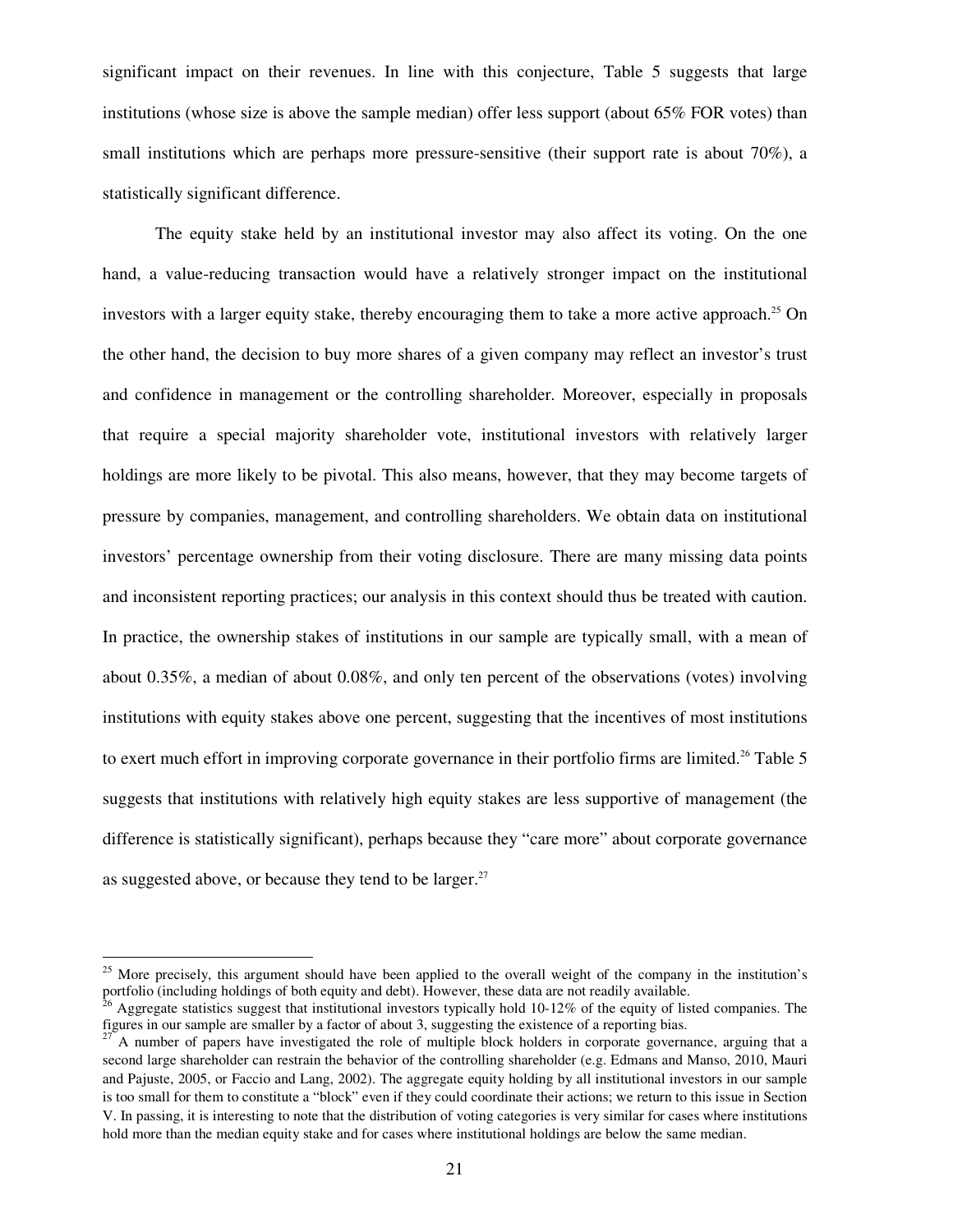significant impact on their revenues. In line with this conjecture, Table 5 suggests that large institutions (whose size is above the sample median) offer less support (about 65% FOR votes) than small institutions which are perhaps more pressure-sensitive (their support rate is about 70%), a statistically significant difference.

The equity stake held by an institutional investor may also affect its voting. On the one hand, a value-reducing transaction would have a relatively stronger impact on the institutional investors with a larger equity stake, thereby encouraging them to take a more active approach.[25] On the other hand, the decision to buy more shares of a given company may reflect an investor's trust and confidence in management or the controlling shareholder. Moreover, especially in proposals that require a special majority shareholder vote, institutional investors with relatively larger holdings are more likely to be pivotal. This also means, however, that they may become targets of pressure by companies, management, and controlling shareholders. We obtain data on institutional investors' percentage ownership from their voting disclosure. There are many missing data points and inconsistent reporting practices; our analysis in this context should thus be treated with caution. In practice, the ownership stakes of institutions in our sample are typically small, with a mean of about 0.35%, a median of about 0.08%, and only ten percent of the observations (votes) involving institutions with equity stakes above one percent, suggesting that the incentives of most institutions to exert much effort in improving corporate governance in their portfolio firms are limited.[26] Table 5 suggests that institutions with relatively high equity stakes are less supportive of management (the difference is statistically significant), perhaps because they "care more" about corporate governance as suggested above, or because they tend to be larger.[27]

---

[25] More precisely, this argument should have been applied to the overall weight of the company in the institution's portfolio (including holdings of both equity and debt). However, these data are not readily available.

[26] Aggregate statistics suggest that institutional investors typically hold 10-12% of the equity of listed companies. The figures in our sample are smaller by a factor of about 3, suggesting the existence of a reporting bias.

[27] A number of papers have investigated the role of multiple block holders in corporate governance, arguing that a second large shareholder can restrain the behavior of the controlling shareholder (e.g. Edmans and Manso, 2010, Mauri and Pajuste, 2005, or Faccio and Lang, 2002). The aggregate equity holding by all institutional investors in our sample is too small for them to constitute a "block" even if they could coordinate their actions; we return to this issue in Section V. In passing, it is interesting to note that the distribution of voting categories is very similar for cases where institutions hold more than the median equity stake and for cases where institutional holdings are below the same median.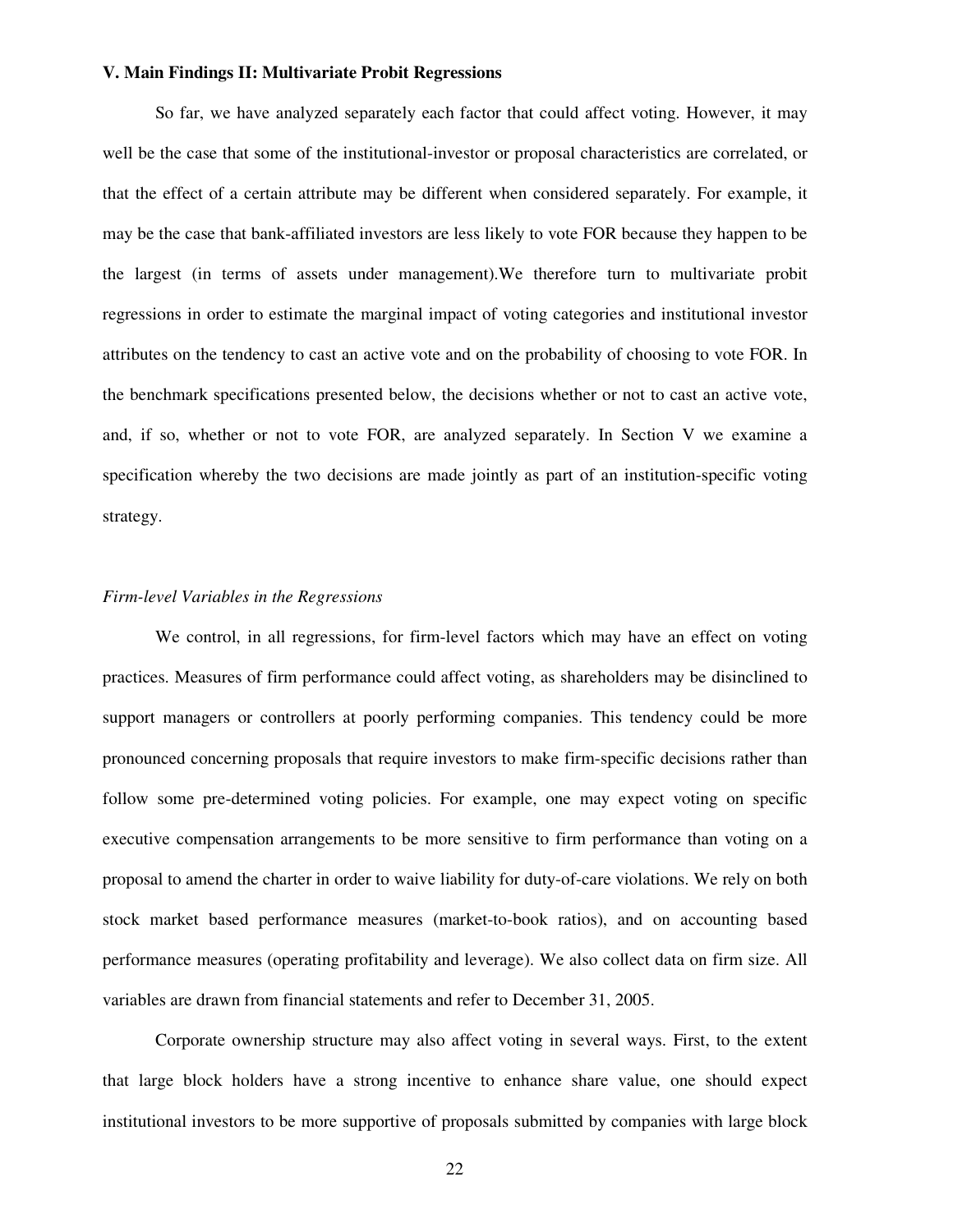**V. Main Findings II: Multivariate Probit Regressions**

So far, we have analyzed separately each factor that could affect voting. However, it may well be the case that some of the institutional-investor or proposal characteristics are correlated, or that the effect of a certain attribute may be different when considered separately. For example, it may be the case that bank-affiliated investors are less likely to vote FOR because they happen to be the largest (in terms of assets under management).We therefore turn to multivariate probit regressions in order to estimate the marginal impact of voting categories and institutional investor attributes on the tendency to cast an active vote and on the probability of choosing to vote FOR. In the benchmark specifications presented below, the decisions whether or not to cast an active vote, and, if so, whether or not to vote FOR, are analyzed separately. In Section V we examine a specification whereby the two decisions are made jointly as part of an institution-specific voting strategy.

*Firm-level Variables in the Regressions*

We control, in all regressions, for firm-level factors which may have an effect on voting practices. Measures of firm performance could affect voting, as shareholders may be disinclined to support managers or controllers at poorly performing companies. This tendency could be more pronounced concerning proposals that require investors to make firm-specific decisions rather than follow some pre-determined voting policies. For example, one may expect voting on specific executive compensation arrangements to be more sensitive to firm performance than voting on a proposal to amend the charter in order to waive liability for duty-of-care violations. We rely on both stock market based performance measures (market-to-book ratios), and on accounting based performance measures (operating profitability and leverage). We also collect data on firm size. All variables are drawn from financial statements and refer to December 31, 2005.

Corporate ownership structure may also affect voting in several ways. First, to the extent that large block holders have a strong incentive to enhance share value, one should expect institutional investors to be more supportive of proposals submitted by companies with large block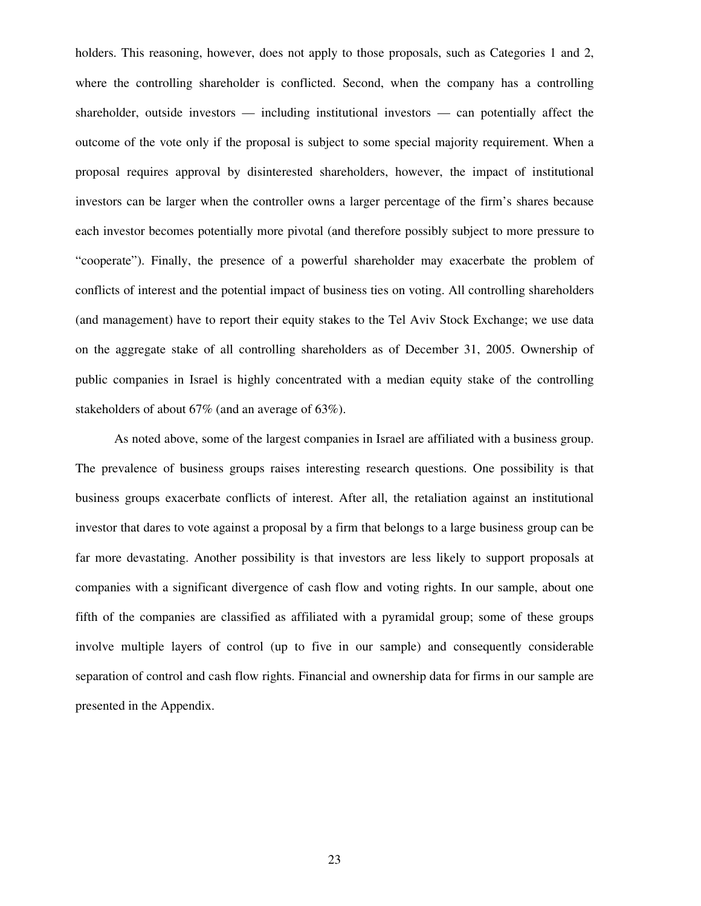holders. This reasoning, however, does not apply to those proposals, such as Categories 1 and 2, where the controlling shareholder is conflicted. Second, when the company has a controlling shareholder, outside investors — including institutional investors — can potentially affect the outcome of the vote only if the proposal is subject to some special majority requirement. When a proposal requires approval by disinterested shareholders, however, the impact of institutional investors can be larger when the controller owns a larger percentage of the firm's shares because each investor becomes potentially more pivotal (and therefore possibly subject to more pressure to "cooperate"). Finally, the presence of a powerful shareholder may exacerbate the problem of conflicts of interest and the potential impact of business ties on voting. All controlling shareholders (and management) have to report their equity stakes to the Tel Aviv Stock Exchange; we use data on the aggregate stake of all controlling shareholders as of December 31, 2005. Ownership of public companies in Israel is highly concentrated with a median equity stake of the controlling stakeholders of about 67% (and an average of 63%).

As noted above, some of the largest companies in Israel are affiliated with a business group. The prevalence of business groups raises interesting research questions. One possibility is that business groups exacerbate conflicts of interest. After all, the retaliation against an institutional investor that dares to vote against a proposal by a firm that belongs to a large business group can be far more devastating. Another possibility is that investors are less likely to support proposals at companies with a significant divergence of cash flow and voting rights. In our sample, about one fifth of the companies are classified as affiliated with a pyramidal group; some of these groups involve multiple layers of control (up to five in our sample) and consequently considerable separation of control and cash flow rights. Financial and ownership data for firms in our sample are presented in the Appendix.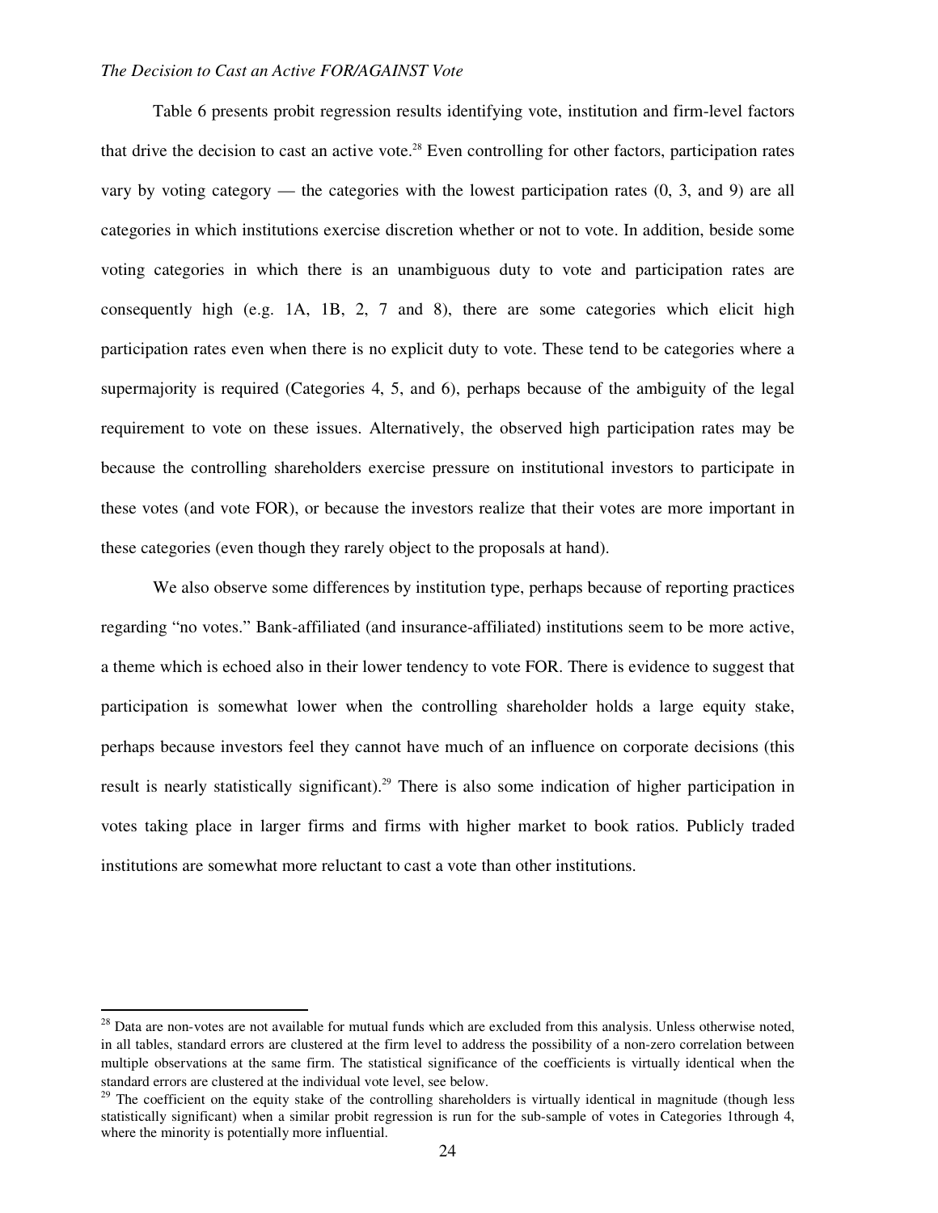*The Decision to Cast an Active FOR/AGAINST Vote*

Table 6 presents probit regression results identifying vote, institution and firm-level factors that drive the decision to cast an active vote.[28] Even controlling for other factors, participation rates vary by voting category — the categories with the lowest participation rates (0, 3, and 9) are all categories in which institutions exercise discretion whether or not to vote. In addition, beside some voting categories in which there is an unambiguous duty to vote and participation rates are consequently high (e.g. 1A, 1B, 2, 7 and 8), there are some categories which elicit high participation rates even when there is no explicit duty to vote. These tend to be categories where a supermajority is required (Categories 4, 5, and 6), perhaps because of the ambiguity of the legal requirement to vote on these issues. Alternatively, the observed high participation rates may be because the controlling shareholders exercise pressure on institutional investors to participate in these votes (and vote FOR), or because the investors realize that their votes are more important in these categories (even though they rarely object to the proposals at hand).

We also observe some differences by institution type, perhaps because of reporting practices regarding "no votes." Bank-affiliated (and insurance-affiliated) institutions seem to be more active, a theme which is echoed also in their lower tendency to vote FOR. There is evidence to suggest that participation is somewhat lower when the controlling shareholder holds a large equity stake, perhaps because investors feel they cannot have much of an influence on corporate decisions (this result is nearly statistically significant).[29] There is also some indication of higher participation in votes taking place in larger firms and firms with higher market to book ratios. Publicly traded institutions are somewhat more reluctant to cast a vote than other institutions.

---

[28] Data are non-votes are not available for mutual funds which are excluded from this analysis. Unless otherwise noted, in all tables, standard errors are clustered at the firm level to address the possibility of a non-zero correlation between multiple observations at the same firm. The statistical significance of the coefficients is virtually identical when the standard errors are clustered at the individual vote level, see below.

[29] The coefficient on the equity stake of the controlling shareholders is virtually identical in magnitude (though less statistically significant) when a similar probit regression is run for the sub-sample of votes in Categories 1through 4, where the minority is potentially more influential.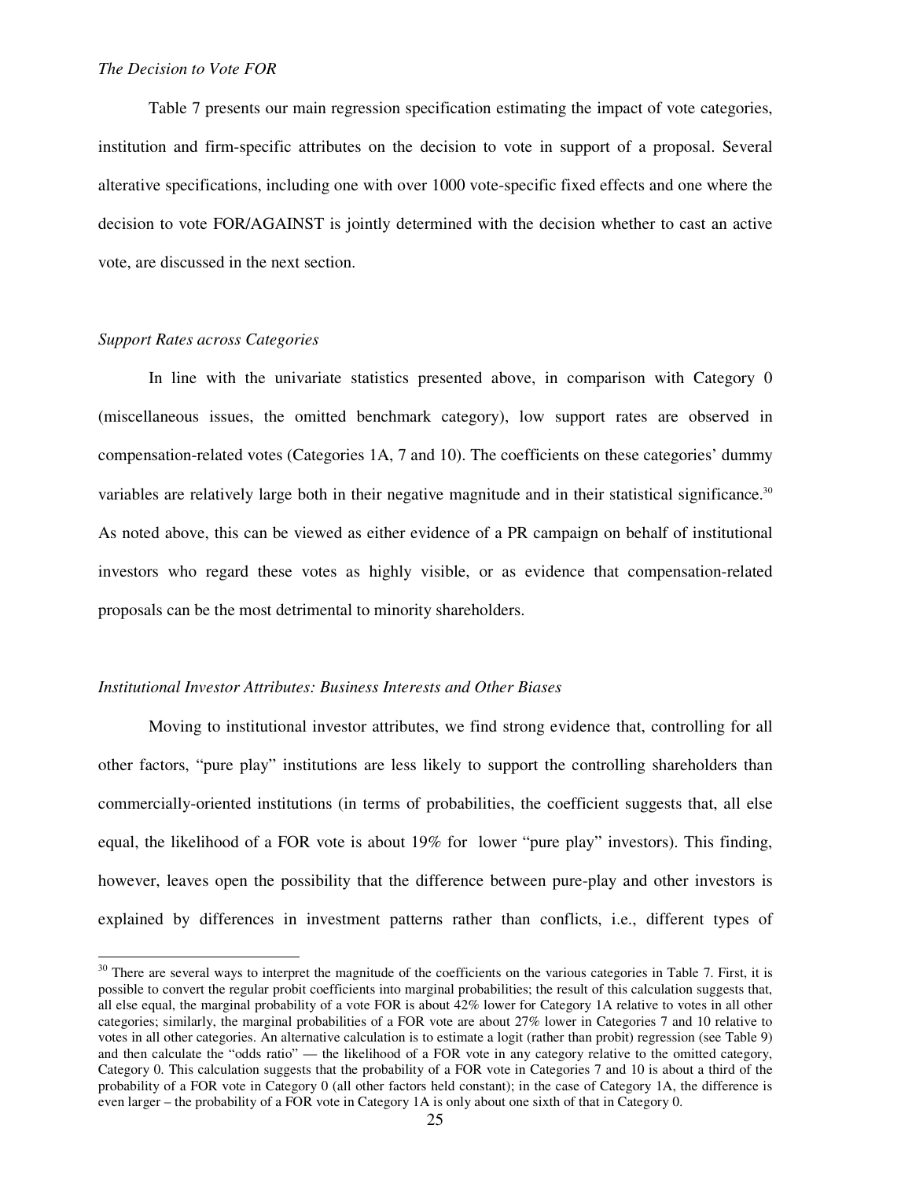*The Decision to Vote FOR*

Table 7 presents our main regression specification estimating the impact of vote categories, institution and firm-specific attributes on the decision to vote in support of a proposal. Several alterative specifications, including one with over 1000 vote-specific fixed effects and one where the decision to vote FOR/AGAINST is jointly determined with the decision whether to cast an active vote, are discussed in the next section.

*Support Rates across Categories*

In line with the univariate statistics presented above, in comparison with Category 0 (miscellaneous issues, the omitted benchmark category), low support rates are observed in compensation-related votes (Categories 1A, 7 and 10). The coefficients on these categories' dummy variables are relatively large both in their negative magnitude and in their statistical significance.[30] As noted above, this can be viewed as either evidence of a PR campaign on behalf of institutional investors who regard these votes as highly visible, or as evidence that compensation-related proposals can be the most detrimental to minority shareholders.

*Institutional Investor Attributes: Business Interests and Other Biases*

Moving to institutional investor attributes, we find strong evidence that, controlling for all other factors, "pure play" institutions are less likely to support the controlling shareholders than commercially-oriented institutions (in terms of probabilities, the coefficient suggests that, all else equal, the likelihood of a FOR vote is about 19% for lower "pure play" investors). This finding, however, leaves open the possibility that the difference between pure-play and other investors is explained by differences in investment patterns rather than conflicts, i.e., different types of

[30] There are several ways to interpret the magnitude of the coefficients on the various categories in Table 7. First, it is possible to convert the regular probit coefficients into marginal probabilities; the result of this calculation suggests that, all else equal, the marginal probability of a vote FOR is about 42% lower for Category 1A relative to votes in all other categories; similarly, the marginal probabilities of a FOR vote are about 27% lower in Categories 7 and 10 relative to votes in all other categories. An alternative calculation is to estimate a logit (rather than probit) regression (see Table 9) and then calculate the "odds ratio" — the likelihood of a FOR vote in any category relative to the omitted category, Category 0. This calculation suggests that the probability of a FOR vote in Categories 7 and 10 is about a third of the probability of a FOR vote in Category 0 (all other factors held constant); in the case of Category 1A, the difference is even larger – the probability of a FOR vote in Category 1A is only about one sixth of that in Category 0.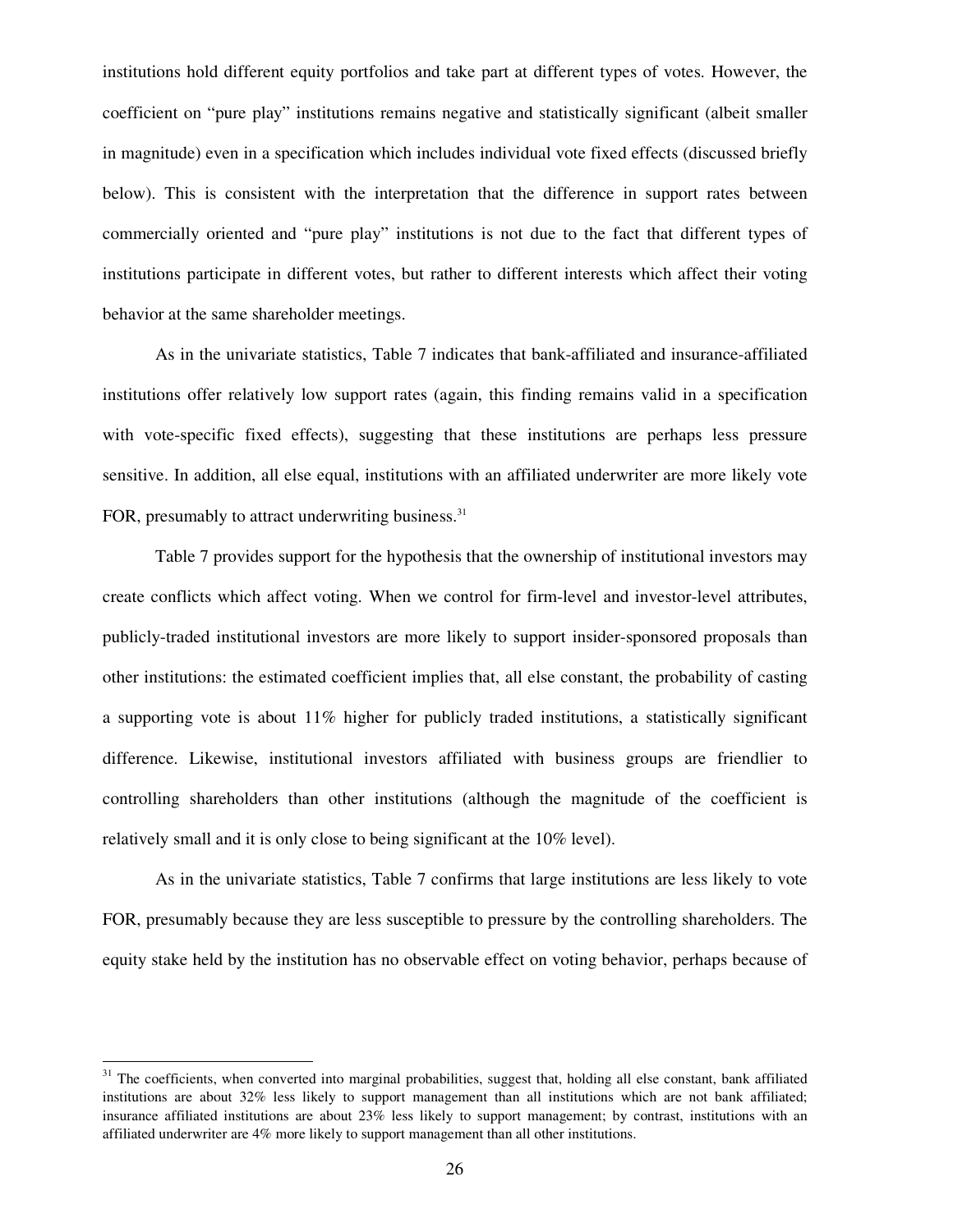institutions hold different equity portfolios and take part at different types of votes. However, the coefficient on "pure play" institutions remains negative and statistically significant (albeit smaller in magnitude) even in a specification which includes individual vote fixed effects (discussed briefly below). This is consistent with the interpretation that the difference in support rates between commercially oriented and "pure play" institutions is not due to the fact that different types of institutions participate in different votes, but rather to different interests which affect their voting behavior at the same shareholder meetings.

As in the univariate statistics, Table 7 indicates that bank-affiliated and insurance-affiliated institutions offer relatively low support rates (again, this finding remains valid in a specification with vote-specific fixed effects), suggesting that these institutions are perhaps less pressure sensitive. In addition, all else equal, institutions with an affiliated underwriter are more likely vote FOR, presumably to attract underwriting business.[31]

Table 7 provides support for the hypothesis that the ownership of institutional investors may create conflicts which affect voting. When we control for firm-level and investor-level attributes, publicly-traded institutional investors are more likely to support insider-sponsored proposals than other institutions: the estimated coefficient implies that, all else constant, the probability of casting a supporting vote is about 11% higher for publicly traded institutions, a statistically significant difference. Likewise, institutional investors affiliated with business groups are friendlier to controlling shareholders than other institutions (although the magnitude of the coefficient is relatively small and it is only close to being significant at the 10% level).

As in the univariate statistics, Table 7 confirms that large institutions are less likely to vote FOR, presumably because they are less susceptible to pressure by the controlling shareholders. The equity stake held by the institution has no observable effect on voting behavior, perhaps because of

[31] The coefficients, when converted into marginal probabilities, suggest that, holding all else constant, bank affiliated institutions are about 32% less likely to support management than all institutions which are not bank affiliated; insurance affiliated institutions are about 23% less likely to support management; by contrast, institutions with an affiliated underwriter are 4% more likely to support management than all other institutions.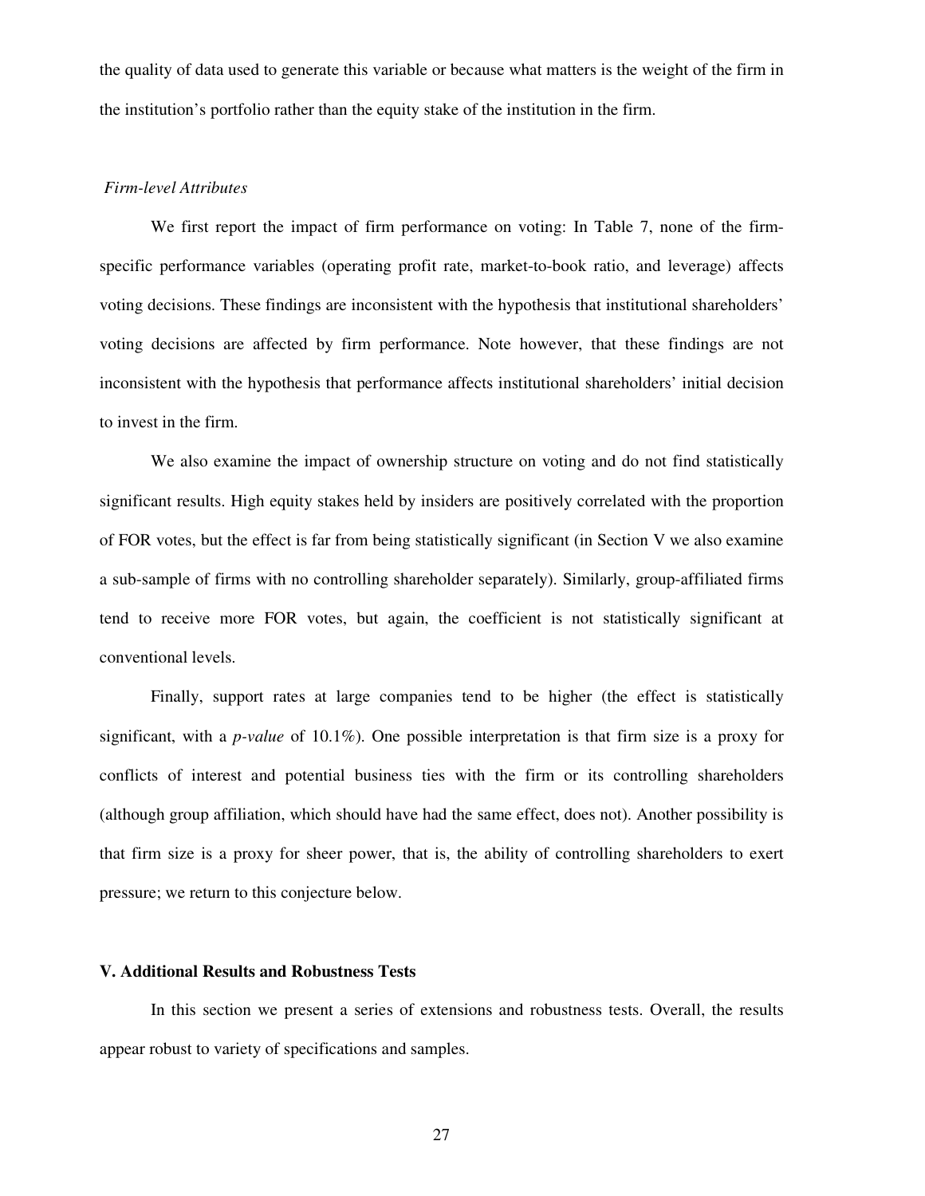the quality of data used to generate this variable or because what matters is the weight of the firm in the institution's portfolio rather than the equity stake of the institution in the firm.

### *Firm-level Attributes*

We first report the impact of firm performance on voting: In Table 7, none of the firm-specific performance variables (operating profit rate, market-to-book ratio, and leverage) affects voting decisions. These findings are inconsistent with the hypothesis that institutional shareholders' voting decisions are affected by firm performance. Note however, that these findings are not inconsistent with the hypothesis that performance affects institutional shareholders' initial decision to invest in the firm.

We also examine the impact of ownership structure on voting and do not find statistically significant results. High equity stakes held by insiders are positively correlated with the proportion of FOR votes, but the effect is far from being statistically significant (in Section V we also examine a sub-sample of firms with no controlling shareholder separately). Similarly, group-affiliated firms tend to receive more FOR votes, but again, the coefficient is not statistically significant at conventional levels.

Finally, support rates at large companies tend to be higher (the effect is statistically significant, with a *p-value* of 10.1%). One possible interpretation is that firm size is a proxy for conflicts of interest and potential business ties with the firm or its controlling shareholders (although group affiliation, which should have had the same effect, does not). Another possibility is that firm size is a proxy for sheer power, that is, the ability of controlling shareholders to exert pressure; we return to this conjecture below.

## V. Additional Results and Robustness Tests

In this section we present a series of extensions and robustness tests. Overall, the results appear robust to variety of specifications and samples.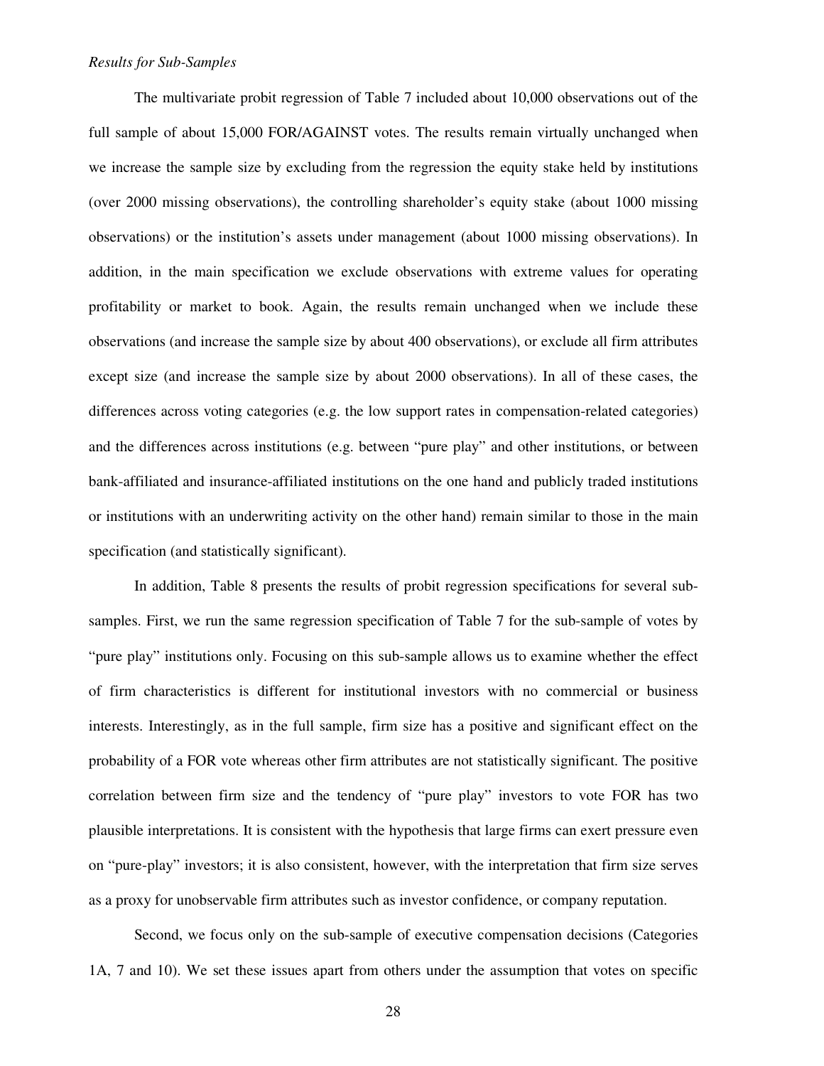*Results for Sub-Samples*

The multivariate probit regression of Table 7 included about 10,000 observations out of the full sample of about 15,000 FOR/AGAINST votes. The results remain virtually unchanged when we increase the sample size by excluding from the regression the equity stake held by institutions (over 2000 missing observations), the controlling shareholder's equity stake (about 1000 missing observations) or the institution's assets under management (about 1000 missing observations). In addition, in the main specification we exclude observations with extreme values for operating profitability or market to book. Again, the results remain unchanged when we include these observations (and increase the sample size by about 400 observations), or exclude all firm attributes except size (and increase the sample size by about 2000 observations). In all of these cases, the differences across voting categories (e.g. the low support rates in compensation-related categories) and the differences across institutions (e.g. between "pure play" and other institutions, or between bank-affiliated and insurance-affiliated institutions on the one hand and publicly traded institutions or institutions with an underwriting activity on the other hand) remain similar to those in the main specification (and statistically significant).

In addition, Table 8 presents the results of probit regression specifications for several sub-samples. First, we run the same regression specification of Table 7 for the sub-sample of votes by "pure play" institutions only. Focusing on this sub-sample allows us to examine whether the effect of firm characteristics is different for institutional investors with no commercial or business interests. Interestingly, as in the full sample, firm size has a positive and significant effect on the probability of a FOR vote whereas other firm attributes are not statistically significant. The positive correlation between firm size and the tendency of "pure play" investors to vote FOR has two plausible interpretations. It is consistent with the hypothesis that large firms can exert pressure even on "pure-play" investors; it is also consistent, however, with the interpretation that firm size serves as a proxy for unobservable firm attributes such as investor confidence, or company reputation.

Second, we focus only on the sub-sample of executive compensation decisions (Categories 1A, 7 and 10). We set these issues apart from others under the assumption that votes on specific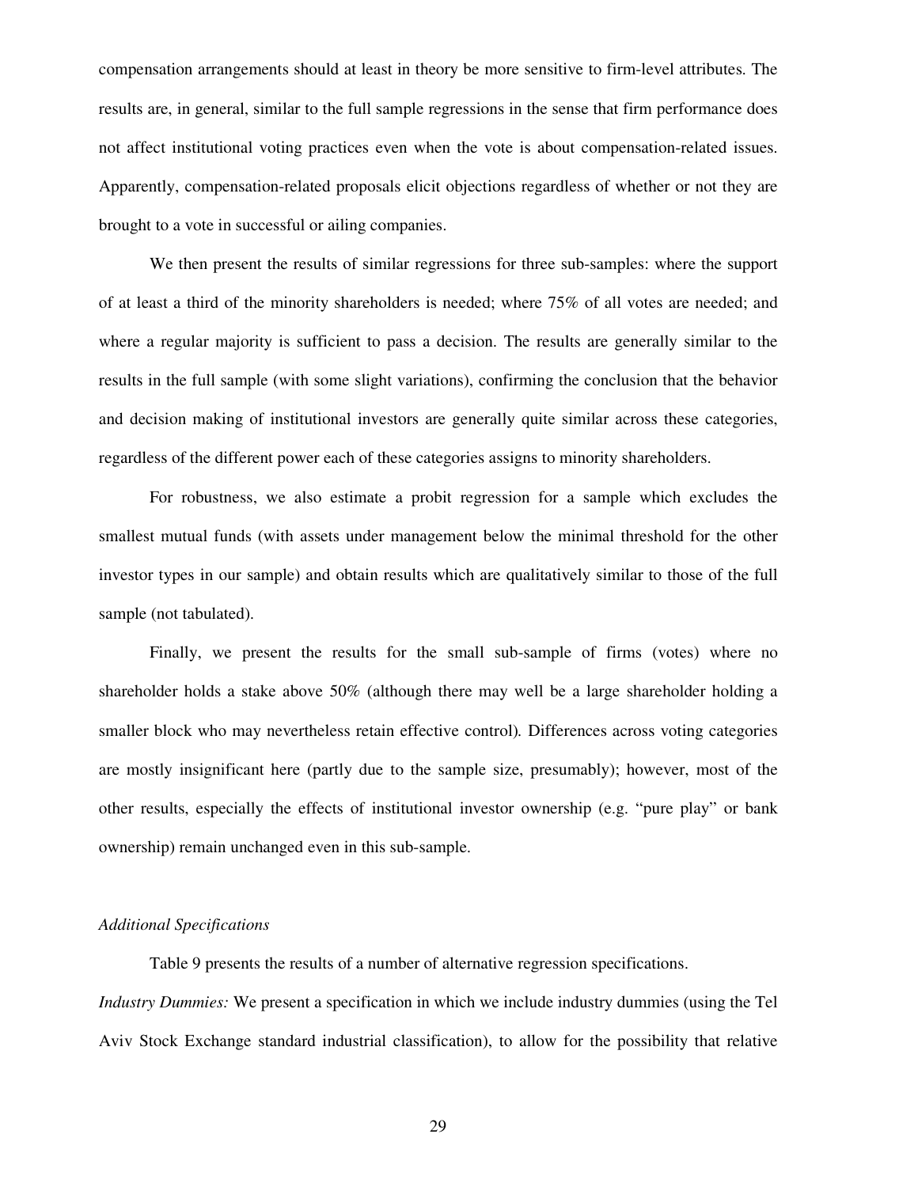compensation arrangements should at least in theory be more sensitive to firm-level attributes. The results are, in general, similar to the full sample regressions in the sense that firm performance does not affect institutional voting practices even when the vote is about compensation-related issues. Apparently, compensation-related proposals elicit objections regardless of whether or not they are brought to a vote in successful or ailing companies.

We then present the results of similar regressions for three sub-samples: where the support of at least a third of the minority shareholders is needed; where 75% of all votes are needed; and where a regular majority is sufficient to pass a decision. The results are generally similar to the results in the full sample (with some slight variations), confirming the conclusion that the behavior and decision making of institutional investors are generally quite similar across these categories, regardless of the different power each of these categories assigns to minority shareholders.

For robustness, we also estimate a probit regression for a sample which excludes the smallest mutual funds (with assets under management below the minimal threshold for the other investor types in our sample) and obtain results which are qualitatively similar to those of the full sample (not tabulated).

Finally, we present the results for the small sub-sample of firms (votes) where no shareholder holds a stake above 50% (although there may well be a large shareholder holding a smaller block who may nevertheless retain effective control). Differences across voting categories are mostly insignificant here (partly due to the sample size, presumably); however, most of the other results, especially the effects of institutional investor ownership (e.g. "pure play" or bank ownership) remain unchanged even in this sub-sample.

*Additional Specifications*

Table 9 presents the results of a number of alternative regression specifications.

*Industry Dummies:* We present a specification in which we include industry dummies (using the Tel Aviv Stock Exchange standard industrial classification), to allow for the possibility that relative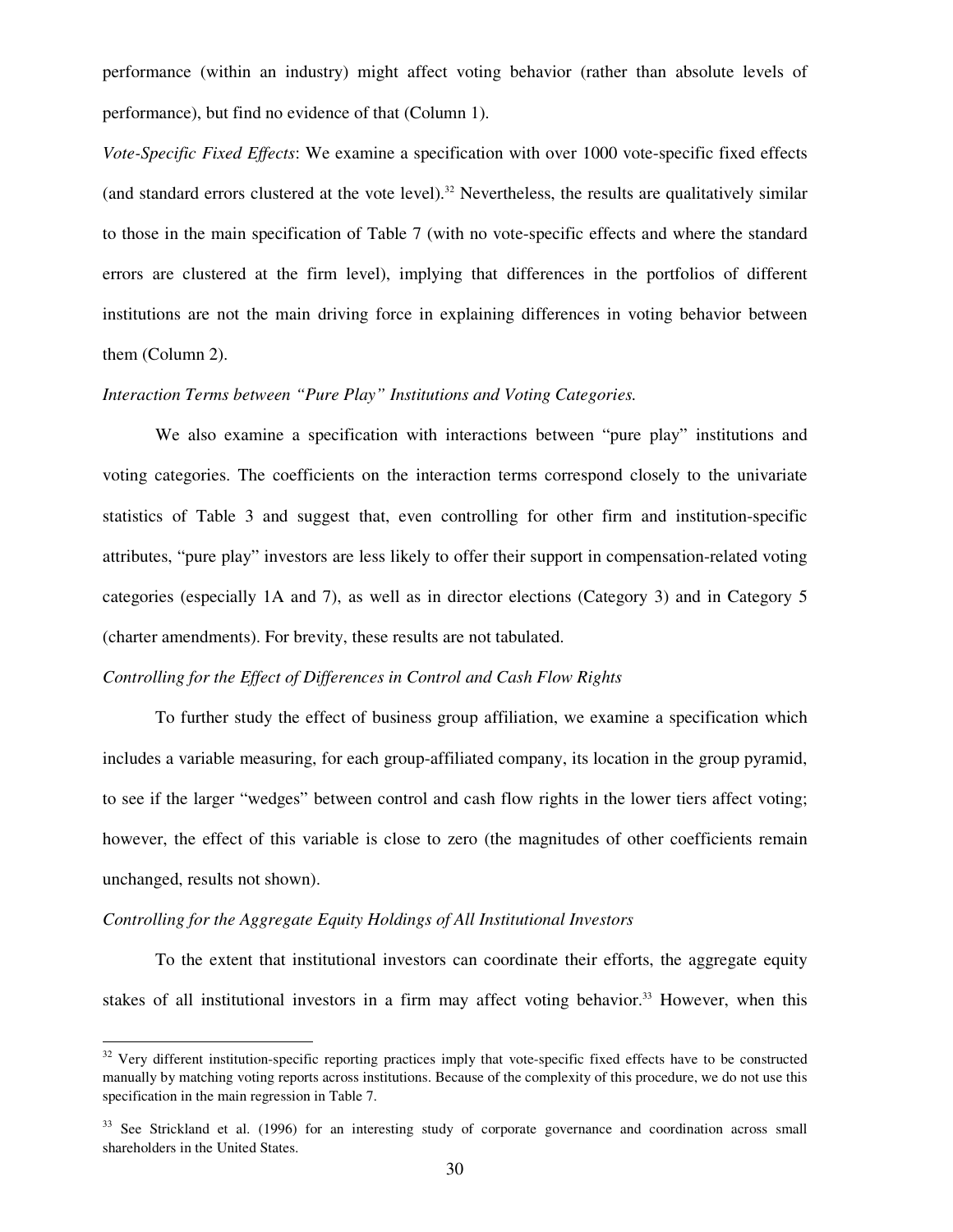performance (within an industry) might affect voting behavior (rather than absolute levels of performance), but find no evidence of that (Column 1).

*Vote-Specific Fixed Effects*: We examine a specification with over 1000 vote-specific fixed effects (and standard errors clustered at the vote level).[32] Nevertheless, the results are qualitatively similar to those in the main specification of Table 7 (with no vote-specific effects and where the standard errors are clustered at the firm level), implying that differences in the portfolios of different institutions are not the main driving force in explaining differences in voting behavior between them (Column 2).

*Interaction Terms between "Pure Play" Institutions and Voting Categories.*

We also examine a specification with interactions between "pure play" institutions and voting categories. The coefficients on the interaction terms correspond closely to the univariate statistics of Table 3 and suggest that, even controlling for other firm and institution-specific attributes, "pure play" investors are less likely to offer their support in compensation-related voting categories (especially 1A and 7), as well as in director elections (Category 3) and in Category 5 (charter amendments). For brevity, these results are not tabulated.

*Controlling for the Effect of Differences in Control and Cash Flow Rights*

To further study the effect of business group affiliation, we examine a specification which includes a variable measuring, for each group-affiliated company, its location in the group pyramid, to see if the larger "wedges" between control and cash flow rights in the lower tiers affect voting; however, the effect of this variable is close to zero (the magnitudes of other coefficients remain unchanged, results not shown).

*Controlling for the Aggregate Equity Holdings of All Institutional Investors*

To the extent that institutional investors can coordinate their efforts, the aggregate equity stakes of all institutional investors in a firm may affect voting behavior.[33] However, when this

---

[32] Very different institution-specific reporting practices imply that vote-specific fixed effects have to be constructed manually by matching voting reports across institutions. Because of the complexity of this procedure, we do not use this specification in the main regression in Table 7.

[33] See Strickland et al. (1996) for an interesting study of corporate governance and coordination across small shareholders in the United States.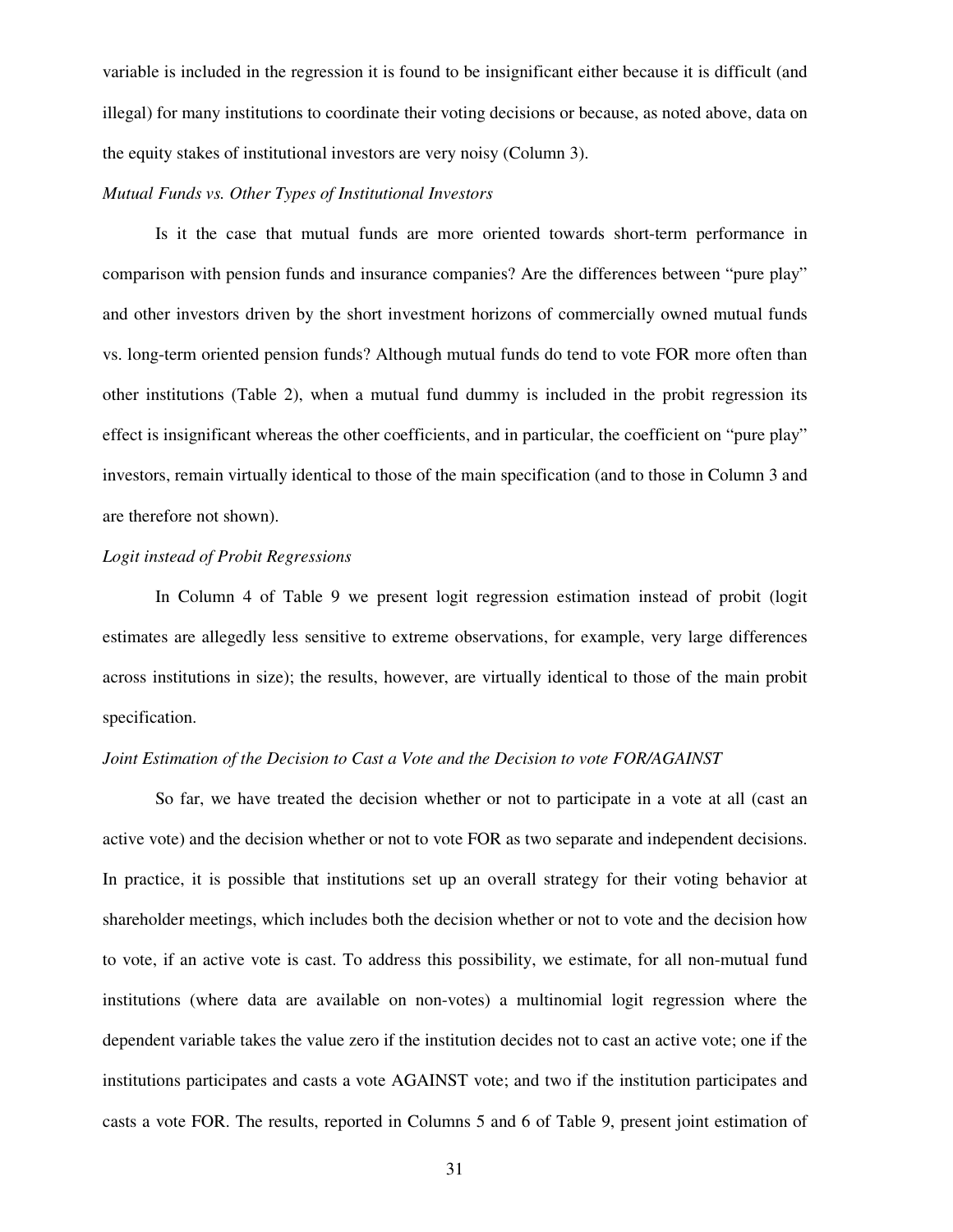variable is included in the regression it is found to be insignificant either because it is difficult (and illegal) for many institutions to coordinate their voting decisions or because, as noted above, data on the equity stakes of institutional investors are very noisy (Column 3).

*Mutual Funds vs. Other Types of Institutional Investors*

Is it the case that mutual funds are more oriented towards short-term performance in comparison with pension funds and insurance companies? Are the differences between "pure play" and other investors driven by the short investment horizons of commercially owned mutual funds vs. long-term oriented pension funds? Although mutual funds do tend to vote FOR more often than other institutions (Table 2), when a mutual fund dummy is included in the probit regression its effect is insignificant whereas the other coefficients, and in particular, the coefficient on "pure play" investors, remain virtually identical to those of the main specification (and to those in Column 3 and are therefore not shown).

*Logit instead of Probit Regressions*

In Column 4 of Table 9 we present logit regression estimation instead of probit (logit estimates are allegedly less sensitive to extreme observations, for example, very large differences across institutions in size); the results, however, are virtually identical to those of the main probit specification.

*Joint Estimation of the Decision to Cast a Vote and the Decision to vote FOR/AGAINST*

So far, we have treated the decision whether or not to participate in a vote at all (cast an active vote) and the decision whether or not to vote FOR as two separate and independent decisions. In practice, it is possible that institutions set up an overall strategy for their voting behavior at shareholder meetings, which includes both the decision whether or not to vote and the decision how to vote, if an active vote is cast. To address this possibility, we estimate, for all non-mutual fund institutions (where data are available on non-votes) a multinomial logit regression where the dependent variable takes the value zero if the institution decides not to cast an active vote; one if the institutions participates and casts a vote AGAINST vote; and two if the institution participates and casts a vote FOR. The results, reported in Columns 5 and 6 of Table 9, present joint estimation of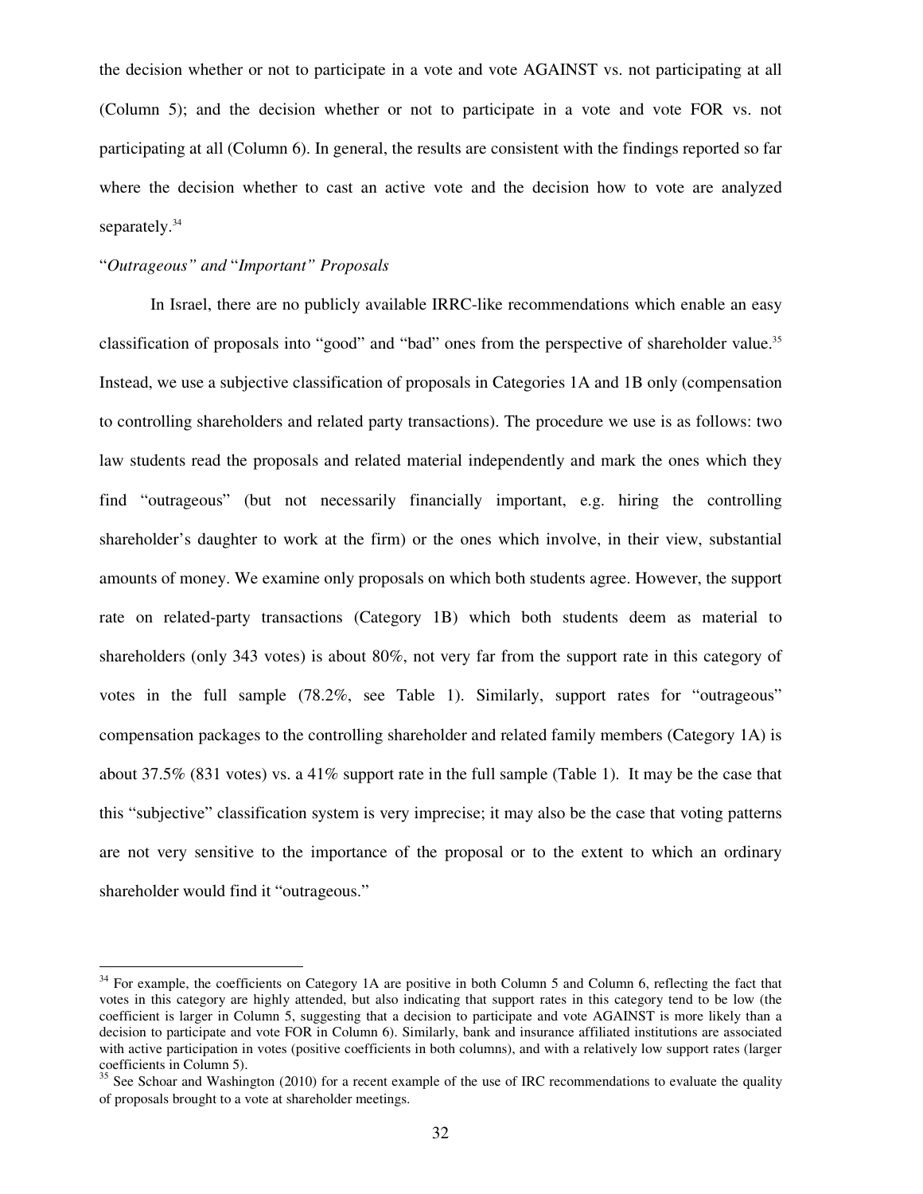the decision whether or not to participate in a vote and vote AGAINST vs. not participating at all (Column 5); and the decision whether or not to participate in a vote and vote FOR vs. not participating at all (Column 6). In general, the results are consistent with the findings reported so far where the decision whether to cast an active vote and the decision how to vote are analyzed separately.[34]

### "*Outrageous" and* "*Important" Proposals*

In Israel, there are no publicly available IRRC-like recommendations which enable an easy classification of proposals into "good" and "bad" ones from the perspective of shareholder value.[35] Instead, we use a subjective classification of proposals in Categories 1A and 1B only (compensation to controlling shareholders and related party transactions). The procedure we use is as follows: two law students read the proposals and related material independently and mark the ones which they find "outrageous" (but not necessarily financially important, e.g. hiring the controlling shareholder's daughter to work at the firm) or the ones which involve, in their view, substantial amounts of money. We examine only proposals on which both students agree. However, the support rate on related-party transactions (Category 1B) which both students deem as material to shareholders (only 343 votes) is about 80%, not very far from the support rate in this category of votes in the full sample (78.2%, see Table 1). Similarly, support rates for "outrageous" compensation packages to the controlling shareholder and related family members (Category 1A) is about 37.5% (831 votes) vs. a 41% support rate in the full sample (Table 1). It may be the case that this "subjective" classification system is very imprecise; it may also be the case that voting patterns are not very sensitive to the importance of the proposal or to the extent to which an ordinary shareholder would find it "outrageous."

---

[34] For example, the coefficients on Category 1A are positive in both Column 5 and Column 6, reflecting the fact that votes in this category are highly attended, but also indicating that support rates in this category tend to be low (the coefficient is larger in Column 5, suggesting that a decision to participate and vote AGAINST is more likely than a decision to participate and vote FOR in Column 6). Similarly, bank and insurance affiliated institutions are associated with active participation in votes (positive coefficients in both columns), and with a relatively low support rates (larger coefficients in Column 5).

[35] See Schoar and Washington (2010) for a recent example of the use of IRC recommendations to evaluate the quality of proposals brought to a vote at shareholder meetings.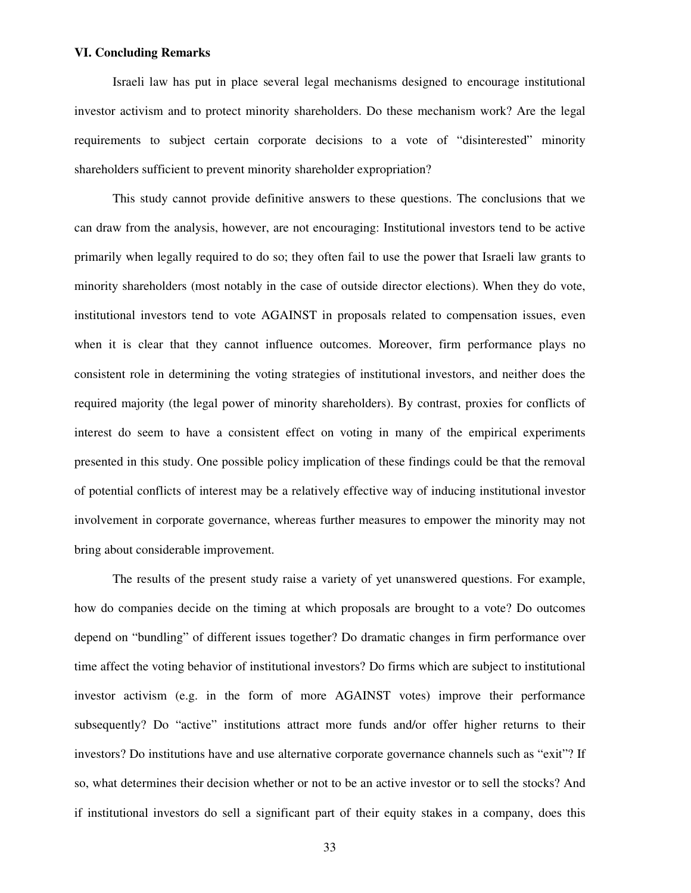## VI. Concluding Remarks

Israeli law has put in place several legal mechanisms designed to encourage institutional investor activism and to protect minority shareholders. Do these mechanism work? Are the legal requirements to subject certain corporate decisions to a vote of "disinterested" minority shareholders sufficient to prevent minority shareholder expropriation?

This study cannot provide definitive answers to these questions. The conclusions that we can draw from the analysis, however, are not encouraging: Institutional investors tend to be active primarily when legally required to do so; they often fail to use the power that Israeli law grants to minority shareholders (most notably in the case of outside director elections). When they do vote, institutional investors tend to vote AGAINST in proposals related to compensation issues, even when it is clear that they cannot influence outcomes. Moreover, firm performance plays no consistent role in determining the voting strategies of institutional investors, and neither does the required majority (the legal power of minority shareholders). By contrast, proxies for conflicts of interest do seem to have a consistent effect on voting in many of the empirical experiments presented in this study. One possible policy implication of these findings could be that the removal of potential conflicts of interest may be a relatively effective way of inducing institutional investor involvement in corporate governance, whereas further measures to empower the minority may not bring about considerable improvement.

The results of the present study raise a variety of yet unanswered questions. For example, how do companies decide on the timing at which proposals are brought to a vote? Do outcomes depend on "bundling" of different issues together? Do dramatic changes in firm performance over time affect the voting behavior of institutional investors? Do firms which are subject to institutional investor activism (e.g. in the form of more AGAINST votes) improve their performance subsequently? Do "active" institutions attract more funds and/or offer higher returns to their investors? Do institutions have and use alternative corporate governance channels such as "exit"? If so, what determines their decision whether or not to be an active investor or to sell the stocks? And if institutional investors do sell a significant part of their equity stakes in a company, does this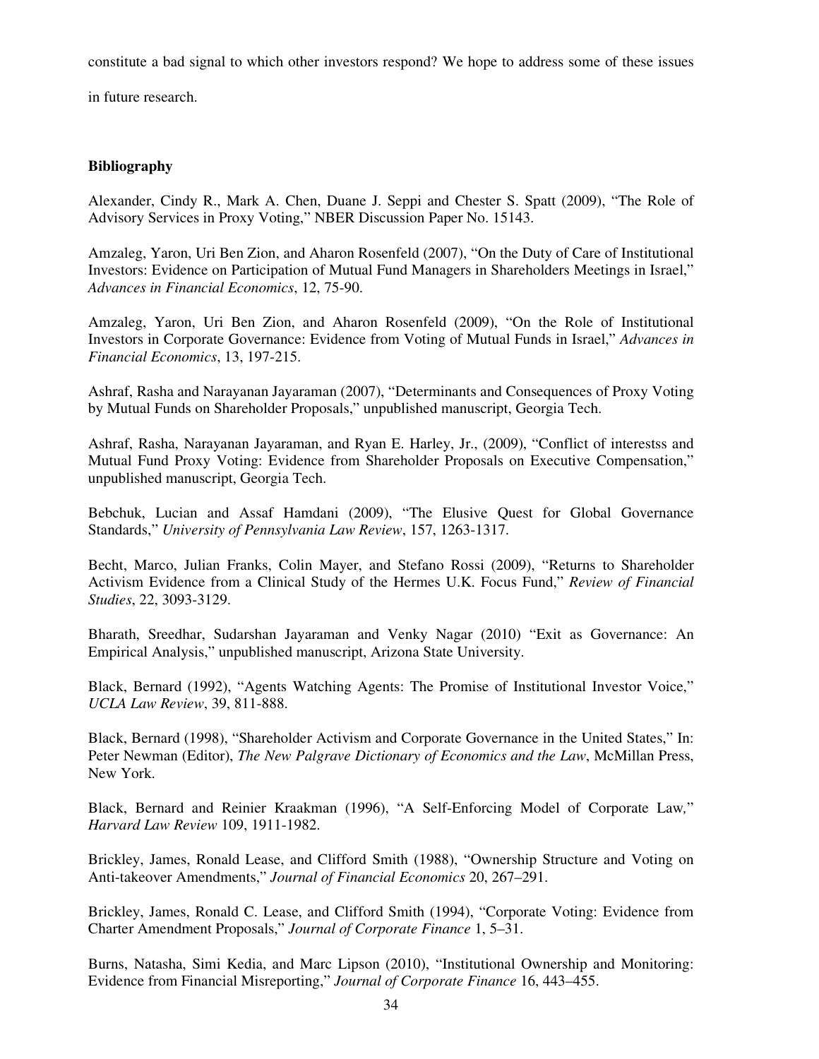constitute a bad signal to which other investors respond? We hope to address some of these issues in future research.

**Bibliography**

Alexander, Cindy R., Mark A. Chen, Duane J. Seppi and Chester S. Spatt (2009), "The Role of Advisory Services in Proxy Voting," NBER Discussion Paper No. 15143.

Amzaleg, Yaron, Uri Ben Zion, and Aharon Rosenfeld (2007), "On the Duty of Care of Institutional Investors: Evidence on Participation of Mutual Fund Managers in Shareholders Meetings in Israel," *Advances in Financial Economics*, 12, 75-90.

Amzaleg, Yaron, Uri Ben Zion, and Aharon Rosenfeld (2009), "On the Role of Institutional Investors in Corporate Governance: Evidence from Voting of Mutual Funds in Israel," *Advances in Financial Economics*, 13, 197-215.

Ashraf, Rasha and Narayanan Jayaraman (2007), "Determinants and Consequences of Proxy Voting by Mutual Funds on Shareholder Proposals," unpublished manuscript, Georgia Tech.

Ashraf, Rasha, Narayanan Jayaraman, and Ryan E. Harley, Jr., (2009), "Conflict of interestss and Mutual Fund Proxy Voting: Evidence from Shareholder Proposals on Executive Compensation," unpublished manuscript, Georgia Tech.

Bebchuk, Lucian and Assaf Hamdani (2009), "The Elusive Quest for Global Governance Standards," *University of Pennsylvania Law Review*, 157, 1263-1317.

Becht, Marco, Julian Franks, Colin Mayer, and Stefano Rossi (2009), "Returns to Shareholder Activism Evidence from a Clinical Study of the Hermes U.K. Focus Fund," *Review of Financial Studies*, 22, 3093-3129.

Bharath, Sreedhar, Sudarshan Jayaraman and Venky Nagar (2010) "Exit as Governance: An Empirical Analysis," unpublished manuscript, Arizona State University.

Black, Bernard (1992), "Agents Watching Agents: The Promise of Institutional Investor Voice," *UCLA Law Review*, 39, 811-888.

Black, Bernard (1998), "Shareholder Activism and Corporate Governance in the United States," In: Peter Newman (Editor), *The New Palgrave Dictionary of Economics and the Law*, McMillan Press, New York.

Black, Bernard and Reinier Kraakman (1996), "A Self-Enforcing Model of Corporate Law," *Harvard Law Review* 109, 1911-1982.

Brickley, James, Ronald Lease, and Clifford Smith (1988), "Ownership Structure and Voting on Anti-takeover Amendments," *Journal of Financial Economics* 20, 267–291.

Brickley, James, Ronald C. Lease, and Clifford Smith (1994), "Corporate Voting: Evidence from Charter Amendment Proposals," *Journal of Corporate Finance* 1, 5–31.

Burns, Natasha, Simi Kedia, and Marc Lipson (2010), "Institutional Ownership and Monitoring: Evidence from Financial Misreporting," *Journal of Corporate Finance* 16, 443–455.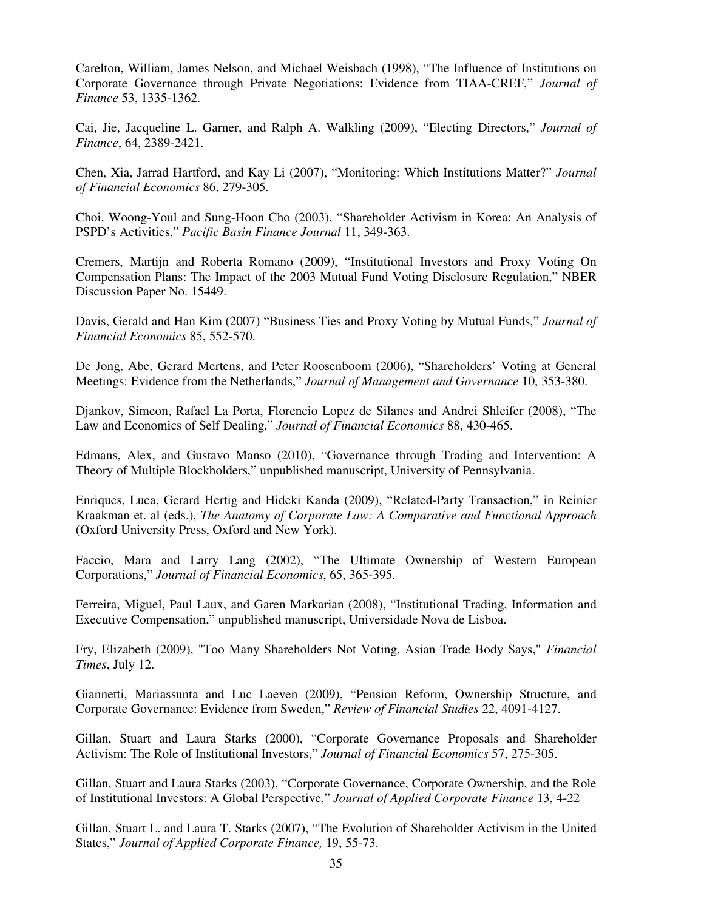Carelton, William, James Nelson, and Michael Weisbach (1998), "The Influence of Institutions on Corporate Governance through Private Negotiations: Evidence from TIAA-CREF," *Journal of Finance* 53, 1335-1362.

Cai, Jie, Jacqueline L. Garner, and Ralph A. Walkling (2009), "Electing Directors," *Journal of Finance*, 64, 2389-2421.

Chen, Xia, Jarrad Hartford, and Kay Li (2007), "Monitoring: Which Institutions Matter?" *Journal of Financial Economics* 86, 279-305.

Choi, Woong-Youl and Sung-Hoon Cho (2003), "Shareholder Activism in Korea: An Analysis of PSPD's Activities," *Pacific Basin Finance Journal* 11, 349-363.

Cremers, Martijn and Roberta Romano (2009), "Institutional Investors and Proxy Voting On Compensation Plans: The Impact of the 2003 Mutual Fund Voting Disclosure Regulation," NBER Discussion Paper No. 15449.

Davis, Gerald and Han Kim (2007) "Business Ties and Proxy Voting by Mutual Funds," *Journal of Financial Economics* 85, 552-570.

De Jong, Abe, Gerard Mertens, and Peter Roosenboom (2006), "Shareholders' Voting at General Meetings: Evidence from the Netherlands," *Journal of Management and Governance* 10, 353-380.

Djankov, Simeon, Rafael La Porta, Florencio Lopez de Silanes and Andrei Shleifer (2008), "The Law and Economics of Self Dealing," *Journal of Financial Economics* 88, 430-465.

Edmans, Alex, and Gustavo Manso (2010), "Governance through Trading and Intervention: A Theory of Multiple Blockholders," unpublished manuscript, University of Pennsylvania.

Enriques, Luca, Gerard Hertig and Hideki Kanda (2009), "Related-Party Transaction," in Reinier Kraakman et. al (eds.), *The Anatomy of Corporate Law: A Comparative and Functional Approach* (Oxford University Press, Oxford and New York).

Faccio, Mara and Larry Lang (2002), "The Ultimate Ownership of Western European Corporations," *Journal of Financial Economics*, 65, 365-395.

Ferreira, Miguel, Paul Laux, and Garen Markarian (2008), "Institutional Trading, Information and Executive Compensation," unpublished manuscript, Universidade Nova de Lisboa.

Fry, Elizabeth (2009), "Too Many Shareholders Not Voting, Asian Trade Body Says," *Financial Times*, July 12.

Giannetti, Mariassunta and Luc Laeven (2009), "Pension Reform, Ownership Structure, and Corporate Governance: Evidence from Sweden," *Review of Financial Studies* 22, 4091-4127.

Gillan, Stuart and Laura Starks (2000), "Corporate Governance Proposals and Shareholder Activism: The Role of Institutional Investors," *Journal of Financial Economics* 57, 275-305.

Gillan, Stuart and Laura Starks (2003), "Corporate Governance, Corporate Ownership, and the Role of Institutional Investors: A Global Perspective," *Journal of Applied Corporate Finance* 13, 4-22

Gillan, Stuart L. and Laura T. Starks (2007), "The Evolution of Shareholder Activism in the United States," *Journal of Applied Corporate Finance,* 19, 55-73.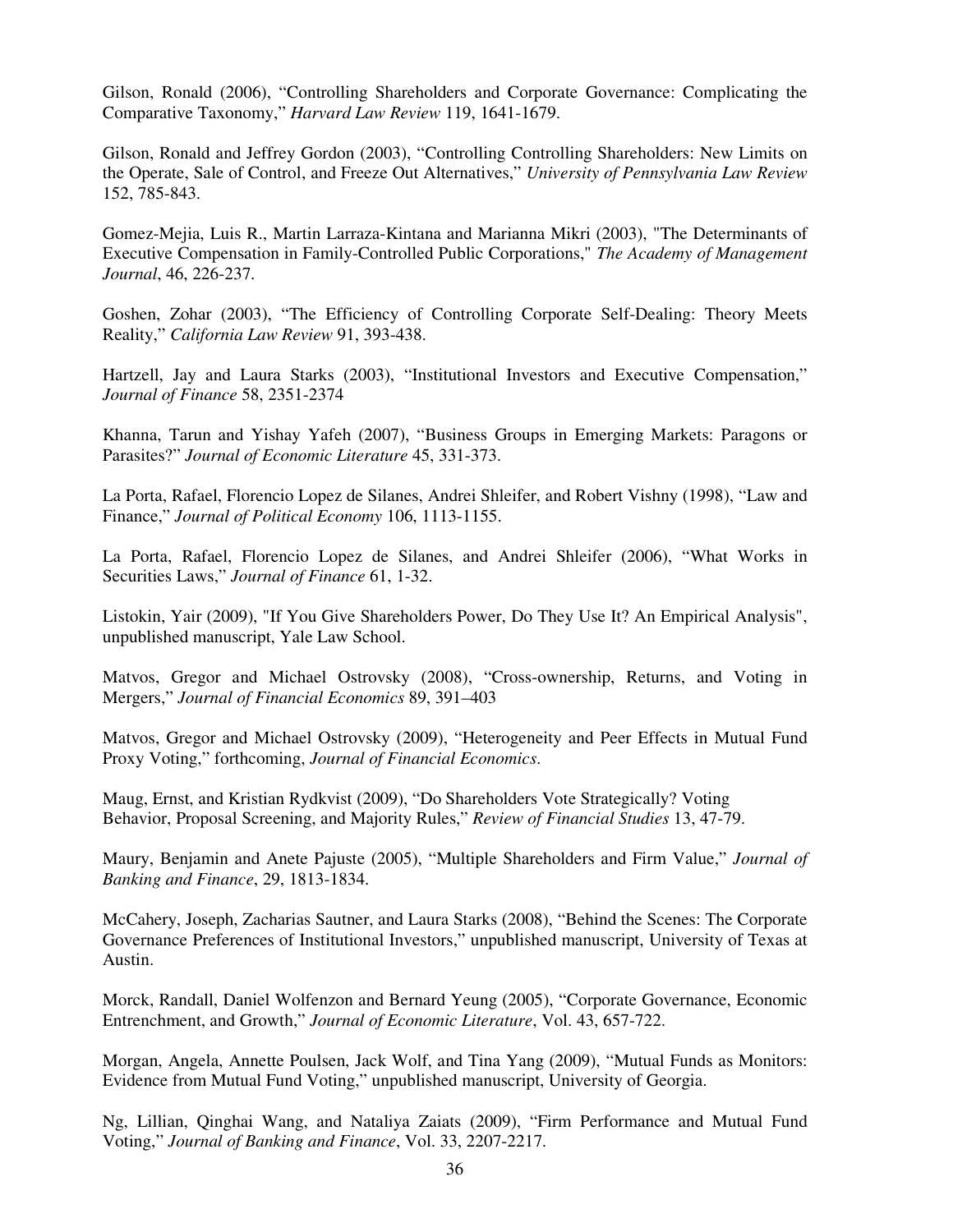Gilson, Ronald (2006), "Controlling Shareholders and Corporate Governance: Complicating the Comparative Taxonomy," *Harvard Law Review* 119, 1641-1679.

Gilson, Ronald and Jeffrey Gordon (2003), "Controlling Controlling Shareholders: New Limits on the Operate, Sale of Control, and Freeze Out Alternatives," *University of Pennsylvania Law Review* 152, 785-843.

Gomez-Mejia, Luis R., Martin Larraza-Kintana and Marianna Mikri (2003), "The Determinants of Executive Compensation in Family-Controlled Public Corporations," *The Academy of Management Journal*, 46, 226-237.

Goshen, Zohar (2003), "The Efficiency of Controlling Corporate Self-Dealing: Theory Meets Reality," *California Law Review* 91, 393-438.

Hartzell, Jay and Laura Starks (2003), "Institutional Investors and Executive Compensation," *Journal of Finance* 58, 2351-2374

Khanna, Tarun and Yishay Yafeh (2007), "Business Groups in Emerging Markets: Paragons or Parasites?" *Journal of Economic Literature* 45, 331-373.

La Porta, Rafael, Florencio Lopez de Silanes, Andrei Shleifer, and Robert Vishny (1998), "Law and Finance," *Journal of Political Economy* 106, 1113-1155.

La Porta, Rafael, Florencio Lopez de Silanes, and Andrei Shleifer (2006), "What Works in Securities Laws," *Journal of Finance* 61, 1-32.

Listokin, Yair (2009), "If You Give Shareholders Power, Do They Use It? An Empirical Analysis", unpublished manuscript, Yale Law School.

Matvos, Gregor and Michael Ostrovsky (2008), "Cross-ownership, Returns, and Voting in Mergers," *Journal of Financial Economics* 89, 391–403

Matvos, Gregor and Michael Ostrovsky (2009), "Heterogeneity and Peer Effects in Mutual Fund Proxy Voting," forthcoming, *Journal of Financial Economics*.

Maug, Ernst, and Kristian Rydkvist (2009), "Do Shareholders Vote Strategically? Voting Behavior, Proposal Screening, and Majority Rules," *Review of Financial Studies* 13, 47-79.

Maury, Benjamin and Anete Pajuste (2005), "Multiple Shareholders and Firm Value," *Journal of Banking and Finance*, 29, 1813-1834.

McCahery, Joseph, Zacharias Sautner, and Laura Starks (2008), "Behind the Scenes: The Corporate Governance Preferences of Institutional Investors," unpublished manuscript, University of Texas at Austin.

Morck, Randall, Daniel Wolfenzon and Bernard Yeung (2005), "Corporate Governance, Economic Entrenchment, and Growth," *Journal of Economic Literature*, Vol. 43, 657-722.

Morgan, Angela, Annette Poulsen, Jack Wolf, and Tina Yang (2009), "Mutual Funds as Monitors: Evidence from Mutual Fund Voting," unpublished manuscript, University of Georgia.

Ng, Lillian, Qinghai Wang, and Nataliya Zaiats (2009), "Firm Performance and Mutual Fund Voting," *Journal of Banking and Finance*, Vol. 33, 2207-2217.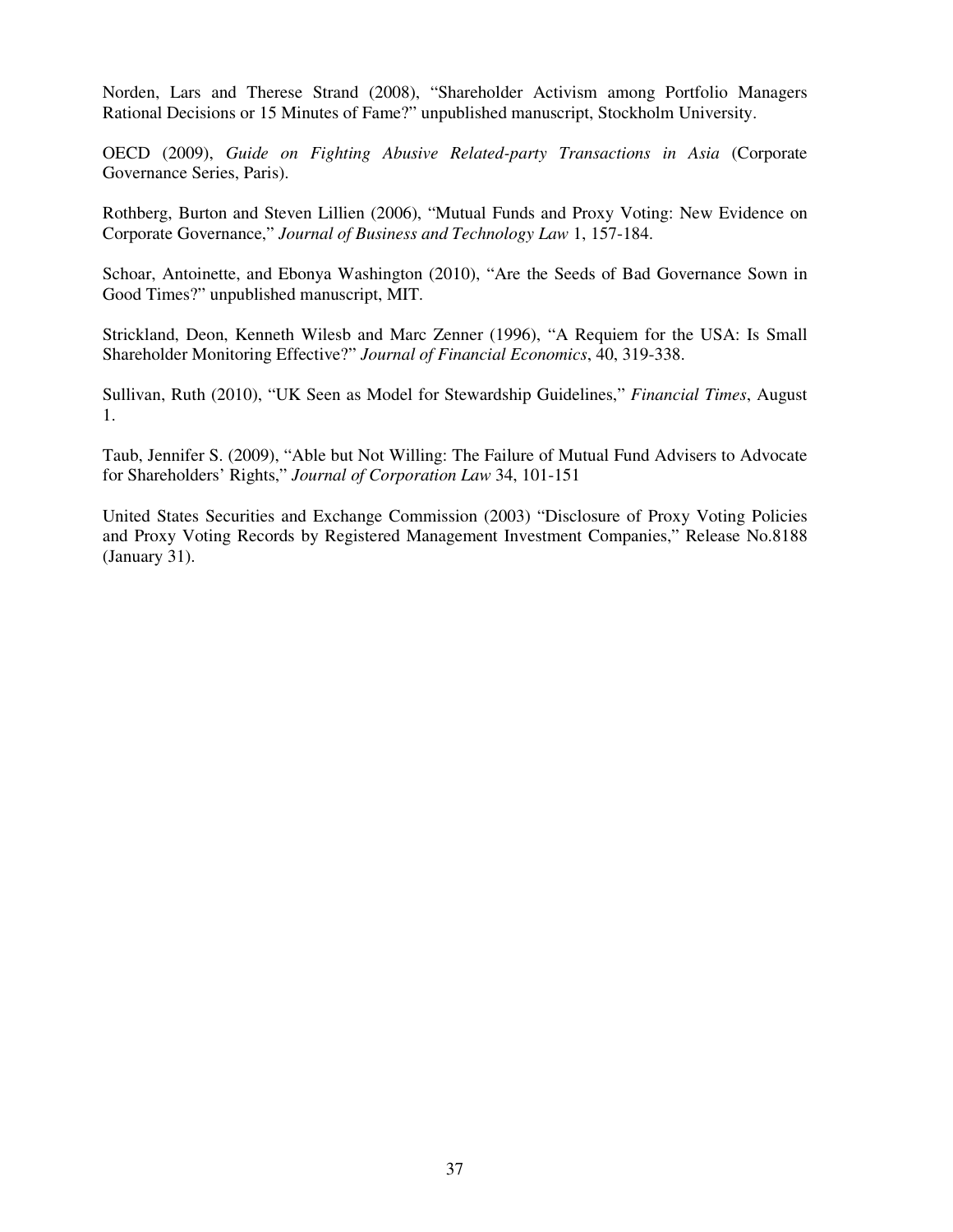Norden, Lars and Therese Strand (2008), "Shareholder Activism among Portfolio Managers Rational Decisions or 15 Minutes of Fame?" unpublished manuscript, Stockholm University.

OECD (2009), *Guide on Fighting Abusive Related-party Transactions in Asia* (Corporate Governance Series, Paris).

Rothberg, Burton and Steven Lillien (2006), "Mutual Funds and Proxy Voting: New Evidence on Corporate Governance," *Journal of Business and Technology Law* 1, 157-184.

Schoar, Antoinette, and Ebonya Washington (2010), "Are the Seeds of Bad Governance Sown in Good Times?" unpublished manuscript, MIT.

Strickland, Deon, Kenneth Wilesb and Marc Zenner (1996), "A Requiem for the USA: Is Small Shareholder Monitoring Effective?" *Journal of Financial Economics*, 40, 319-338.

Sullivan, Ruth (2010), "UK Seen as Model for Stewardship Guidelines," *Financial Times*, August 1.

Taub, Jennifer S. (2009), "Able but Not Willing: The Failure of Mutual Fund Advisers to Advocate for Shareholders' Rights," *Journal of Corporation Law* 34, 101-151

United States Securities and Exchange Commission (2003) "Disclosure of Proxy Voting Policies and Proxy Voting Records by Registered Management Investment Companies," Release No.8188 (January 31).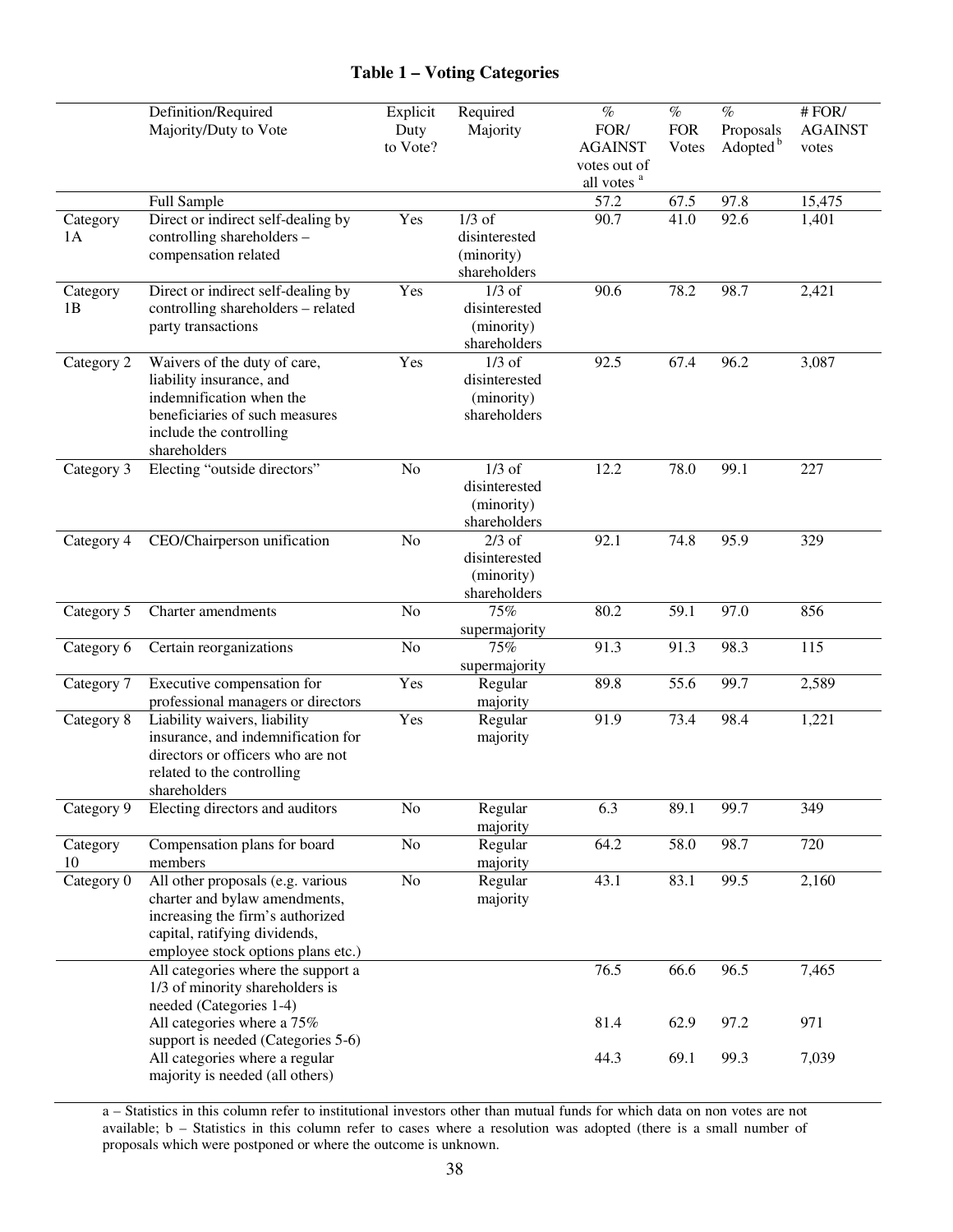## Table 1 – Voting Categories

| | Definition/Required Majority/Duty to Vote | Explicit Duty to Vote? | Required Majority | % FOR/ AGAINST votes out of all votes [a] | % FOR Votes | % Proposals Adopted [b] | # FOR/ AGAINST votes |
|---|---|---|---|---|---|---|---|
| | Full Sample | | | 57.2 | 67.5 | 97.8 | 15,475 |
| Category 1A | Direct or indirect self-dealing by controlling shareholders – compensation related | Yes | 1/3 of disinterested (minority) shareholders | 90.7 | 41.0 | 92.6 | 1,401 |
| Category 1B | Direct or indirect self-dealing by controlling shareholders – related party transactions | Yes | 1/3 of disinterested (minority) shareholders | 90.6 | 78.2 | 98.7 | 2,421 |
| Category 2 | Waivers of the duty of care, liability insurance, and indemnification when the beneficiaries of such measures include the controlling shareholders | Yes | 1/3 of disinterested (minority) shareholders | 92.5 | 67.4 | 96.2 | 3,087 |
| Category 3 | Electing "outside directors" | No | 1/3 of disinterested (minority) shareholders | 12.2 | 78.0 | 99.1 | 227 |
| Category 4 | CEO/Chairperson unification | No | 2/3 of disinterested (minority) shareholders | 92.1 | 74.8 | 95.9 | 329 |
| Category 5 | Charter amendments | No | 75% supermajority | 80.2 | 59.1 | 97.0 | 856 |
| Category 6 | Certain reorganizations | No | 75% supermajority | 91.3 | 91.3 | 98.3 | 115 |
| Category 7 | Executive compensation for professional managers or directors | Yes | Regular majority | 89.8 | 55.6 | 99.7 | 2,589 |
| Category 8 | Liability waivers, liability insurance, and indemnification for directors or officers who are not related to the controlling shareholders | Yes | Regular majority | 91.9 | 73.4 | 98.4 | 1,221 |
| Category 9 | Electing directors and auditors | No | Regular majority | 6.3 | 89.1 | 99.7 | 349 |
| Category 10 | Compensation plans for board members | No | Regular majority | 64.2 | 58.0 | 98.7 | 720 |
| Category 0 | All other proposals (e.g. various charter and bylaw amendments, increasing the firm's authorized capital, ratifying dividends, employee stock options plans etc.) | No | Regular majority | 43.1 | 83.1 | 99.5 | 2,160 |
| | All categories where the support a 1/3 of minority shareholders is needed (Categories 1-4) | | | 76.5 | 66.6 | 96.5 | 7,465 |
| | All categories where a 75% support is needed (Categories 5-6) | | | 81.4 | 62.9 | 97.2 | 971 |
| | All categories where a regular majority is needed (all others) | | | 44.3 | 69.1 | 99.3 | 7,039 |

a – Statistics in this column refer to institutional investors other than mutual funds for which data on non votes are not available; b – Statistics in this column refer to cases where a resolution was adopted (there is a small number of proposals which were postponed or where the outcome is unknown.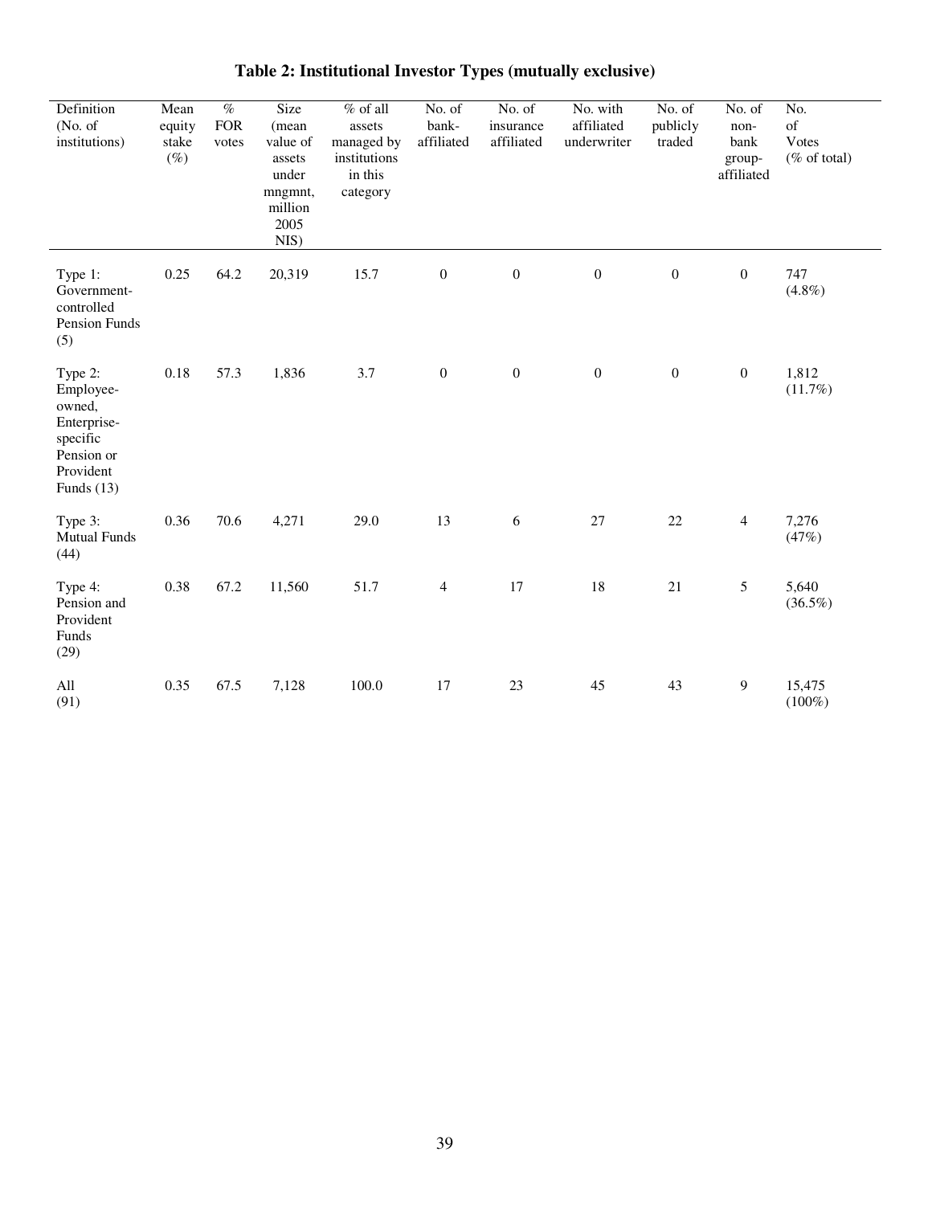# Table 2: Institutional Investor Types (mutually exclusive)

| Definition (No. of institutions) | Mean equity stake (%) | % FOR votes | Size (mean value of assets under mngmnt, million 2005 NIS) | % of all assets managed by institutions in this category | No. of bank-affiliated | No. of insurance affiliated | No. with affiliated underwriter | No. of publicly traded | No. of non-bank group-affiliated | No. of Votes (% of total) |
|---|---|---|---|---|---|---|---|---|---|---|
| Type 1: Government-controlled Pension Funds (5) | 0.25 | 64.2 | 20,319 | 15.7 | 0 | 0 | 0 | 0 | 0 | 747 (4.8%) |
| Type 2: Employee-owned, Enterprise-specific Pension or Provident Funds (13) | 0.18 | 57.3 | 1,836 | 3.7 | 0 | 0 | 0 | 0 | 0 | 1,812 (11.7%) |
| Type 3: Mutual Funds (44) | 0.36 | 70.6 | 4,271 | 29.0 | 13 | 6 | 27 | 22 | 4 | 7,276 (47%) |
| Type 4: Pension and Provident Funds (29) | 0.38 | 67.2 | 11,560 | 51.7 | 4 | 17 | 18 | 21 | 5 | 5,640 (36.5%) |
| All (91) | 0.35 | 67.5 | 7,128 | 100.0 | 17 | 23 | 45 | 43 | 9 | 15,475 (100%) |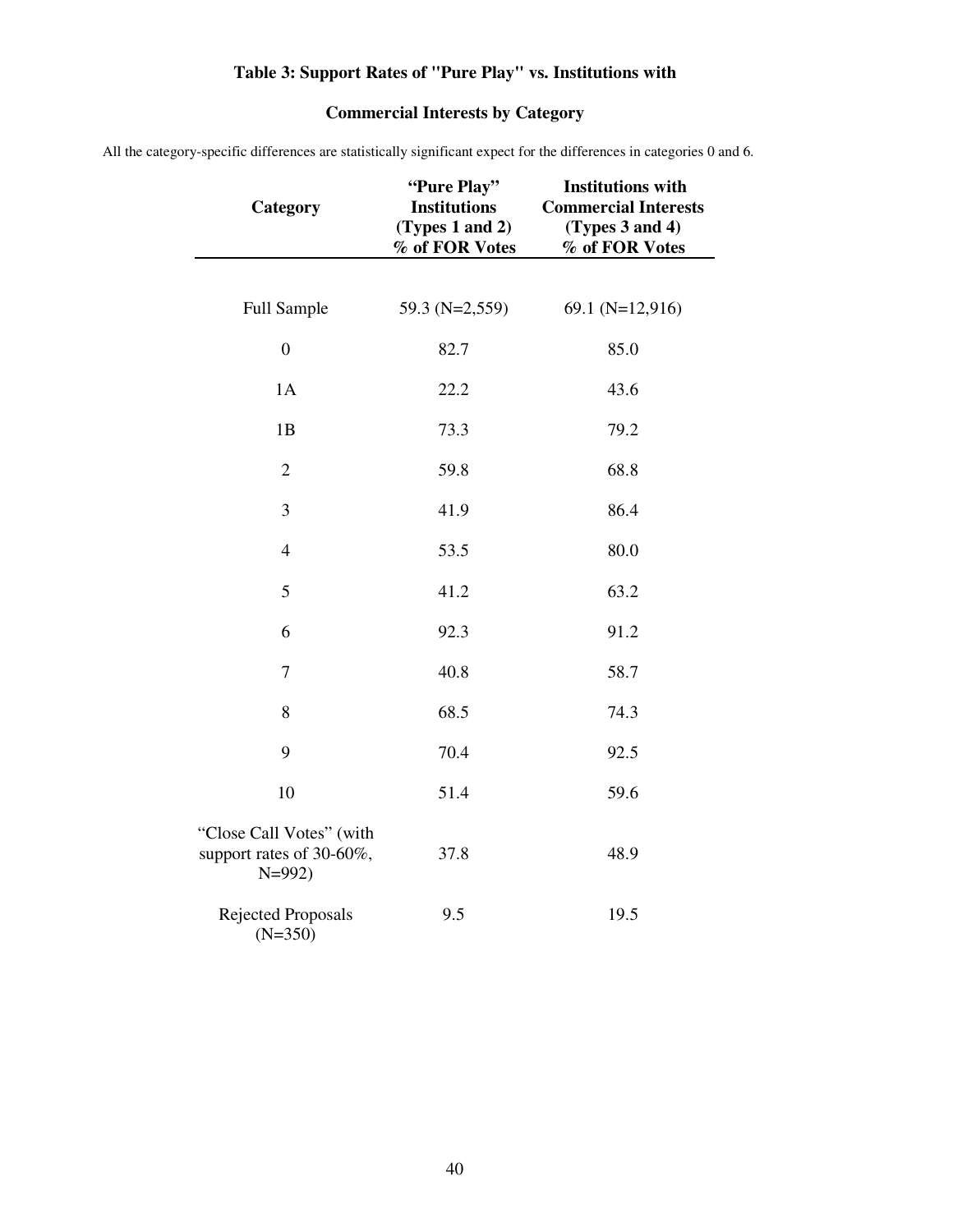# Table 3: Support Rates of "Pure Play" vs. Institutions with Commercial Interests by Category

All the category-specific differences are statistically significant expect for the differences in categories 0 and 6.

| Category | "Pure Play" Institutions (Types 1 and 2) % of FOR Votes | Institutions with Commercial Interests (Types 3 and 4) % of FOR Votes |
|---|---|---|
| Full Sample | 59.3 (N=2,559) | 69.1 (N=12,916) |
| 0 | 82.7 | 85.0 |
| 1A | 22.2 | 43.6 |
| 1B | 73.3 | 79.2 |
| 2 | 59.8 | 68.8 |
| 3 | 41.9 | 86.4 |
| 4 | 53.5 | 80.0 |
| 5 | 41.2 | 63.2 |
| 6 | 92.3 | 91.2 |
| 7 | 40.8 | 58.7 |
| 8 | 68.5 | 74.3 |
| 9 | 70.4 | 92.5 |
| 10 | 51.4 | 59.6 |
| "Close Call Votes" (with support rates of 30-60%, N=992) | 37.8 | 48.9 |
| Rejected Proposals (N=350) | 9.5 | 19.5 |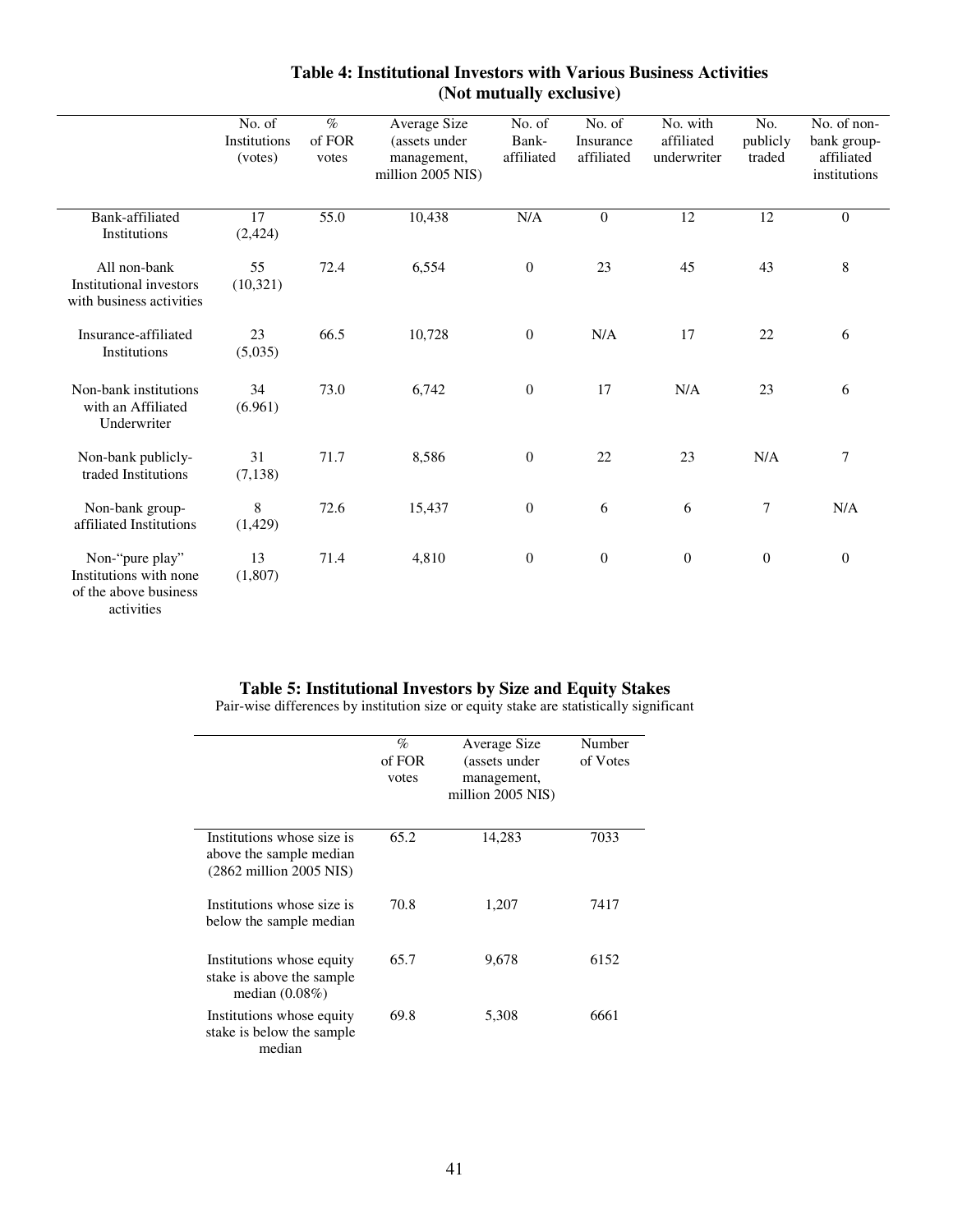**Table 4: Institutional Investors with Various Business Activities (Not mutually exclusive)**

| | No. of Institutions (votes) | % of FOR votes | Average Size (assets under management, million 2005 NIS) | No. of Bank-affiliated | No. of Insurance affiliated | No. with affiliated underwriter | No. publicly traded | No. of non-bank group-affiliated institutions |
|---|---|---|---|---|---|---|---|---|
| Bank-affiliated Institutions | 17 (2,424) | 55.0 | 10,438 | N/A | 0 | 12 | 12 | 0 |
| All non-bank Institutional investors with business activities | 55 (10,321) | 72.4 | 6,554 | 0 | 23 | 45 | 43 | 8 |
| Insurance-affiliated Institutions | 23 (5,035) | 66.5 | 10,728 | 0 | N/A | 17 | 22 | 6 |
| Non-bank institutions with an Affiliated Underwriter | 34 (6.961) | 73.0 | 6,742 | 0 | 17 | N/A | 23 | 6 |
| Non-bank publicly-traded Institutions | 31 (7,138) | 71.7 | 8,586 | 0 | 22 | 23 | N/A | 7 |
| Non-bank group-affiliated Institutions | 8 (1,429) | 72.6 | 15,437 | 0 | 6 | 6 | 7 | N/A |
| Non-"pure play" Institutions with none of the above business activities | 13 (1,807) | 71.4 | 4,810 | 0 | 0 | 0 | 0 | 0 |

**Table 5: Institutional Investors by Size and Equity Stakes**

Pair-wise differences by institution size or equity stake are statistically significant

| | % of FOR votes | Average Size (assets under management, million 2005 NIS) | Number of Votes |
|---|---|---|---|
| Institutions whose size is above the sample median (2862 million 2005 NIS) | 65.2 | 14,283 | 7033 |
| Institutions whose size is below the sample median | 70.8 | 1,207 | 7417 |
| Institutions whose equity stake is above the sample median (0.08%) | 65.7 | 9,678 | 6152 |
| Institutions whose equity stake is below the sample median | 69.8 | 5,308 | 6661 |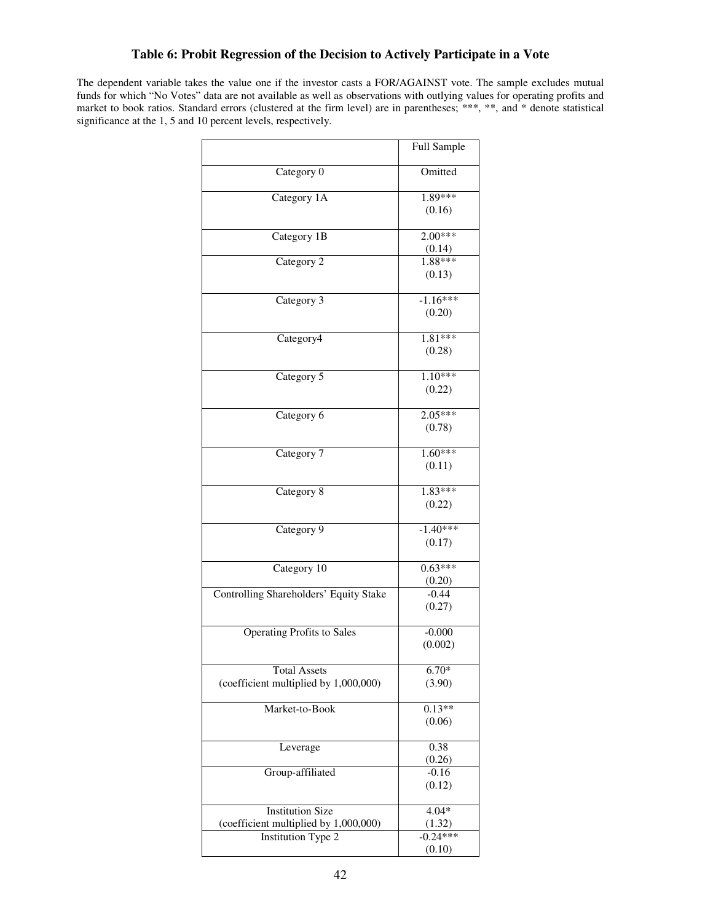**Table 6: Probit Regression of the Decision to Actively Participate in a Vote**

The dependent variable takes the value one if the investor casts a FOR/AGAINST vote. The sample excludes mutual funds for which "No Votes" data are not available as well as observations with outlying values for operating profits and market to book ratios. Standard errors (clustered at the firm level) are in parentheses; ***, **, and * denote statistical significance at the 1, 5 and 10 percent levels, respectively.

| | Full Sample |
|---|---|
| Category 0 | Omitted |
| Category 1A | 1.89*** (0.16) |
| Category 1B | 2.00*** (0.14) |
| Category 2 | 1.88*** (0.13) |
| Category 3 | -1.16*** (0.20) |
| Category4 | 1.81*** (0.28) |
| Category 5 | 1.10*** (0.22) |
| Category 6 | 2.05*** (0.78) |
| Category 7 | 1.60*** (0.11) |
| Category 8 | 1.83*** (0.22) |
| Category 9 | -1.40*** (0.17) |
| Category 10 | 0.63*** (0.20) |
| Controlling Shareholders' Equity Stake | -0.44 (0.27) |
| Operating Profits to Sales | -0.000 (0.002) |
| Total Assets (coefficient multiplied by 1,000,000) | 6.70* (3.90) |
| Market-to-Book | 0.13** (0.06) |
| Leverage | 0.38 (0.26) |
| Group-affiliated | -0.16 (0.12) |
| Institution Size (coefficient multiplied by 1,000,000) | 4.04* (1.32) |
| Institution Type 2 | -0.24*** (0.10) |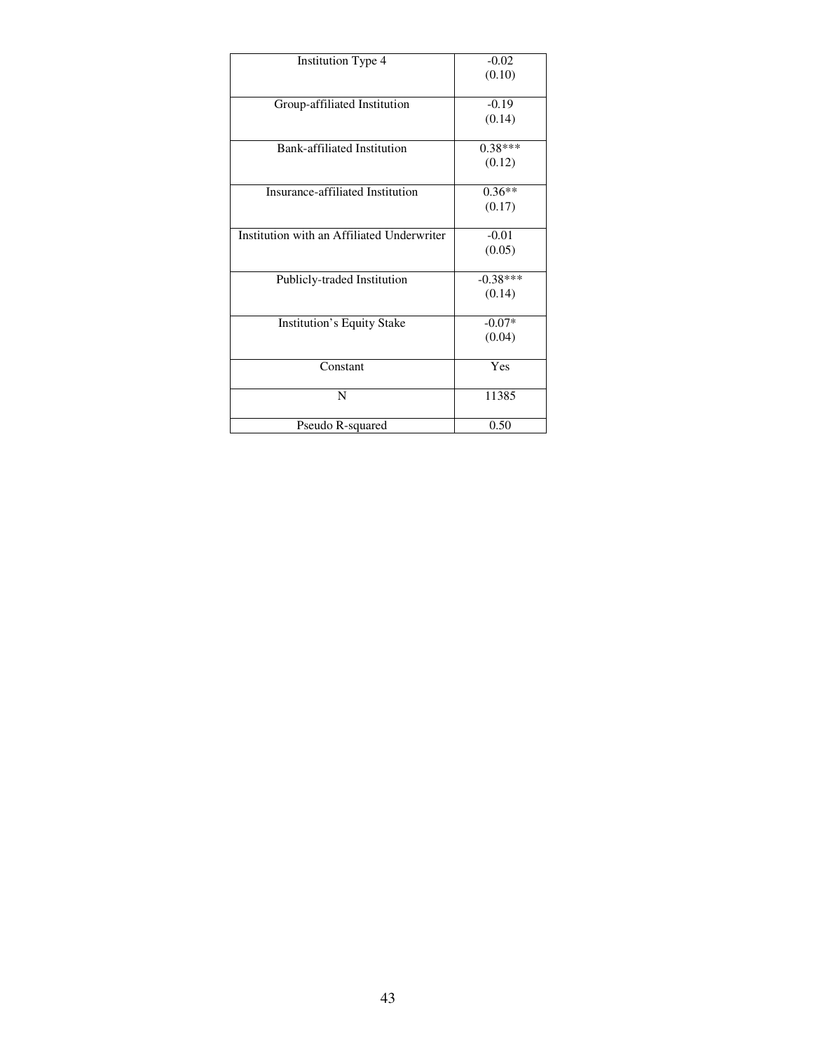| | |
|---|---|
| Institution Type 4 | -0.02<br>(0.10) |
| Group-affiliated Institution | -0.19<br>(0.14) |
| Bank-affiliated Institution | 0.38***<br>(0.12) |
| Insurance-affiliated Institution | 0.36**<br>(0.17) |
| Institution with an Affiliated Underwriter | -0.01<br>(0.05) |
| Publicly-traded Institution | -0.38***<br>(0.14) |
| Institution's Equity Stake | -0.07*<br>(0.04) |
| Constant | Yes |
| N | 11385 |
| Pseudo R-squared | 0.50 |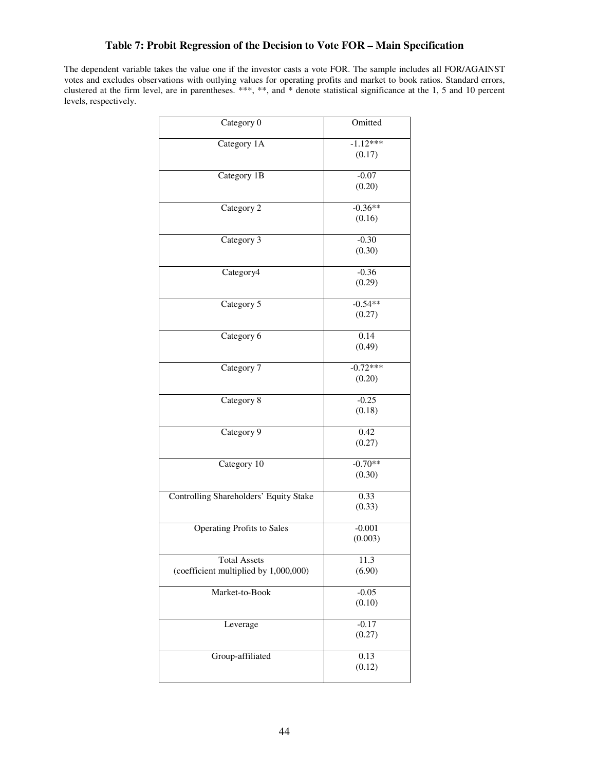## Table 7: Probit Regression of the Decision to Vote FOR – Main Specification

The dependent variable takes the value one if the investor casts a vote FOR. The sample includes all FOR/AGAINST votes and excludes observations with outlying values for operating profits and market to book ratios. Standard errors, clustered at the firm level, are in parentheses. ***, **, and * denote statistical significance at the 1, 5 and 10 percent levels, respectively.

| Category 0 | Omitted |
|---|---|
| Category 1A | -1.12***<br>(0.17) |
| Category 1B | -0.07<br>(0.20) |
| Category 2 | -0.36**<br>(0.16) |
| Category 3 | -0.30<br>(0.30) |
| Category4 | -0.36<br>(0.29) |
| Category 5 | -0.54**<br>(0.27) |
| Category 6 | 0.14<br>(0.49) |
| Category 7 | -0.72***<br>(0.20) |
| Category 8 | -0.25<br>(0.18) |
| Category 9 | 0.42<br>(0.27) |
| Category 10 | -0.70**<br>(0.30) |
| Controlling Shareholders' Equity Stake | 0.33<br>(0.33) |
| Operating Profits to Sales | -0.001<br>(0.003) |
| Total Assets<br>(coefficient multiplied by 1,000,000) | 11.3<br>(6.90) |
| Market-to-Book | -0.05<br>(0.10) |
| Leverage | -0.17<br>(0.27) |
| Group-affiliated | 0.13<br>(0.12) |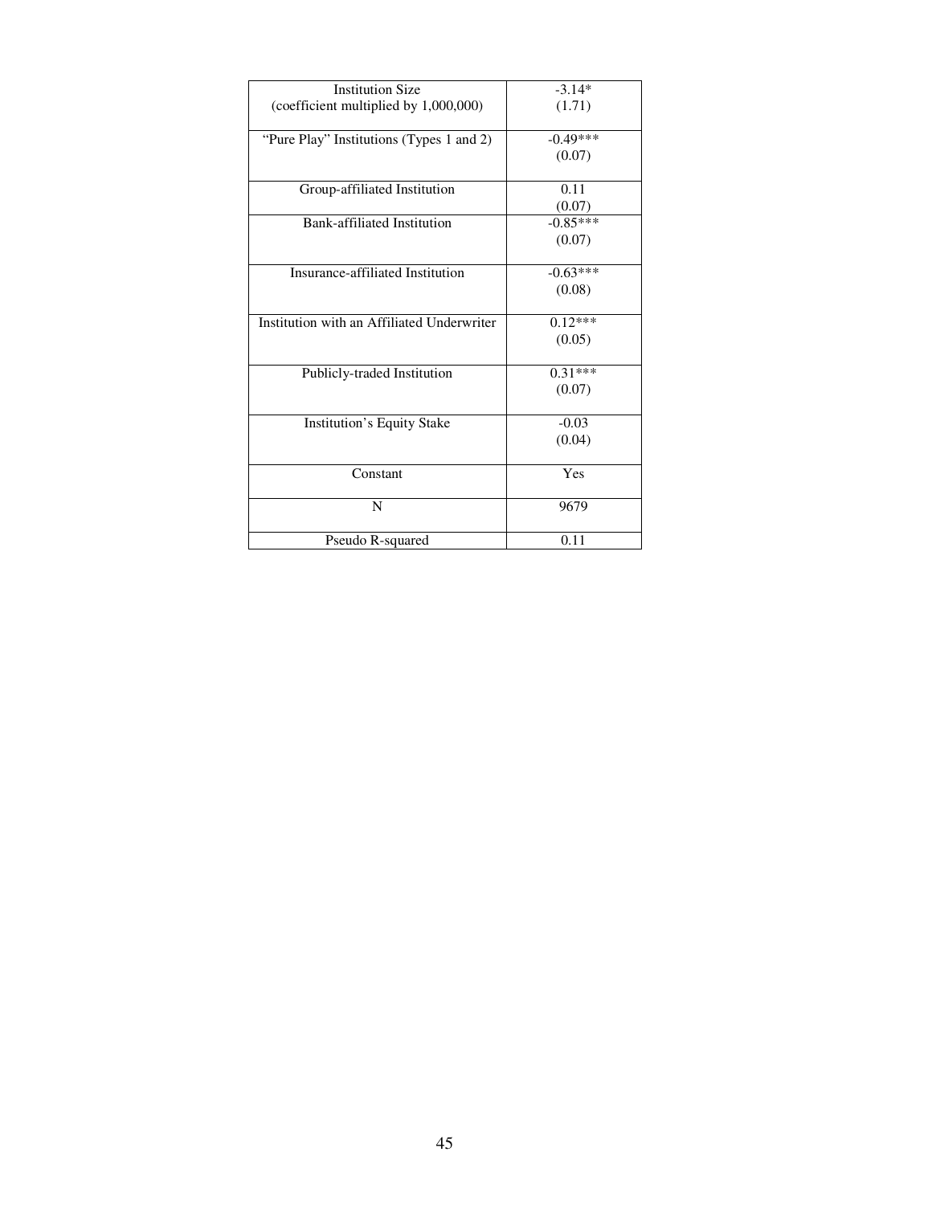| | |
|---|---|
| Institution Size (coefficient multiplied by 1,000,000) | -3.14* (1.71) |
| "Pure Play" Institutions (Types 1 and 2) | -0.49*** (0.07) |
| Group-affiliated Institution | 0.11 (0.07) |
| Bank-affiliated Institution | -0.85*** (0.07) |
| Insurance-affiliated Institution | -0.63*** (0.08) |
| Institution with an Affiliated Underwriter | 0.12*** (0.05) |
| Publicly-traded Institution | 0.31*** (0.07) |
| Institution's Equity Stake | -0.03 (0.04) |
| Constant | Yes |
| N | 9679 |
| Pseudo R-squared | 0.11 |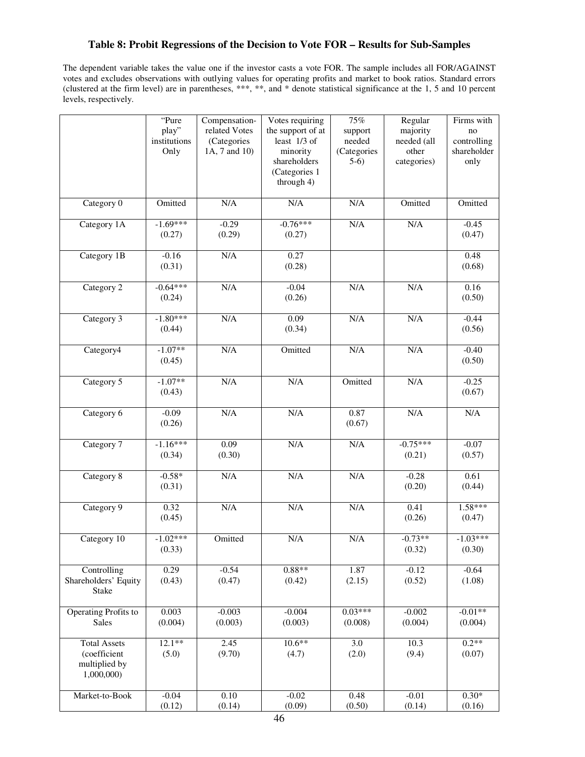**Table 8: Probit Regressions of the Decision to Vote FOR – Results for Sub-Samples**

The dependent variable takes the value one if the investor casts a vote FOR. The sample includes all FOR/AGAINST votes and excludes observations with outlying values for operating profits and market to book ratios. Standard errors (clustered at the firm level) are in parentheses, ***, **, and * denote statistical significance at the 1, 5 and 10 percent levels, respectively.

| | "Pure play" institutions Only | Compensation-related Votes (Categories 1A, 7 and 10) | Votes requiring the support of at least 1/3 of minority shareholders (Categories 1 through 4) | 75% support needed (Categories 5-6) | Regular majority needed (all other categories) | Firms with no controlling shareholder only |
|---|---|---|---|---|---|---|
| Category 0 | Omitted | N/A | N/A | N/A | Omitted | Omitted |
| Category 1A | -1.69*** (0.27) | -0.29 (0.29) | -0.76*** (0.27) | N/A | N/A | -0.45 (0.47) |
| Category 1B | -0.16 (0.31) | N/A | 0.27 (0.28) | | | 0.48 (0.68) |
| Category 2 | -0.64*** (0.24) | N/A | -0.04 (0.26) | N/A | N/A | 0.16 (0.50) |
| Category 3 | -1.80*** (0.44) | N/A | 0.09 (0.34) | N/A | N/A | -0.44 (0.56) |
| Category4 | -1.07** (0.45) | N/A | Omitted | N/A | N/A | -0.40 (0.50) |
| Category 5 | -1.07** (0.43) | N/A | N/A | Omitted | N/A | -0.25 (0.67) |
| Category 6 | -0.09 (0.26) | N/A | N/A | 0.87 (0.67) | N/A | N/A |
| Category 7 | -1.16*** (0.34) | 0.09 (0.30) | N/A | N/A | -0.75*** (0.21) | -0.07 (0.57) |
| Category 8 | -0.58* (0.31) | N/A | N/A | N/A | -0.28 (0.20) | 0.61 (0.44) |
| Category 9 | 0.32 (0.45) | N/A | N/A | N/A | 0.41 (0.26) | 1.58*** (0.47) |
| Category 10 | -1.02*** (0.33) | Omitted | N/A | N/A | -0.73** (0.32) | -1.03*** (0.30) |
| Controlling Shareholders' Equity Stake | 0.29 (0.43) | -0.54 (0.47) | 0.88** (0.42) | 1.87 (2.15) | -0.12 (0.52) | -0.64 (1.08) |
| Operating Profits to Sales | 0.003 (0.004) | -0.003 (0.003) | -0.004 (0.003) | 0.03*** (0.008) | -0.002 (0.004) | -0.01** (0.004) |
| Total Assets (coefficient multiplied by 1,000,000) | 12.1** (5.0) | 2.45 (9.70) | 10.6** (4.7) | 3.0 (2.0) | 10.3 (9.4) | 0.2** (0.07) |
| Market-to-Book | -0.04 (0.12) | 0.10 (0.14) | -0.02 (0.09) | 0.48 (0.50) | -0.01 (0.14) | 0.30* (0.16) |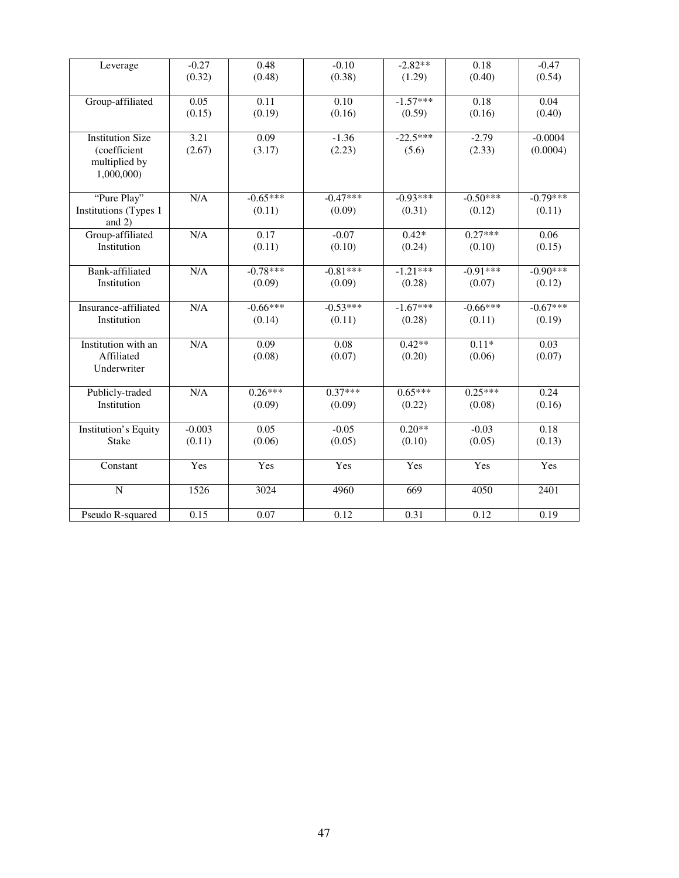| Leverage | -0.27<br>(0.32) | 0.48<br>(0.48) | -0.10<br>(0.38) | -2.82**<br>(1.29) | 0.18<br>(0.40) | -0.47<br>(0.54) |
|---|---|---|---|---|---|---|
| Group-affiliated | 0.05<br>(0.15) | 0.11<br>(0.19) | 0.10<br>(0.16) | -1.57***<br>(0.59) | 0.18<br>(0.16) | 0.04<br>(0.40) |
| Institution Size (coefficient multiplied by 1,000,000) | 3.21<br>(2.67) | 0.09<br>(3.17) | -1.36<br>(2.23) | -22.5***<br>(5.6) | -2.79<br>(2.33) | -0.0004<br>(0.0004) |
| "Pure Play" Institutions (Types 1 and 2) | N/A | -0.65***<br>(0.11) | -0.47***<br>(0.09) | -0.93***<br>(0.31) | -0.50***<br>(0.12) | -0.79***<br>(0.11) |
| Group-affiliated Institution | N/A | 0.17<br>(0.11) | -0.07<br>(0.10) | 0.42*<br>(0.24) | 0.27***<br>(0.10) | 0.06<br>(0.15) |
| Bank-affiliated Institution | N/A | -0.78***<br>(0.09) | -0.81***<br>(0.09) | -1.21***<br>(0.28) | -0.91***<br>(0.07) | -0.90***<br>(0.12) |
| Insurance-affiliated Institution | N/A | -0.66***<br>(0.14) | -0.53***<br>(0.11) | -1.67***<br>(0.28) | -0.66***<br>(0.11) | -0.67***<br>(0.19) |
| Institution with an Affiliated Underwriter | N/A | 0.09<br>(0.08) | 0.08<br>(0.07) | 0.42**<br>(0.20) | 0.11*<br>(0.06) | 0.03<br>(0.07) |
| Publicly-traded Institution | N/A | 0.26***<br>(0.09) | 0.37***<br>(0.09) | 0.65***<br>(0.22) | 0.25***<br>(0.08) | 0.24<br>(0.16) |
| Institution's Equity Stake | -0.003<br>(0.11) | 0.05<br>(0.06) | -0.05<br>(0.05) | 0.20**<br>(0.10) | -0.03<br>(0.05) | 0.18<br>(0.13) |
| Constant | Yes | Yes | Yes | Yes | Yes | Yes |
| N | 1526 | 3024 | 4960 | 669 | 4050 | 2401 |
| Pseudo R-squared | 0.15 | 0.07 | 0.12 | 0.31 | 0.12 | 0.19 |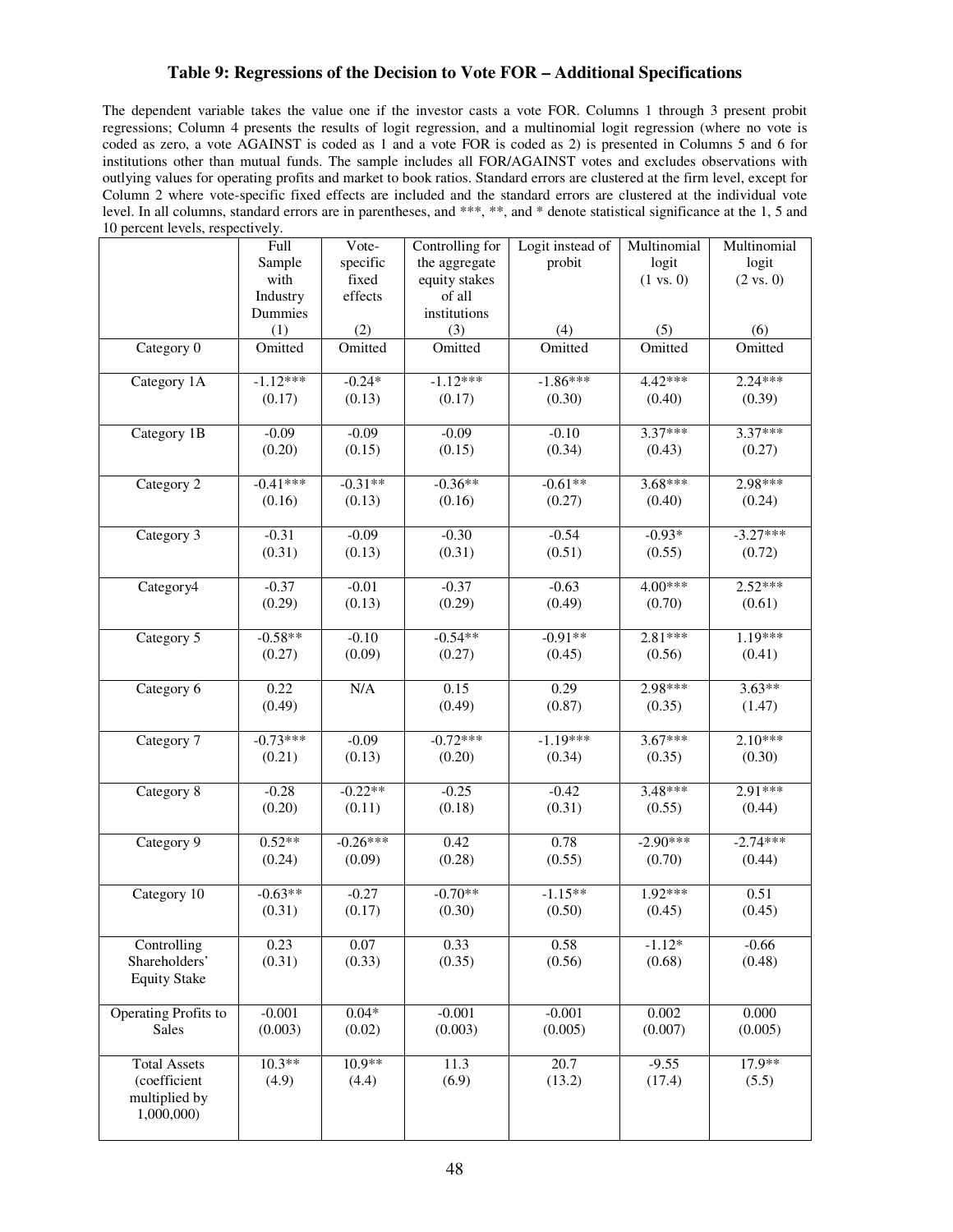### Table 9: Regressions of the Decision to Vote FOR – Additional Specifications

The dependent variable takes the value one if the investor casts a vote FOR. Columns 1 through 3 present probit regressions; Column 4 presents the results of logit regression, and a multinomial logit regression (where no vote is coded as zero, a vote AGAINST is coded as 1 and a vote FOR is coded as 2) is presented in Columns 5 and 6 for institutions other than mutual funds. The sample includes all FOR/AGAINST votes and excludes observations with outlying values for operating profits and market to book ratios. Standard errors are clustered at the firm level, except for Column 2 where vote-specific fixed effects are included and the standard errors are clustered at the individual vote level. In all columns, standard errors are in parentheses, and ***, **, and * denote statistical significance at the 1, 5 and 10 percent levels, respectively.

| | Full Sample with Industry Dummies (1) | Vote-specific fixed effects (2) | Controlling for the aggregate equity stakes of all institutions (3) | Logit instead of probit (4) | Multinomial logit (1 vs. 0) (5) | Multinomial logit (2 vs. 0) (6) |
|---|---|---|---|---|---|---|
| Category 0 | Omitted | Omitted | Omitted | Omitted | Omitted | Omitted |
| Category 1A | -1.12*** (0.17) | -0.24* (0.13) | -1.12*** (0.17) | -1.86*** (0.30) | 4.42*** (0.40) | 2.24*** (0.39) |
| Category 1B | -0.09 (0.20) | -0.09 (0.15) | -0.09 (0.15) | -0.10 (0.34) | 3.37*** (0.43) | 3.37*** (0.27) |
| Category 2 | -0.41*** (0.16) | -0.31** (0.13) | -0.36** (0.16) | -0.61** (0.27) | 3.68*** (0.40) | 2.98*** (0.24) |
| Category 3 | -0.31 (0.31) | -0.09 (0.13) | -0.30 (0.31) | -0.54 (0.51) | -0.93* (0.55) | -3.27*** (0.72) |
| Category4 | -0.37 (0.29) | -0.01 (0.13) | -0.37 (0.29) | -0.63 (0.49) | 4.00*** (0.70) | 2.52*** (0.61) |
| Category 5 | -0.58** (0.27) | -0.10 (0.09) | -0.54** (0.27) | -0.91** (0.45) | 2.81*** (0.56) | 1.19*** (0.41) |
| Category 6 | 0.22 (0.49) | N/A | 0.15 (0.49) | 0.29 (0.87) | 2.98*** (0.35) | 3.63** (1.47) |
| Category 7 | -0.73*** (0.21) | -0.09 (0.13) | -0.72*** (0.20) | -1.19*** (0.34) | 3.67*** (0.35) | 2.10*** (0.30) |
| Category 8 | -0.28 (0.20) | -0.22** (0.11) | -0.25 (0.18) | -0.42 (0.31) | 3.48*** (0.55) | 2.91*** (0.44) |
| Category 9 | 0.52** (0.24) | -0.26*** (0.09) | 0.42 (0.28) | 0.78 (0.55) | -2.90*** (0.70) | -2.74*** (0.44) |
| Category 10 | -0.63** (0.31) | -0.27 (0.17) | -0.70** (0.30) | -1.15** (0.50) | 1.92*** (0.45) | 0.51 (0.45) |
| Controlling Shareholders' Equity Stake | 0.23 (0.31) | 0.07 (0.33) | 0.33 (0.35) | 0.58 (0.56) | -1.12* (0.68) | -0.66 (0.48) |
| Operating Profits to Sales | -0.001 (0.003) | 0.04* (0.02) | -0.001 (0.003) | -0.001 (0.005) | 0.002 (0.007) | 0.000 (0.005) |
| Total Assets (coefficient multiplied by 1,000,000) | 10.3** (4.9) | 10.9** (4.4) | 11.3 (6.9) | 20.7 (13.2) | -9.55 (17.4) | 17.9** (5.5) |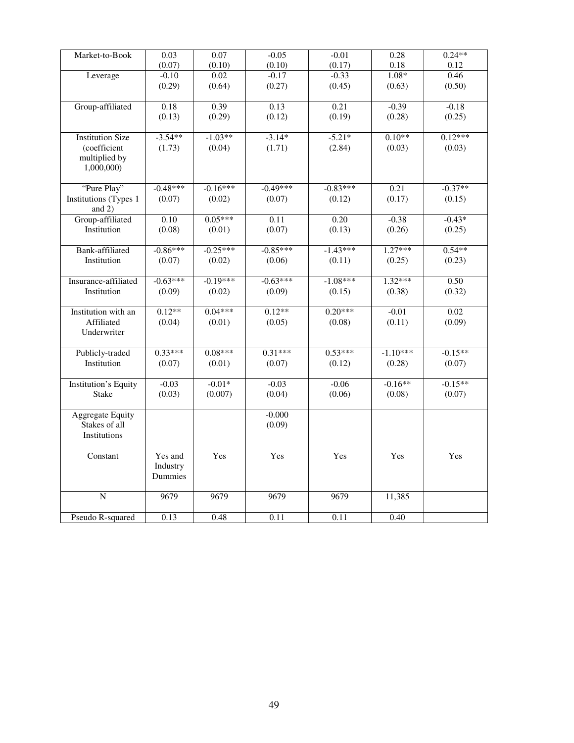| Market-to-Book | 0.03<br>(0.07) | 0.07<br>(0.10) | -0.05<br>(0.10) | -0.01<br>(0.17) | 0.28<br>0.18 | 0.24**<br>0.12 |
|---|---|---|---|---|---|---|
| Leverage | -0.10<br>(0.29) | 0.02<br>(0.64) | -0.17<br>(0.27) | -0.33<br>(0.45) | 1.08*<br>(0.63) | 0.46<br>(0.50) |
| Group-affiliated | 0.18<br>(0.13) | 0.39<br>(0.29) | 0.13<br>(0.12) | 0.21<br>(0.19) | -0.39<br>(0.28) | -0.18<br>(0.25) |
| Institution Size (coefficient multiplied by 1,000,000) | -3.54**<br>(1.73) | -1.03**<br>(0.04) | -3.14*<br>(1.71) | -5.21*<br>(2.84) | 0.10**<br>(0.03) | 0.12***<br>(0.03) |
| "Pure Play" Institutions (Types 1 and 2) | -0.48***<br>(0.07) | -0.16***<br>(0.02) | -0.49***<br>(0.07) | -0.83***<br>(0.12) | 0.21<br>(0.17) | -0.37**<br>(0.15) |
| Group-affiliated Institution | 0.10<br>(0.08) | 0.05***<br>(0.01) | 0.11<br>(0.07) | 0.20<br>(0.13) | -0.38<br>(0.26) | -0.43*<br>(0.25) |
| Bank-affiliated Institution | -0.86***<br>(0.07) | -0.25***<br>(0.02) | -0.85***<br>(0.06) | -1.43***<br>(0.11) | 1.27***<br>(0.25) | 0.54**<br>(0.23) |
| Insurance-affiliated Institution | -0.63***<br>(0.09) | -0.19***<br>(0.02) | -0.63***<br>(0.09) | -1.08***<br>(0.15) | 1.32***<br>(0.38) | 0.50<br>(0.32) |
| Institution with an Affiliated Underwriter | 0.12**<br>(0.04) | 0.04***<br>(0.01) | 0.12**<br>(0.05) | 0.20***<br>(0.08) | -0.01<br>(0.11) | 0.02<br>(0.09) |
| Publicly-traded Institution | 0.33***<br>(0.07) | 0.08***<br>(0.01) | 0.31***<br>(0.07) | 0.53***<br>(0.12) | -1.10***<br>(0.28) | -0.15**<br>(0.07) |
| Institution's Equity Stake | -0.03<br>(0.03) | -0.01*<br>(0.007) | -0.03<br>(0.04) | -0.06<br>(0.06) | -0.16**<br>(0.08) | -0.15**<br>(0.07) |
| Aggregate Equity Stakes of all Institutions | | | -0.000<br>(0.09) | | | |
| Constant | Yes and Industry Dummies | Yes | Yes | Yes | Yes | Yes |
| N | 9679 | 9679 | 9679 | 9679 | 11,385 | |
| Pseudo R-squared | 0.13 | 0.48 | 0.11 | 0.11 | 0.40 | |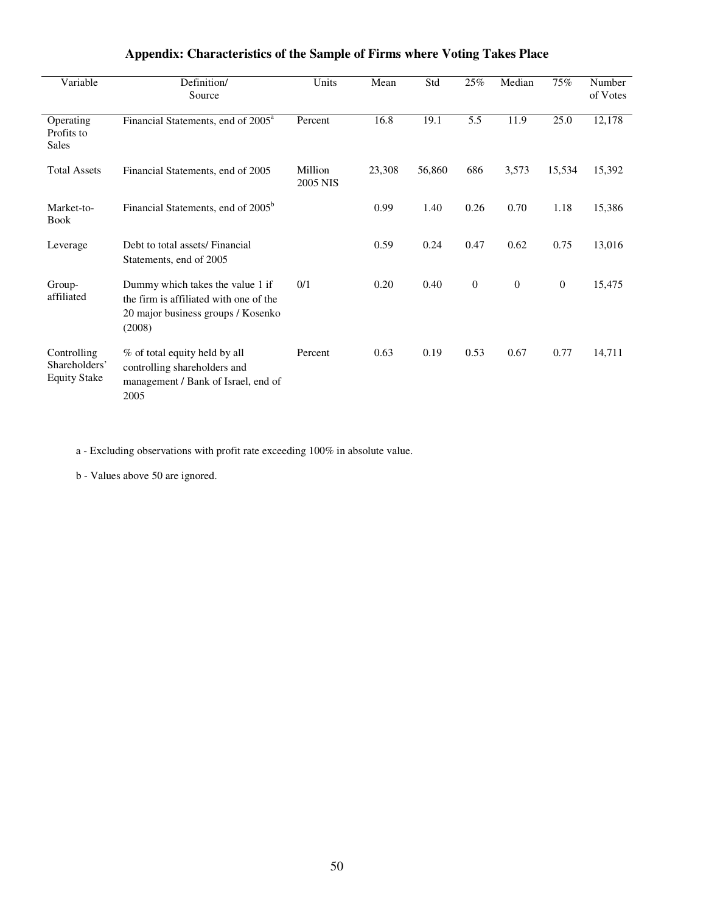## Appendix: Characteristics of the Sample of Firms where Voting Takes Place

| Variable | Definition/ Source | Units | Mean | Std | 25% | Median | 75% | Number of Votes |
|---|---|---|---|---|---|---|---|---|
| Operating Profits to Sales | Financial Statements, end of 2005[a] | Percent | 16.8 | 19.1 | 5.5 | 11.9 | 25.0 | 12,178 |
| Total Assets | Financial Statements, end of 2005 | Million 2005 NIS | 23,308 | 56,860 | 686 | 3,573 | 15,534 | 15,392 |
| Market-to-Book | Financial Statements, end of 2005[b] | | 0.99 | 1.40 | 0.26 | 0.70 | 1.18 | 15,386 |
| Leverage | Debt to total assets/ Financial Statements, end of 2005 | | 0.59 | 0.24 | 0.47 | 0.62 | 0.75 | 13,016 |
| Group-affiliated | Dummy which takes the value 1 if the firm is affiliated with one of the 20 major business groups / Kosenko (2008) | 0/1 | 0.20 | 0.40 | 0 | 0 | 0 | 15,475 |
| Controlling Shareholders' Equity Stake | % of total equity held by all controlling shareholders and management / Bank of Israel, end of 2005 | Percent | 0.63 | 0.19 | 0.53 | 0.67 | 0.77 | 14,711 |

a - Excluding observations with profit rate exceeding 100% in absolute value.

b - Values above 50 are ignored.